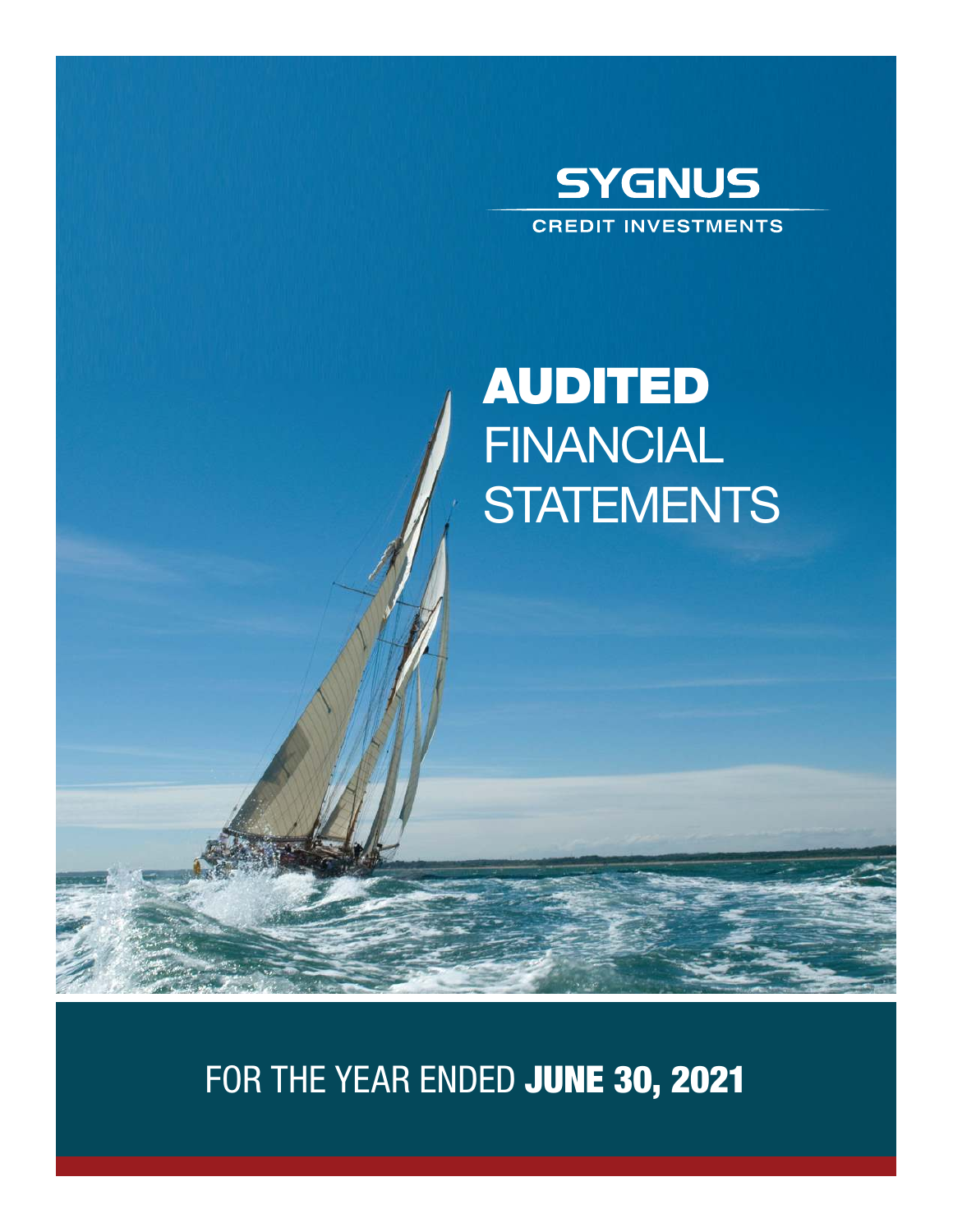SYGNUS

CREDIT INVESTMENTS

# AUDITED FINANCIAL STATEMENTS

## FOR THE YEAR ENDED JUNE 30, 2021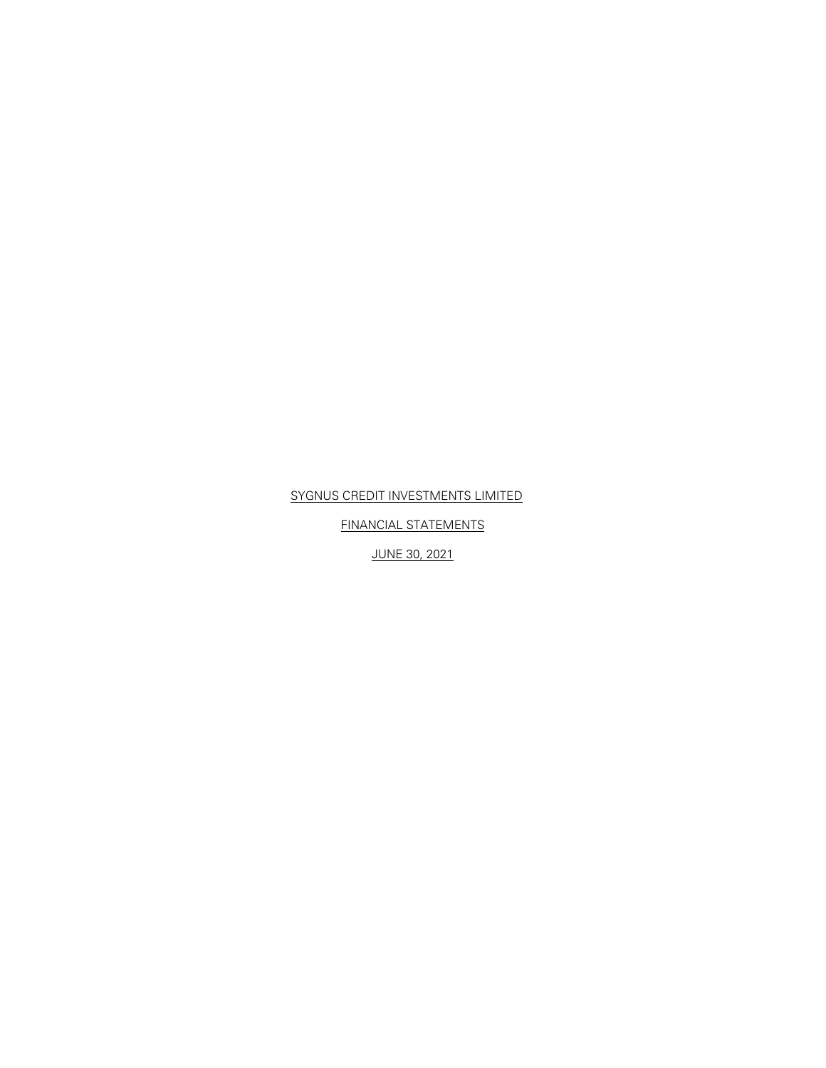SYGNUS CREDIT INVESTMENTS LIMITED

FINANCIAL STATEMENTS

JUNE 30, 2021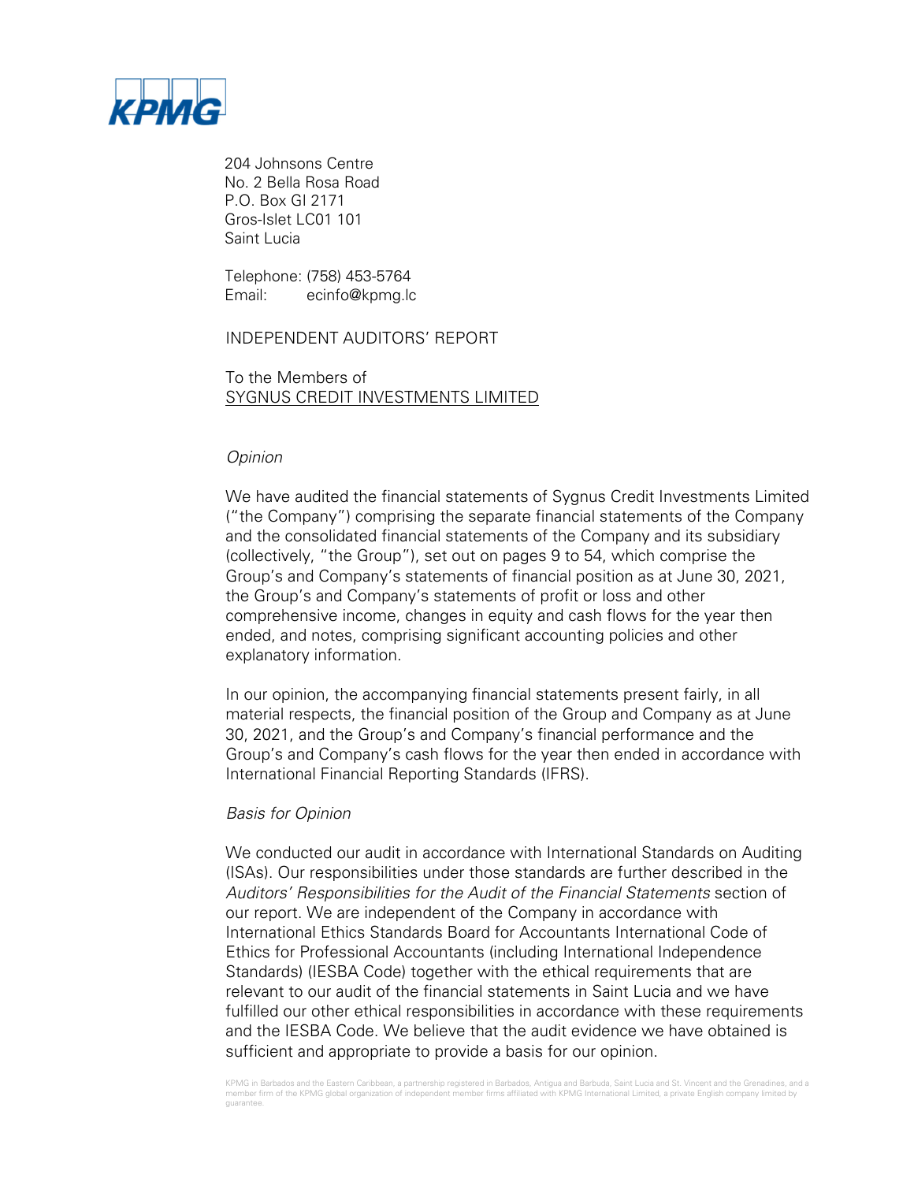KPMG

204 Johnsons Centre
No. 2 Bella Rosa Road
P.O. Box GI 2171
Gros-Islet LC01 101
Saint Lucia

Telephone: (758) 453-5764
Email: ecinfo@kpmg.lc

# INDEPENDENT AUDITORS' REPORT

To the Members of
SYGNUS CREDIT INVESTMENTS LIMITED

*Opinion*

We have audited the financial statements of Sygnus Credit Investments Limited ("the Company") comprising the separate financial statements of the Company and the consolidated financial statements of the Company and its subsidiary (collectively, "the Group"), set out on pages 9 to 54, which comprise the Group's and Company's statements of financial position as at June 30, 2021, the Group's and Company's statements of profit or loss and other comprehensive income, changes in equity and cash flows for the year then ended, and notes, comprising significant accounting policies and other explanatory information.

In our opinion, the accompanying financial statements present fairly, in all material respects, the financial position of the Group and Company as at June 30, 2021, and the Group's and Company's financial performance and the Group's and Company's cash flows for the year then ended in accordance with International Financial Reporting Standards (IFRS).

*Basis for Opinion*

We conducted our audit in accordance with International Standards on Auditing (ISAs). Our responsibilities under those standards are further described in the *Auditors' Responsibilities for the Audit of the Financial Statements* section of our report. We are independent of the Company in accordance with International Ethics Standards Board for Accountants International Code of Ethics for Professional Accountants (including International Independence Standards) (IESBA Code) together with the ethical requirements that are relevant to our audit of the financial statements in Saint Lucia and we have fulfilled our other ethical responsibilities in accordance with these requirements and the IESBA Code. We believe that the audit evidence we have obtained is sufficient and appropriate to provide a basis for our opinion.

KPMG in Barbados and the Eastern Caribbean, a partnership registered in Barbados, Antigua and Barbuda, Saint Lucia and St. Vincent and the Grenadines, and a member firm of the KPMG global organization of independent member firms affiliated with KPMG International Limited, a private English company limited by guarantee.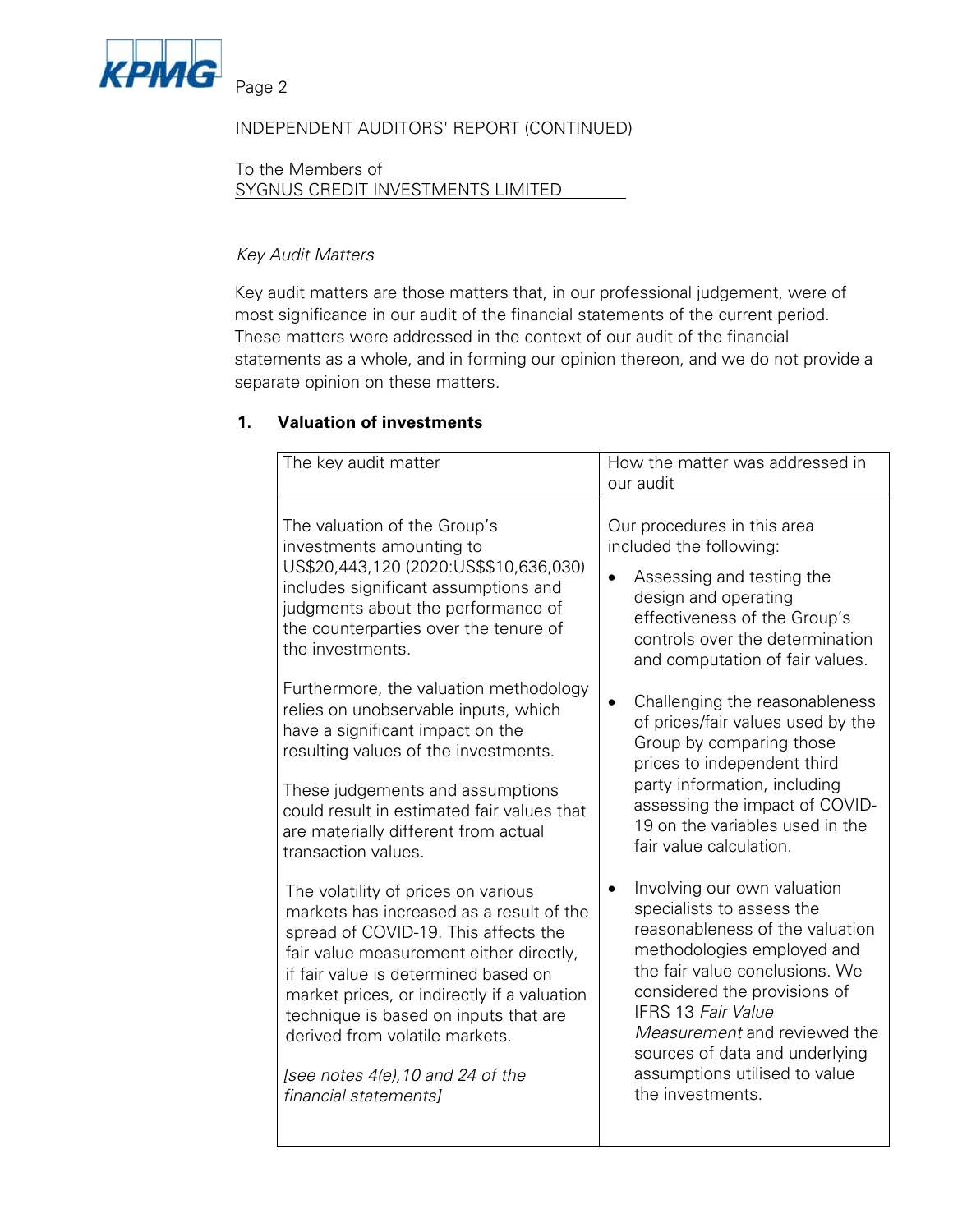INDEPENDENT AUDITORS' REPORT (CONTINUED)

To the Members of
SYGNUS CREDIT INVESTMENTS LIMITED

*Key Audit Matters*

Key audit matters are those matters that, in our professional judgement, were of most significance in our audit of the financial statements of the current period. These matters were addressed in the context of our audit of the financial statements as a whole, and in forming our opinion thereon, and we do not provide a separate opinion on these matters.

## 1. Valuation of investments

| The key audit matter | How the matter was addressed in our audit |
|---|---|
| The valuation of the Group's investments amounting to US$20,443,120 (2020:US$$10,636,030) includes significant assumptions and judgments about the performance of the counterparties over the tenure of the investments.<br><br>Furthermore, the valuation methodology relies on unobservable inputs, which have a significant impact on the resulting values of the investments.<br><br>These judgements and assumptions could result in estimated fair values that are materially different from actual transaction values.<br><br>The volatility of prices on various markets has increased as a result of the spread of COVID-19. This affects the fair value measurement either directly, if fair value is determined based on market prices, or indirectly if a valuation technique is based on inputs that are derived from volatile markets.<br><br>*[see notes 4(e),10 and 24 of the financial statements]* | Our procedures in this area included the following:<br><br>• Assessing and testing the design and operating effectiveness of the Group's controls over the determination and computation of fair values.<br><br>• Challenging the reasonableness of prices/fair values used by the Group by comparing those prices to independent third party information, including assessing the impact of COVID-19 on the variables used in the fair value calculation.<br><br>• Involving our own valuation specialists to assess the reasonableness of the valuation methodologies employed and the fair value conclusions. We considered the provisions of IFRS 13 *Fair Value Measurement* and reviewed the sources of data and underlying assumptions utilised to value the investments. |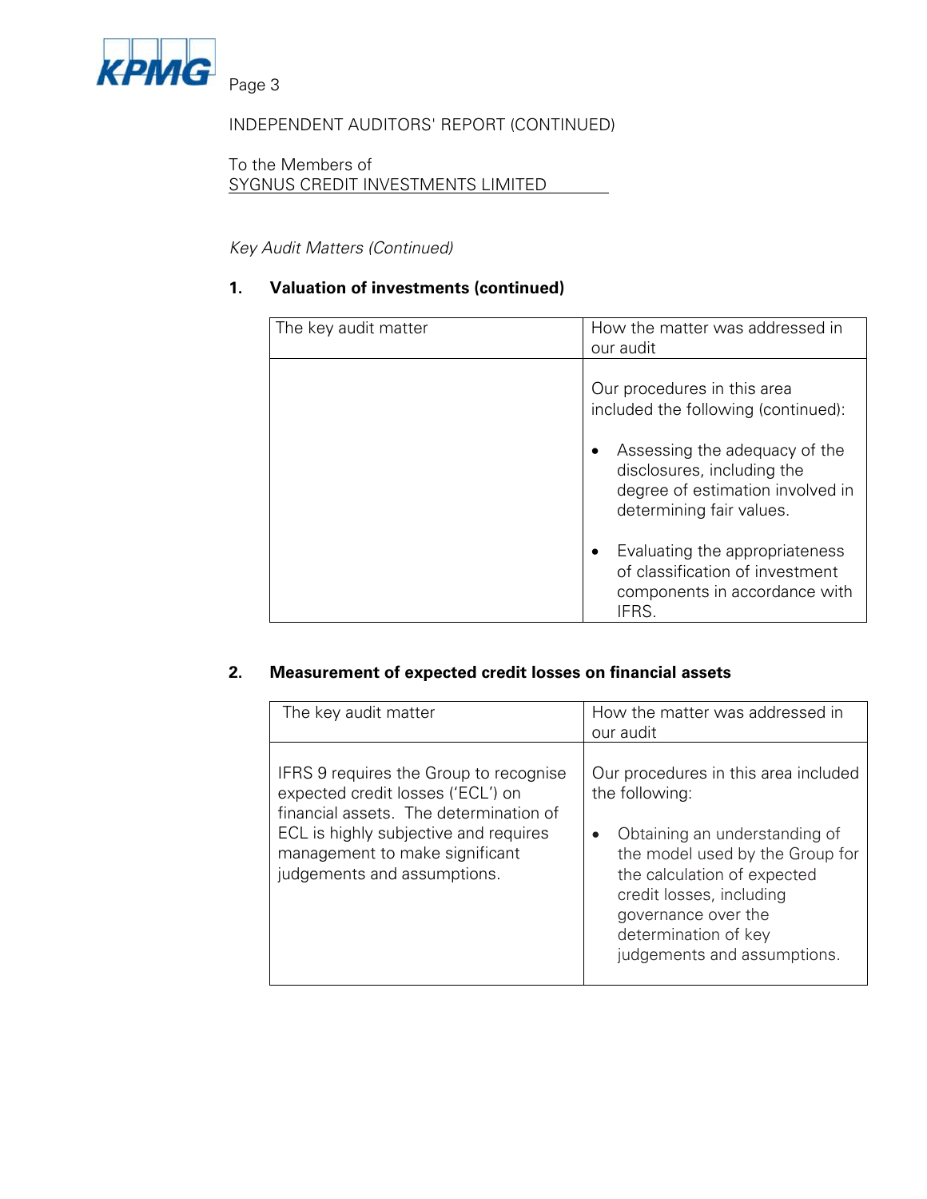INDEPENDENT AUDITORS' REPORT (CONTINUED)

To the Members of
SYGNUS CREDIT INVESTMENTS LIMITED

*Key Audit Matters (Continued)*

**1. Valuation of investments (continued)**

| The key audit matter | How the matter was addressed in our audit |
|---|---|
| | Our procedures in this area included the following (continued):<br><br>• Assessing the adequacy of the disclosures, including the degree of estimation involved in determining fair values.<br><br>• Evaluating the appropriateness of classification of investment components in accordance with IFRS. |

**2. Measurement of expected credit losses on financial assets**

| The key audit matter | How the matter was addressed in our audit |
|---|---|
| IFRS 9 requires the Group to recognise expected credit losses ('ECL') on financial assets. The determination of ECL is highly subjective and requires management to make significant judgements and assumptions. | Our procedures in this area included the following:<br><br>• Obtaining an understanding of the model used by the Group for the calculation of expected credit losses, including governance over the determination of key judgements and assumptions. |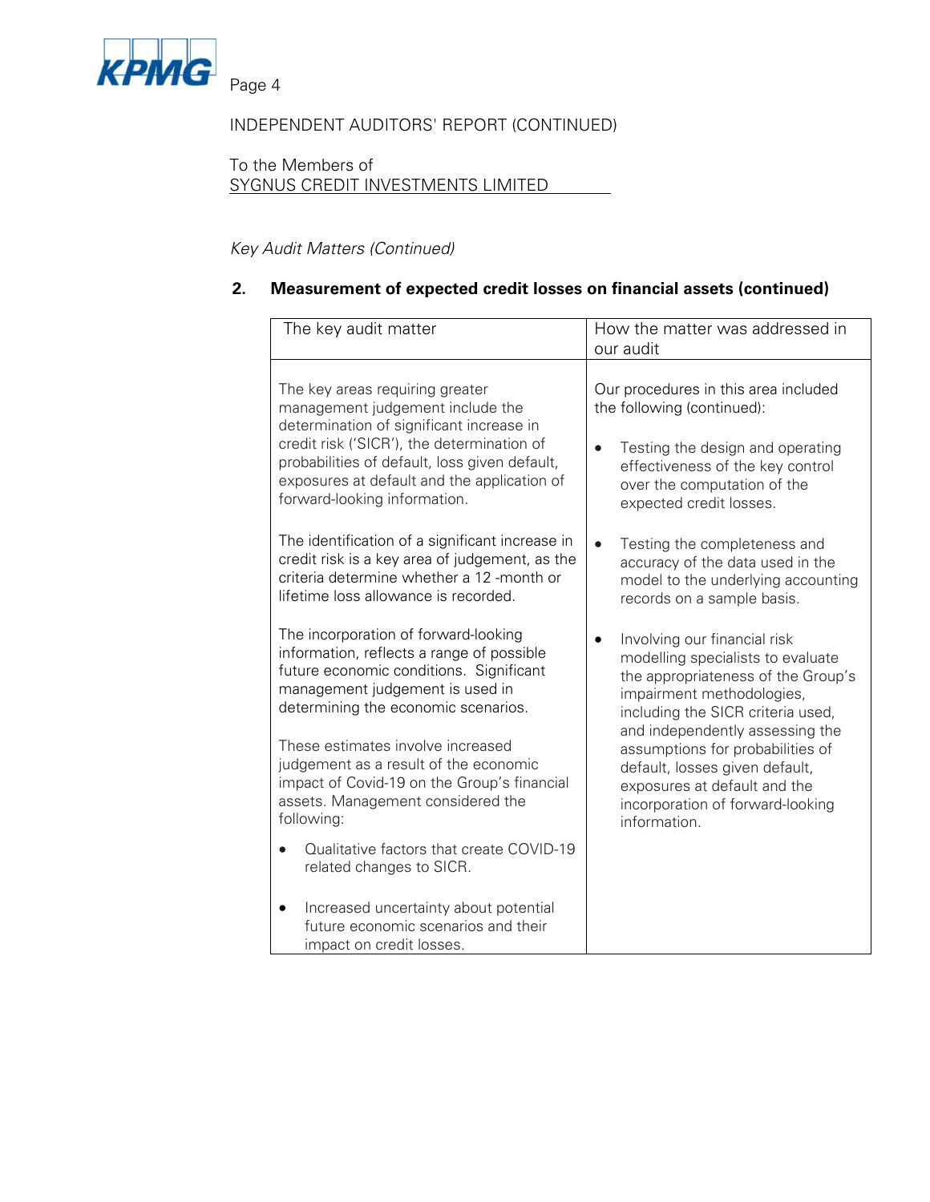INDEPENDENT AUDITORS' REPORT (CONTINUED)

To the Members of
SYGNUS CREDIT INVESTMENTS LIMITED

*Key Audit Matters (Continued)*

**2. Measurement of expected credit losses on financial assets (continued)**

| The key audit matter | How the matter was addressed in our audit |
|---|---|
| The key areas requiring greater management judgement include the determination of significant increase in credit risk ('SICR'), the determination of probabilities of default, loss given default, exposures at default and the application of forward-looking information.<br><br>The identification of a significant increase in credit risk is a key area of judgement, as the criteria determine whether a 12 -month or lifetime loss allowance is recorded.<br><br>The incorporation of forward-looking information, reflects a range of possible future economic conditions. Significant management judgement is used in determining the economic scenarios.<br><br>These estimates involve increased judgement as a result of the economic impact of Covid-19 on the Group's financial assets. Management considered the following:<br><br>• Qualitative factors that create COVID-19 related changes to SICR.<br><br>• Increased uncertainty about potential future economic scenarios and their impact on credit losses. | Our procedures in this area included the following (continued):<br><br>• Testing the design and operating effectiveness of the key control over the computation of the expected credit losses.<br><br>• Testing the completeness and accuracy of the data used in the model to the underlying accounting records on a sample basis.<br><br>• Involving our financial risk modelling specialists to evaluate the appropriateness of the Group's impairment methodologies, including the SICR criteria used, and independently assessing the assumptions for probabilities of default, losses given default, exposures at default and the incorporation of forward-looking information. |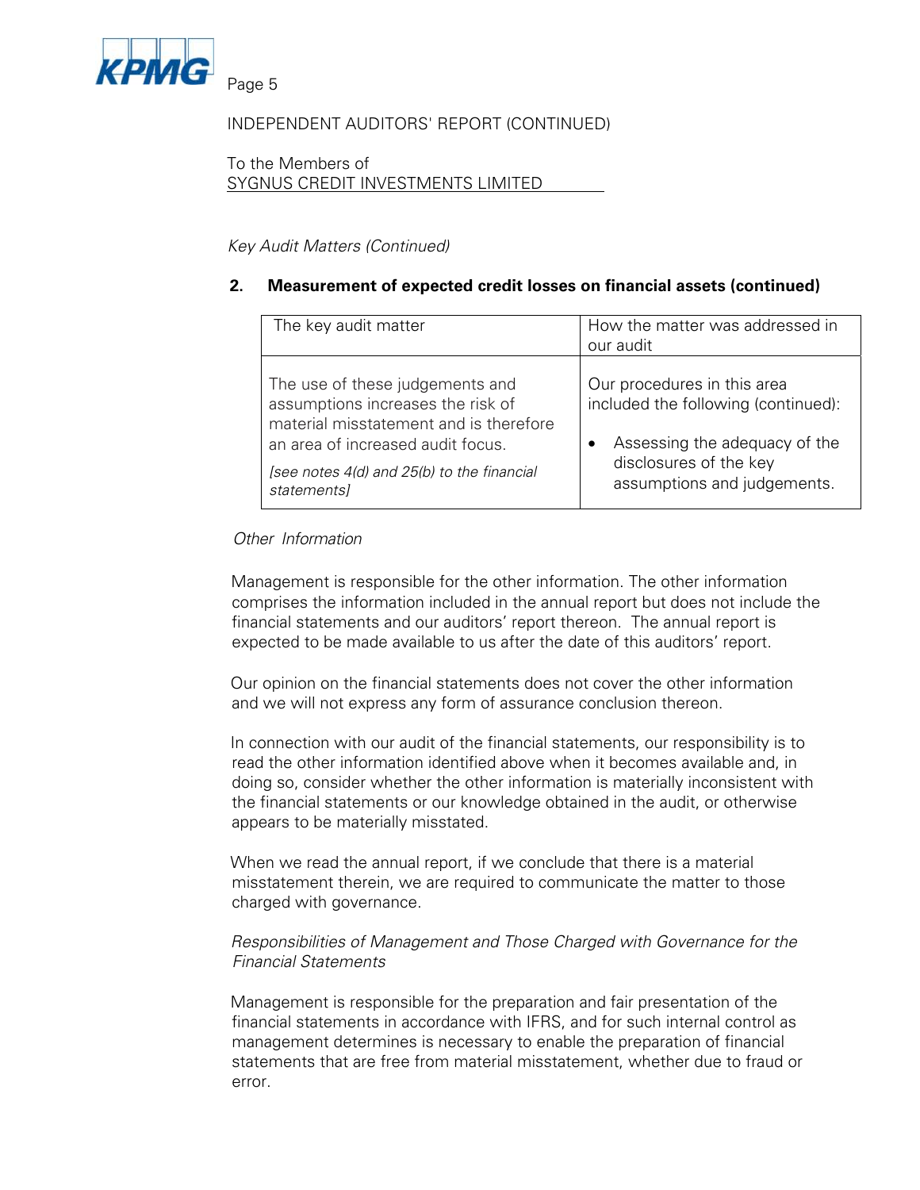INDEPENDENT AUDITORS' REPORT (CONTINUED)

To the Members of
SYGNUS CREDIT INVESTMENTS LIMITED

*Key Audit Matters (Continued)*

**2. Measurement of expected credit losses on financial assets (continued)**

| The key audit matter | How the matter was addressed in our audit |
|---|---|
| The use of these judgements and assumptions increases the risk of material misstatement and is therefore an area of increased audit focus.<br><br>*[see notes 4(d) and 25(b) to the financial statements]* | Our procedures in this area included the following (continued):<br><br>• Assessing the adequacy of the disclosures of the key assumptions and judgements. |

*Other Information*

Management is responsible for the other information. The other information comprises the information included in the annual report but does not include the financial statements and our auditors' report thereon. The annual report is expected to be made available to us after the date of this auditors' report.

Our opinion on the financial statements does not cover the other information and we will not express any form of assurance conclusion thereon.

In connection with our audit of the financial statements, our responsibility is to read the other information identified above when it becomes available and, in doing so, consider whether the other information is materially inconsistent with the financial statements or our knowledge obtained in the audit, or otherwise appears to be materially misstated.

When we read the annual report, if we conclude that there is a material misstatement therein, we are required to communicate the matter to those charged with governance.

*Responsibilities of Management and Those Charged with Governance for the Financial Statements*

Management is responsible for the preparation and fair presentation of the financial statements in accordance with IFRS, and for such internal control as management determines is necessary to enable the preparation of financial statements that are free from material misstatement, whether due to fraud or error.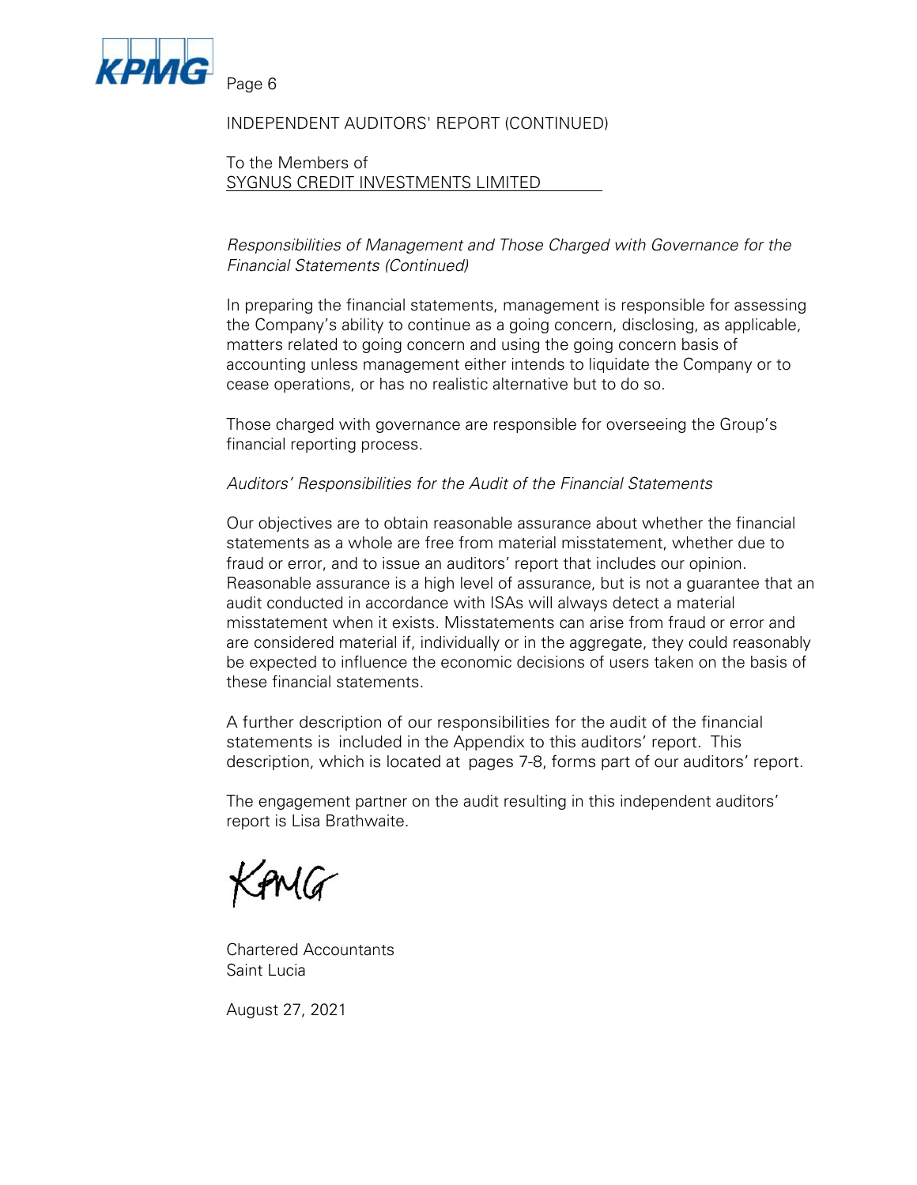INDEPENDENT AUDITORS' REPORT (CONTINUED)

To the Members of
SYGNUS CREDIT INVESTMENTS LIMITED

*Responsibilities of Management and Those Charged with Governance for the Financial Statements (Continued)*

In preparing the financial statements, management is responsible for assessing the Company's ability to continue as a going concern, disclosing, as applicable, matters related to going concern and using the going concern basis of accounting unless management either intends to liquidate the Company or to cease operations, or has no realistic alternative but to do so.

Those charged with governance are responsible for overseeing the Group's financial reporting process.

*Auditors' Responsibilities for the Audit of the Financial Statements*

Our objectives are to obtain reasonable assurance about whether the financial statements as a whole are free from material misstatement, whether due to fraud or error, and to issue an auditors' report that includes our opinion. Reasonable assurance is a high level of assurance, but is not a guarantee that an audit conducted in accordance with ISAs will always detect a material misstatement when it exists. Misstatements can arise from fraud or error and are considered material if, individually or in the aggregate, they could reasonably be expected to influence the economic decisions of users taken on the basis of these financial statements.

A further description of our responsibilities for the audit of the financial statements is included in the Appendix to this auditors' report. This description, which is located at pages 7-8, forms part of our auditors' report.

The engagement partner on the audit resulting in this independent auditors' report is Lisa Brathwaite.

KPMG

Chartered Accountants
Saint Lucia

August 27, 2021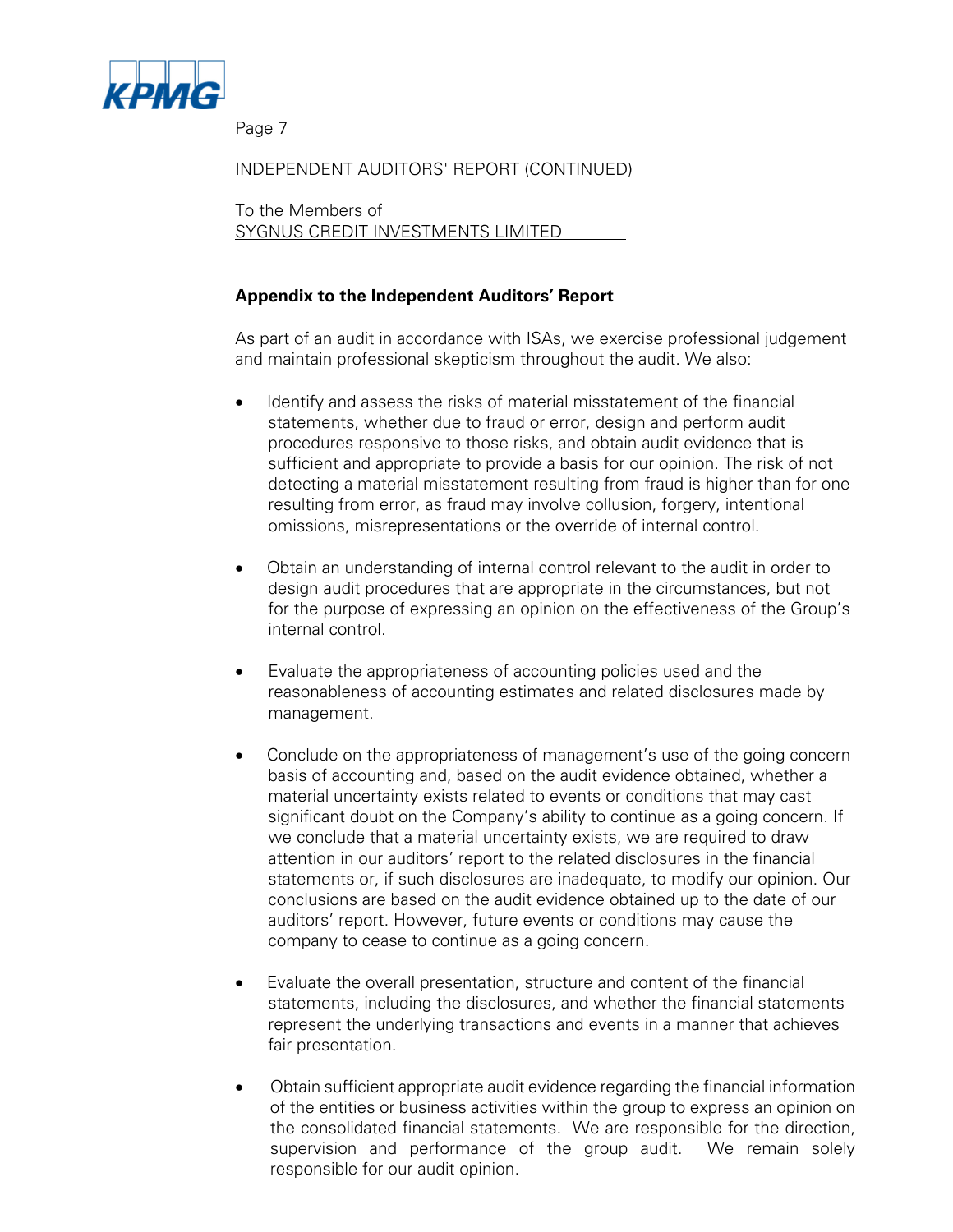INDEPENDENT AUDITORS' REPORT (CONTINUED)

To the Members of
SYGNUS CREDIT INVESTMENTS LIMITED

**Appendix to the Independent Auditors' Report**

As part of an audit in accordance with ISAs, we exercise professional judgement and maintain professional skepticism throughout the audit. We also:

- Identify and assess the risks of material misstatement of the financial statements, whether due to fraud or error, design and perform audit procedures responsive to those risks, and obtain audit evidence that is sufficient and appropriate to provide a basis for our opinion. The risk of not detecting a material misstatement resulting from fraud is higher than for one resulting from error, as fraud may involve collusion, forgery, intentional omissions, misrepresentations or the override of internal control.

- Obtain an understanding of internal control relevant to the audit in order to design audit procedures that are appropriate in the circumstances, but not for the purpose of expressing an opinion on the effectiveness of the Group's internal control.

- Evaluate the appropriateness of accounting policies used and the reasonableness of accounting estimates and related disclosures made by management.

- Conclude on the appropriateness of management's use of the going concern basis of accounting and, based on the audit evidence obtained, whether a material uncertainty exists related to events or conditions that may cast significant doubt on the Company's ability to continue as a going concern. If we conclude that a material uncertainty exists, we are required to draw attention in our auditors' report to the related disclosures in the financial statements or, if such disclosures are inadequate, to modify our opinion. Our conclusions are based on the audit evidence obtained up to the date of our auditors' report. However, future events or conditions may cause the company to cease to continue as a going concern.

- Evaluate the overall presentation, structure and content of the financial statements, including the disclosures, and whether the financial statements represent the underlying transactions and events in a manner that achieves fair presentation.

- Obtain sufficient appropriate audit evidence regarding the financial information of the entities or business activities within the group to express an opinion on the consolidated financial statements. We are responsible for the direction, supervision and performance of the group audit. We remain solely responsible for our audit opinion.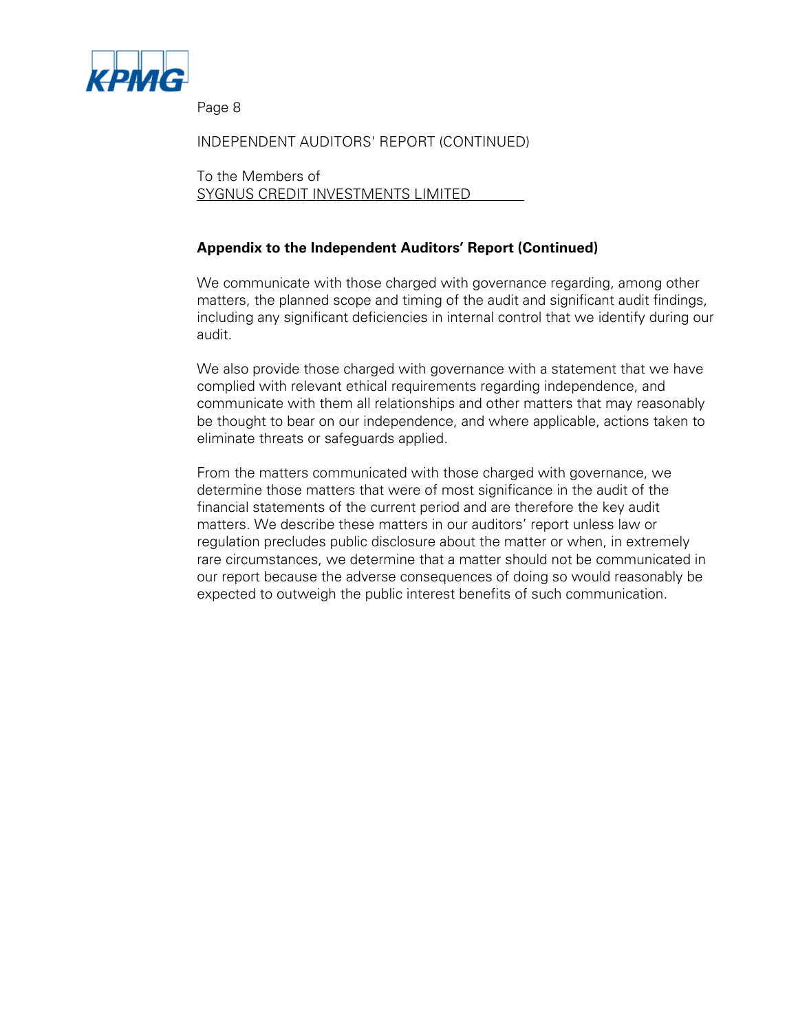INDEPENDENT AUDITORS' REPORT (CONTINUED)

To the Members of
SYGNUS CREDIT INVESTMENTS LIMITED

**Appendix to the Independent Auditors' Report (Continued)**

We communicate with those charged with governance regarding, among other matters, the planned scope and timing of the audit and significant audit findings, including any significant deficiencies in internal control that we identify during our audit.

We also provide those charged with governance with a statement that we have complied with relevant ethical requirements regarding independence, and communicate with them all relationships and other matters that may reasonably be thought to bear on our independence, and where applicable, actions taken to eliminate threats or safeguards applied.

From the matters communicated with those charged with governance, we determine those matters that were of most significance in the audit of the financial statements of the current period and are therefore the key audit matters. We describe these matters in our auditors' report unless law or regulation precludes public disclosure about the matter or when, in extremely rare circumstances, we determine that a matter should not be communicated in our report because the adverse consequences of doing so would reasonably be expected to outweigh the public interest benefits of such communication.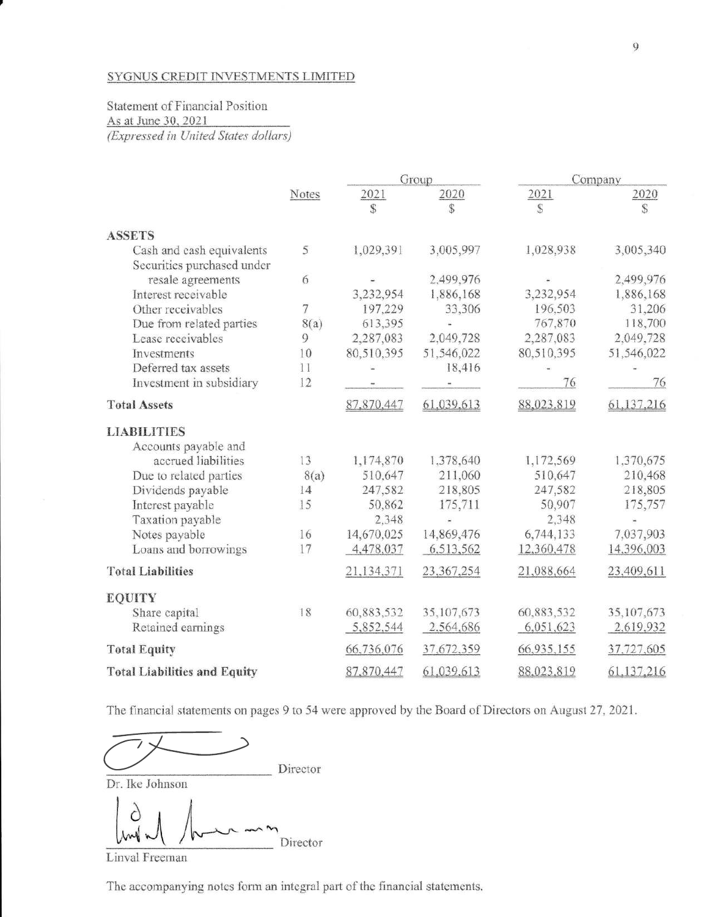SYGNUS CREDIT INVESTMENTS LIMITED

Statement of Financial Position
As at June 30, 2021
*(Expressed in United States dollars)*

| | Notes | Group | | Company | |
|---|---|---|---|---|---|
| | | 2021 | 2020 | 2021 | 2020 |
| | | $ | $ | $ | $ |
| **ASSETS** | | | | | |
| Cash and cash equivalents | 5 | 1,029,391 | 3,005,997 | 1,028,938 | 3,005,340 |
| Securities purchased under resale agreements | 6 | - | 2,499,976 | - | 2,499,976 |
| Interest receivable | | 3,232,954 | 1,886,168 | 3,232,954 | 1,886,168 |
| Other receivables | 7 | 197,229 | 33,306 | 196,503 | 31,206 |
| Due from related parties | 8(a) | 613,395 | - | 767,870 | 118,700 |
| Lease receivables | 9 | 2,287,083 | 2,049,728 | 2,287,083 | 2,049,728 |
| Investments | 10 | 80,510,395 | 51,546,022 | 80,510,395 | 51,546,022 |
| Deferred tax assets | 11 | - | 18,416 | - | - |
| Investment in subsidiary | 12 | - | - | 76 | 76 |
| **Total Assets** | | 87,870,447 | 61,039,613 | 88,023,819 | 61,137,216 |
| **LIABILITIES** | | | | | |
| Accounts payable and accrued liabilities | 13 | 1,174,870 | 1,378,640 | 1,172,569 | 1,370,675 |
| Due to related parties | 8(a) | 510,647 | 211,060 | 510,647 | 210,468 |
| Dividends payable | 14 | 247,582 | 218,805 | 247,582 | 218,805 |
| Interest payable | 15 | 50,862 | 175,711 | 50,907 | 175,757 |
| Taxation payable | | 2,348 | - | 2,348 | - |
| Notes payable | 16 | 14,670,025 | 14,869,476 | 6,744,133 | 7,037,903 |
| Loans and borrowings | 17 | 4,478,037 | 6,513,562 | 12,360,478 | 14,396,003 |
| **Total Liabilities** | | 21,134,371 | 23,367,254 | 21,088,664 | 23,409,611 |
| **EQUITY** | | | | | |
| Share capital | 18 | 60,883,532 | 35,107,673 | 60,883,532 | 35,107,673 |
| Retained earnings | | 5,852,544 | 2,564,686 | 6,051,623 | 2,619,932 |
| **Total Equity** | | 66,736,076 | 37,672,359 | 66,935,155 | 37,727,605 |
| **Total Liabilities and Equity** | | 87,870,447 | 61,039,613 | 88,023,819 | 61,137,216 |

The financial statements on pages 9 to 54 were approved by the Board of Directors on August 27, 2021.

Director
Dr. Ike Johnson

Director
Linval Freeman

The accompanying notes form an integral part of the financial statements.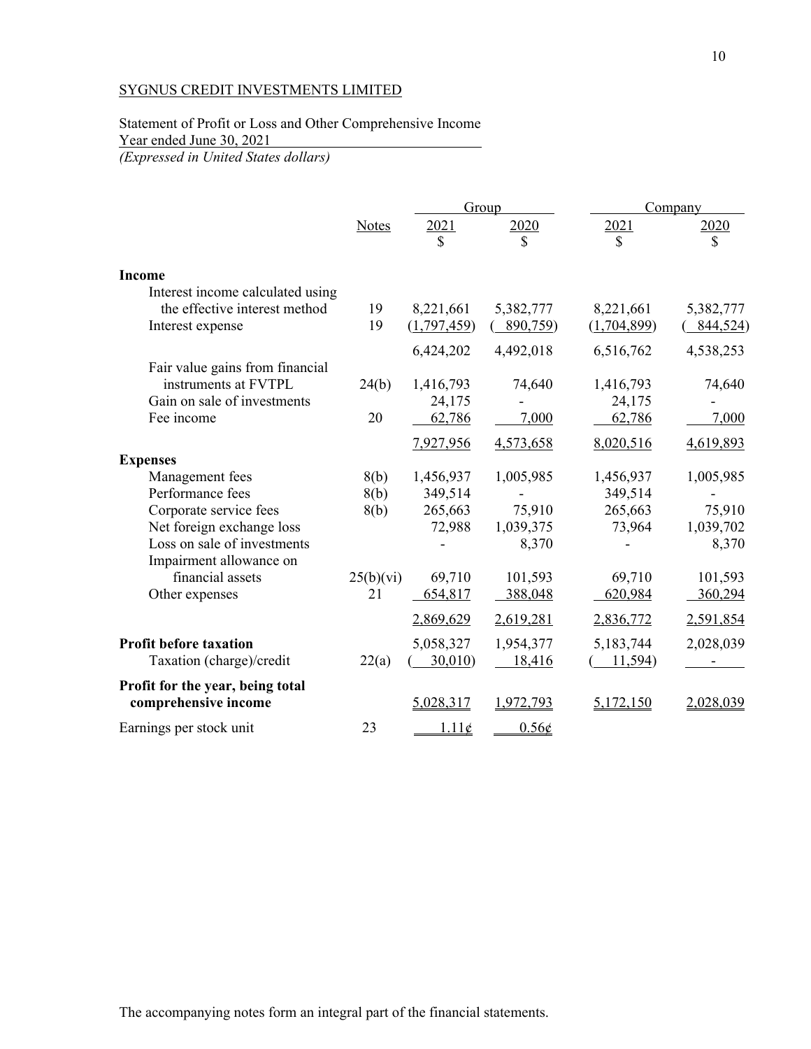SYGNUS CREDIT INVESTMENTS LIMITED

Statement of Profit or Loss and Other Comprehensive Income
Year ended June 30, 2021
*(Expressed in United States dollars)*

| | Notes | Group 2021 $ | Group 2020 $ | Company 2021 $ | Company 2020 $ |
|---|---|---|---|---|---|
| **Income** | | | | | |
| Interest income calculated using the effective interest method | 19 | 8,221,661 | 5,382,777 | 8,221,661 | 5,382,777 |
| Interest expense | 19 | (1,797,459) | ( 890,759) | (1,704,899) | ( 844,524) |
| | | 6,424,202 | 4,492,018 | 6,516,762 | 4,538,253 |
| Fair value gains from financial instruments at FVTPL | 24(b) | 1,416,793 | 74,640 | 1,416,793 | 74,640 |
| Gain on sale of investments | | 24,175 | - | 24,175 | - |
| Fee income | 20 | 62,786 | 7,000 | 62,786 | 7,000 |
| | | 7,927,956 | 4,573,658 | 8,020,516 | 4,619,893 |
| **Expenses** | | | | | |
| Management fees | 8(b) | 1,456,937 | 1,005,985 | 1,456,937 | 1,005,985 |
| Performance fees | 8(b) | 349,514 | - | 349,514 | - |
| Corporate service fees | 8(b) | 265,663 | 75,910 | 265,663 | 75,910 |
| Net foreign exchange loss | | 72,988 | 1,039,375 | 73,964 | 1,039,702 |
| Loss on sale of investments | | - | 8,370 | - | 8,370 |
| Impairment allowance on financial assets | 25(b)(vi) | 69,710 | 101,593 | 69,710 | 101,593 |
| Other expenses | 21 | 654,817 | 388,048 | 620,984 | 360,294 |
| | | 2,869,629 | 2,619,281 | 2,836,772 | 2,591,854 |
| **Profit before taxation** | | 5,058,327 | 1,954,377 | 5,183,744 | 2,028,039 |
| Taxation (charge)/credit | 22(a) | ( 30,010) | 18,416 | ( 11,594) | - |
| **Profit for the year, being total comprehensive income** | | 5,028,317 | 1,972,793 | 5,172,150 | 2,028,039 |
| Earnings per stock unit | 23 | 1.11¢ | 0.56¢ | | |

The accompanying notes form an integral part of the financial statements.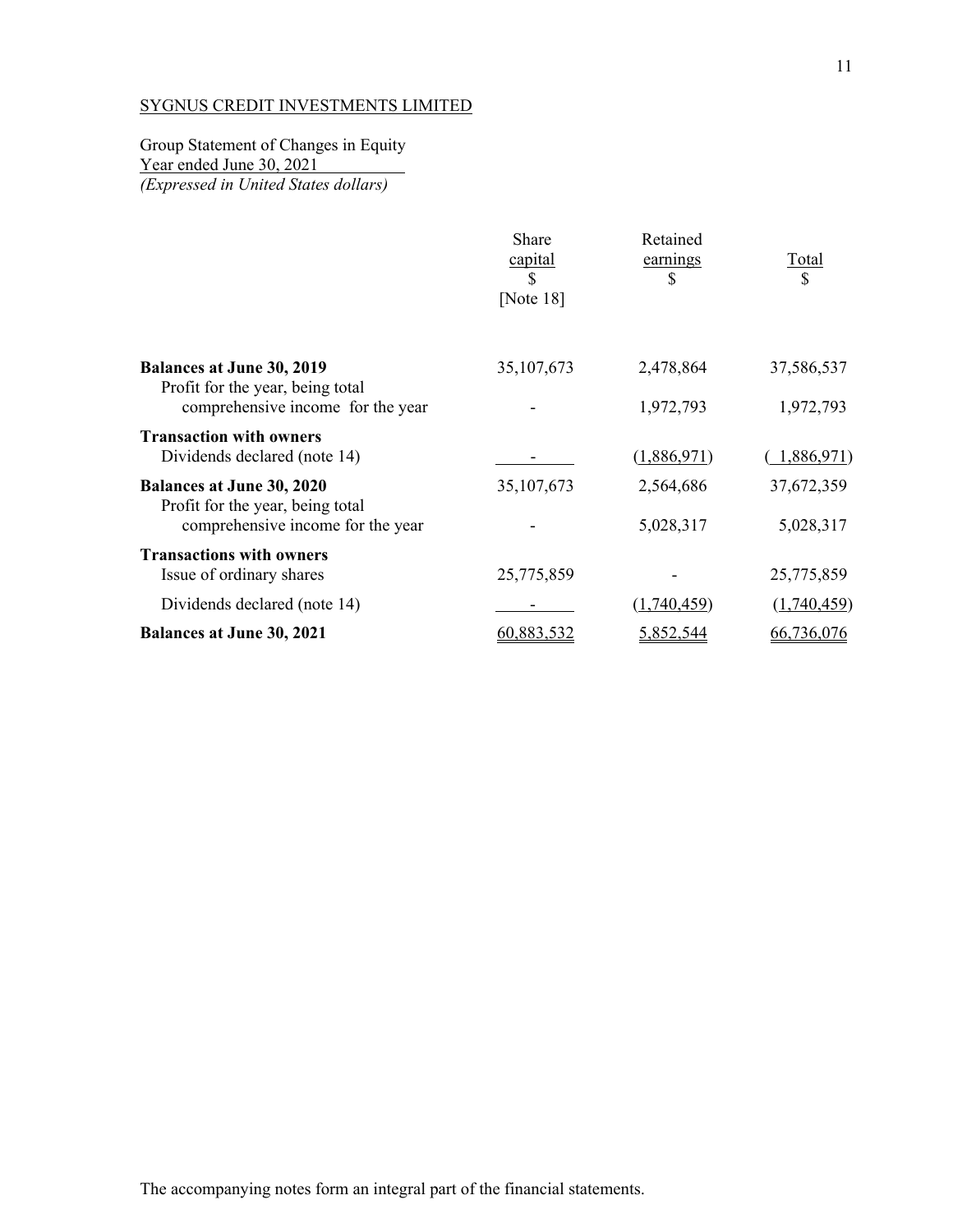SYGNUS CREDIT INVESTMENTS LIMITED

Group Statement of Changes in Equity
Year ended June 30, 2021
*(Expressed in United States dollars)*

| | Share capital $ [Note 18] | Retained earnings $ | Total $ |
|---|---|---|---|
| **Balances at June 30, 2019** | 35,107,673 | 2,478,864 | 37,586,537 |
| Profit for the year, being total comprehensive income for the year | - | 1,972,793 | 1,972,793 |
| **Transaction with owners** | | | |
| Dividends declared (note 14) | - | (1,886,971) | ( 1,886,971) |
| **Balances at June 30, 2020** | 35,107,673 | 2,564,686 | 37,672,359 |
| Profit for the year, being total comprehensive income for the year | - | 5,028,317 | 5,028,317 |
| **Transactions with owners** | | | |
| Issue of ordinary shares | 25,775,859 | - | 25,775,859 |
| Dividends declared (note 14) | - | (1,740,459) | (1,740,459) |
| **Balances at June 30, 2021** | 60,883,532 | 5,852,544 | 66,736,076 |

The accompanying notes form an integral part of the financial statements.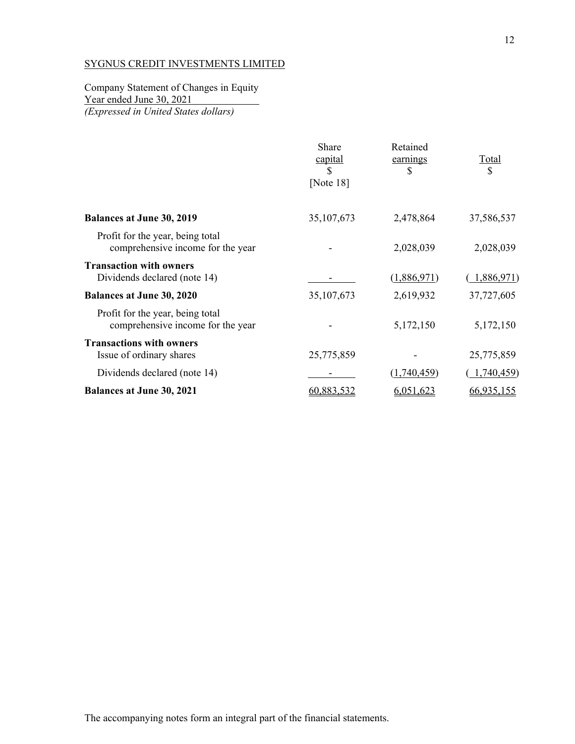SYGNUS CREDIT INVESTMENTS LIMITED

Company Statement of Changes in Equity
Year ended June 30, 2021
*(Expressed in United States dollars)*

| | Share capital $ [Note 18] | Retained earnings $ | Total $ |
|---|---|---|---|
| **Balances at June 30, 2019** | 35,107,673 | 2,478,864 | 37,586,537 |
| Profit for the year, being total comprehensive income for the year | - | 2,028,039 | 2,028,039 |
| **Transaction with owners** | | | |
| Dividends declared (note 14) | - | (1,886,971) | (1,886,971) |
| **Balances at June 30, 2020** | 35,107,673 | 2,619,932 | 37,727,605 |
| Profit for the year, being total comprehensive income for the year | - | 5,172,150 | 5,172,150 |
| **Transactions with owners** | | | |
| Issue of ordinary shares | 25,775,859 | - | 25,775,859 |
| Dividends declared (note 14) | - | (1,740,459) | (1,740,459) |
| **Balances at June 30, 2021** | 60,883,532 | 6,051,623 | 66,935,155 |

The accompanying notes form an integral part of the financial statements.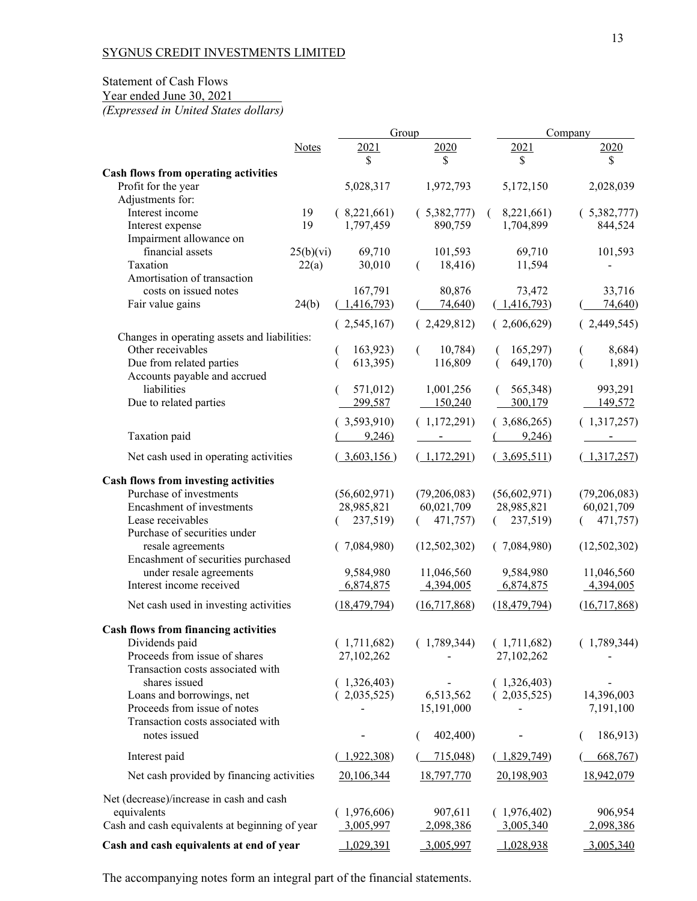SYGNUS CREDIT INVESTMENTS LIMITED

Statement of Cash Flows
Year ended June 30, 2021
*(Expressed in United States dollars)*

| | Notes | Group 2021 $ | Group 2020 $ | Company 2021 $ | Company 2020 $ |
|---|---|---|---|---|---|
| **Cash flows from operating activities** | | | | | |
| Profit for the year | | 5,028,317 | 1,972,793 | 5,172,150 | 2,028,039 |
| Adjustments for: | | | | | |
| Interest income | 19 | ( 8,221,661) | ( 5,382,777) | ( 8,221,661) | ( 5,382,777) |
| Interest expense | 19 | 1,797,459 | 890,759 | 1,704,899 | 844,524 |
| Impairment allowance on financial assets | 25(b)(vi) | 69,710 | 101,593 | 69,710 | 101,593 |
| Taxation | 22(a) | 30,010 | ( 18,416) | 11,594 | - |
| Amortisation of transaction costs on issued notes | | 167,791 | 80,876 | 73,472 | 33,716 |
| Fair value gains | 24(b) | ( 1,416,793) | ( 74,640) | ( 1,416,793) | ( 74,640) |
| | | ( 2,545,167) | ( 2,429,812) | ( 2,606,629) | ( 2,449,545) |
| Changes in operating assets and liabilities: | | | | | |
| Other receivables | | ( 163,923) | ( 10,784) | ( 165,297) | ( 8,684) |
| Due from related parties | | ( 613,395) | 116,809 | ( 649,170) | ( 1,891) |
| Accounts payable and accrued liabilities | | ( 571,012) | 1,001,256 | ( 565,348) | 993,291 |
| Due to related parties | | 299,587 | 150,240 | 300,179 | 149,572 |
| | | ( 3,593,910) | ( 1,172,291) | ( 3,686,265) | ( 1,317,257) |
| Taxation paid | | ( 9,246) | - | ( 9,246) | - |
| Net cash used in operating activities | | ( 3,603,156 ) | ( 1,172,291) | ( 3,695,511) | ( 1,317,257) |
| **Cash flows from investing activities** | | | | | |
| Purchase of investments | | (56,602,971) | (79,206,083) | (56,602,971) | (79,206,083) |
| Encashment of investments | | 28,985,821 | 60,021,709 | 28,985,821 | 60,021,709 |
| Lease receivables | | ( 237,519) | ( 471,757) | ( 237,519) | ( 471,757) |
| Purchase of securities under resale agreements | | ( 7,084,980) | (12,502,302) | ( 7,084,980) | (12,502,302) |
| Encashment of securities purchased under resale agreements | | 9,584,980 | 11,046,560 | 9,584,980 | 11,046,560 |
| Interest income received | | 6,874,875 | 4,394,005 | 6,874,875 | 4,394,005 |
| Net cash used in investing activities | | (18,479,794) | (16,717,868) | (18,479,794) | (16,717,868) |
| **Cash flows from financing activities** | | | | | |
| Dividends paid | | ( 1,711,682) | ( 1,789,344) | ( 1,711,682) | ( 1,789,344) |
| Proceeds from issue of shares | | 27,102,262 | - | 27,102,262 | - |
| Transaction costs associated with shares issued | | ( 1,326,403) | - | ( 1,326,403) | - |
| Loans and borrowings, net | | ( 2,035,525) | 6,513,562 | ( 2,035,525) | 14,396,003 |
| Proceeds from issue of notes | | - | 15,191,000 | - | 7,191,100 |
| Transaction costs associated with notes issued | | - | ( 402,400) | - | ( 186,913) |
| Interest paid | | ( 1,922,308) | ( 715,048) | ( 1,829,749) | ( 668,767) |
| Net cash provided by financing activities | | 20,106,344 | 18,797,770 | 20,198,903 | 18,942,079 |
| Net (decrease)/increase in cash and cash equivalents | | ( 1,976,606) | 907,611 | ( 1,976,402) | 906,954 |
| Cash and cash equivalents at beginning of year | | 3,005,997 | 2,098,386 | 3,005,340 | 2,098,386 |
| **Cash and cash equivalents at end of year** | | 1,029,391 | 3,005,997 | 1,028,938 | 3,005,340 |

The accompanying notes form an integral part of the financial statements.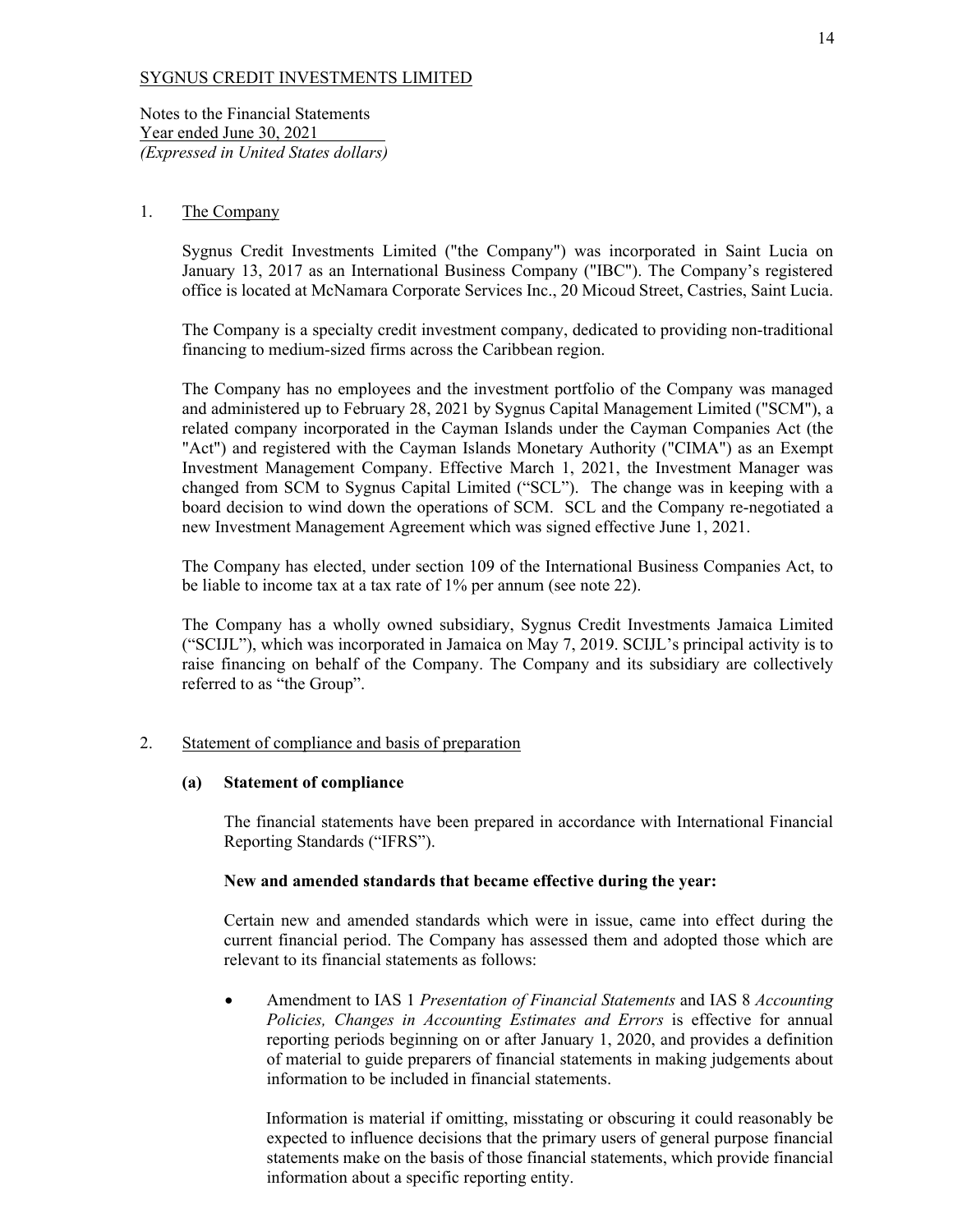SYGNUS CREDIT INVESTMENTS LIMITED

Notes to the Financial Statements
Year ended June 30, 2021
*(Expressed in United States dollars)*

1. The Company

   Sygnus Credit Investments Limited ("the Company") was incorporated in Saint Lucia on January 13, 2017 as an International Business Company ("IBC"). The Company's registered office is located at McNamara Corporate Services Inc., 20 Micoud Street, Castries, Saint Lucia.

   The Company is a specialty credit investment company, dedicated to providing non-traditional financing to medium-sized firms across the Caribbean region.

   The Company has no employees and the investment portfolio of the Company was managed and administered up to February 28, 2021 by Sygnus Capital Management Limited ("SCM"), a related company incorporated in the Cayman Islands under the Cayman Companies Act (the "Act") and registered with the Cayman Islands Monetary Authority ("CIMA") as an Exempt Investment Management Company. Effective March 1, 2021, the Investment Manager was changed from SCM to Sygnus Capital Limited ("SCL"). The change was in keeping with a board decision to wind down the operations of SCM. SCL and the Company re-negotiated a new Investment Management Agreement which was signed effective June 1, 2021.

   The Company has elected, under section 109 of the International Business Companies Act, to be liable to income tax at a tax rate of 1% per annum (see note 22).

   The Company has a wholly owned subsidiary, Sygnus Credit Investments Jamaica Limited ("SCIJL"), which was incorporated in Jamaica on May 7, 2019. SCIJL's principal activity is to raise financing on behalf of the Company. The Company and its subsidiary are collectively referred to as "the Group".

2. Statement of compliance and basis of preparation

   **(a) Statement of compliance**

   The financial statements have been prepared in accordance with International Financial Reporting Standards ("IFRS").

   **New and amended standards that became effective during the year:**

   Certain new and amended standards which were in issue, came into effect during the current financial period. The Company has assessed them and adopted those which are relevant to its financial statements as follows:

   - Amendment to IAS 1 *Presentation of Financial Statements* and IAS 8 *Accounting Policies, Changes in Accounting Estimates and Errors* is effective for annual reporting periods beginning on or after January 1, 2020, and provides a definition of material to guide preparers of financial statements in making judgements about information to be included in financial statements.

     Information is material if omitting, misstating or obscuring it could reasonably be expected to influence decisions that the primary users of general purpose financial statements make on the basis of those financial statements, which provide financial information about a specific reporting entity.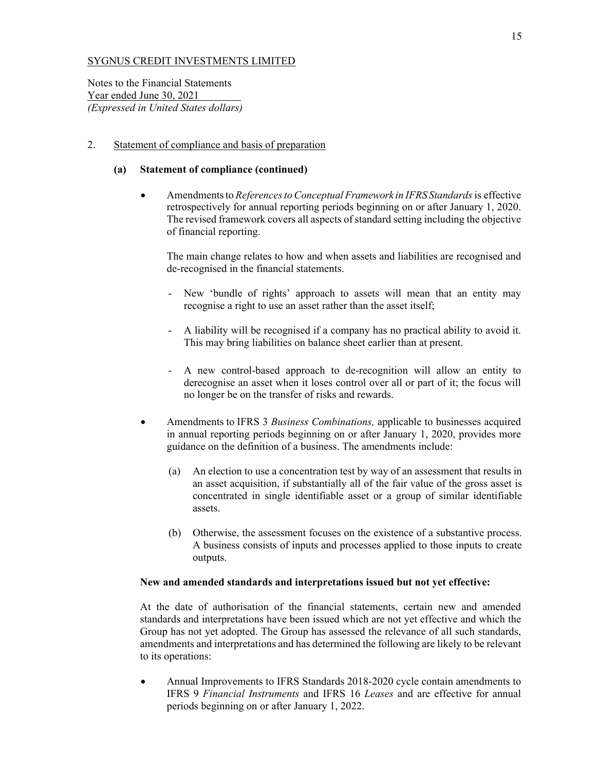SYGNUS CREDIT INVESTMENTS LIMITED

Notes to the Financial Statements
Year ended June 30, 2021
*(Expressed in United States dollars)*

2. Statement of compliance and basis of preparation

**(a) Statement of compliance (continued)**

- Amendments to *References to Conceptual Framework in IFRS Standards* is effective retrospectively for annual reporting periods beginning on or after January 1, 2020. The revised framework covers all aspects of standard setting including the objective of financial reporting.

  The main change relates to how and when assets and liabilities are recognised and de-recognised in the financial statements.

  - New 'bundle of rights' approach to assets will mean that an entity may recognise a right to use an asset rather than the asset itself;

  - A liability will be recognised if a company has no practical ability to avoid it. This may bring liabilities on balance sheet earlier than at present.

  - A new control-based approach to de-recognition will allow an entity to derecognise an asset when it loses control over all or part of it; the focus will no longer be on the transfer of risks and rewards.

- Amendments to IFRS 3 *Business Combinations,* applicable to businesses acquired in annual reporting periods beginning on or after January 1, 2020, provides more guidance on the definition of a business. The amendments include:

  (a) An election to use a concentration test by way of an assessment that results in an asset acquisition, if substantially all of the fair value of the gross asset is concentrated in single identifiable asset or a group of similar identifiable assets.

  (b) Otherwise, the assessment focuses on the existence of a substantive process. A business consists of inputs and processes applied to those inputs to create outputs.

**New and amended standards and interpretations issued but not yet effective:**

At the date of authorisation of the financial statements, certain new and amended standards and interpretations have been issued which are not yet effective and which the Group has not yet adopted. The Group has assessed the relevance of all such standards, amendments and interpretations and has determined the following are likely to be relevant to its operations:

- Annual Improvements to IFRS Standards 2018-2020 cycle contain amendments to IFRS 9 *Financial Instruments* and IFRS 16 *Leases* and are effective for annual periods beginning on or after January 1, 2022.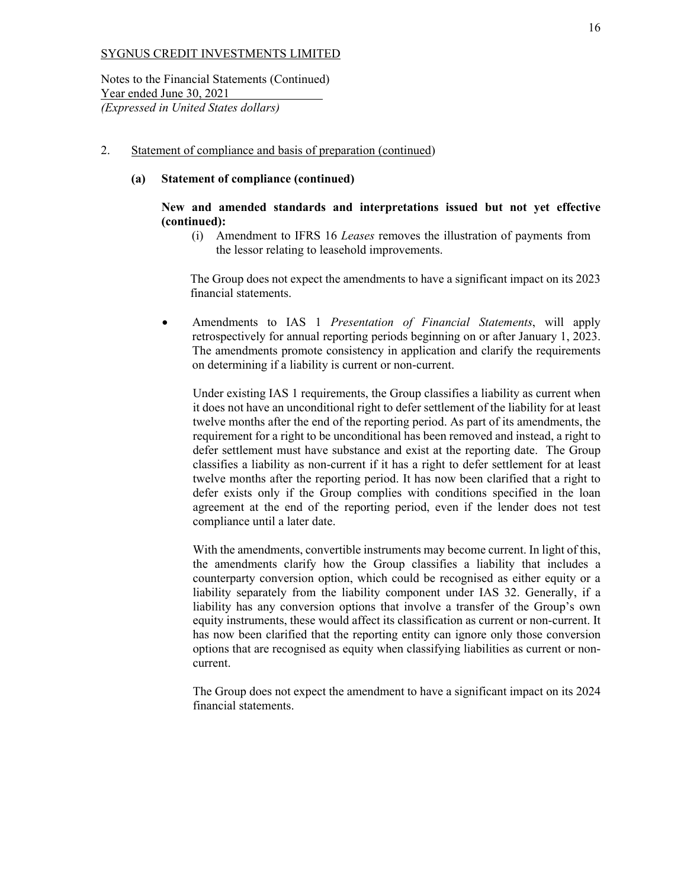SYGNUS CREDIT INVESTMENTS LIMITED

Notes to the Financial Statements (Continued)
Year ended June 30, 2021
*(Expressed in United States dollars)*

2. Statement of compliance and basis of preparation (continued)

**(a) Statement of compliance (continued)**

**New and amended standards and interpretations issued but not yet effective (continued):**

(i) Amendment to IFRS 16 *Leases* removes the illustration of payments from the lessor relating to leasehold improvements.

The Group does not expect the amendments to have a significant impact on its 2023 financial statements.

- Amendments to IAS 1 *Presentation of Financial Statements*, will apply retrospectively for annual reporting periods beginning on or after January 1, 2023. The amendments promote consistency in application and clarify the requirements on determining if a liability is current or non-current.

  Under existing IAS 1 requirements, the Group classifies a liability as current when it does not have an unconditional right to defer settlement of the liability for at least twelve months after the end of the reporting period. As part of its amendments, the requirement for a right to be unconditional has been removed and instead, a right to defer settlement must have substance and exist at the reporting date. The Group classifies a liability as non-current if it has a right to defer settlement for at least twelve months after the reporting period. It has now been clarified that a right to defer exists only if the Group complies with conditions specified in the loan agreement at the end of the reporting period, even if the lender does not test compliance until a later date.

  With the amendments, convertible instruments may become current. In light of this, the amendments clarify how the Group classifies a liability that includes a counterparty conversion option, which could be recognised as either equity or a liability separately from the liability component under IAS 32. Generally, if a liability has any conversion options that involve a transfer of the Group's own equity instruments, these would affect its classification as current or non-current. It has now been clarified that the reporting entity can ignore only those conversion options that are recognised as equity when classifying liabilities as current or non-current.

  The Group does not expect the amendment to have a significant impact on its 2024 financial statements.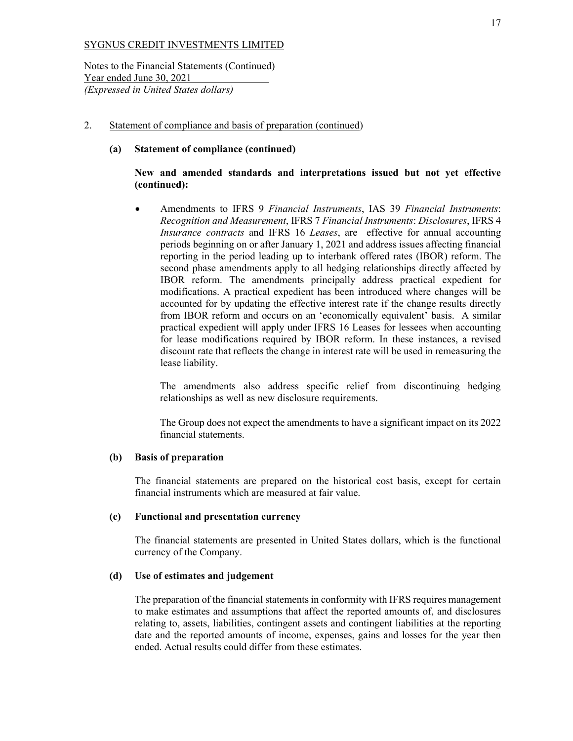SYGNUS CREDIT INVESTMENTS LIMITED

Notes to the Financial Statements (Continued)
Year ended June 30, 2021
*(Expressed in United States dollars)*

2. Statement of compliance and basis of preparation (continued)

**(a) Statement of compliance (continued)**

**New and amended standards and interpretations issued but not yet effective (continued):**

- Amendments to IFRS 9 *Financial Instruments*, IAS 39 *Financial Instruments*: *Recognition and Measurement*, IFRS 7 *Financial Instruments*: *Disclosures*, IFRS 4 *Insurance contracts* and IFRS 16 *Leases*, are effective for annual accounting periods beginning on or after January 1, 2021 and address issues affecting financial reporting in the period leading up to interbank offered rates (IBOR) reform. The second phase amendments apply to all hedging relationships directly affected by IBOR reform. The amendments principally address practical expedient for modifications. A practical expedient has been introduced where changes will be accounted for by updating the effective interest rate if the change results directly from IBOR reform and occurs on an 'economically equivalent' basis. A similar practical expedient will apply under IFRS 16 Leases for lessees when accounting for lease modifications required by IBOR reform. In these instances, a revised discount rate that reflects the change in interest rate will be used in remeasuring the lease liability.

  The amendments also address specific relief from discontinuing hedging relationships as well as new disclosure requirements.

  The Group does not expect the amendments to have a significant impact on its 2022 financial statements.

**(b) Basis of preparation**

The financial statements are prepared on the historical cost basis, except for certain financial instruments which are measured at fair value.

**(c) Functional and presentation currency**

The financial statements are presented in United States dollars, which is the functional currency of the Company.

**(d) Use of estimates and judgement**

The preparation of the financial statements in conformity with IFRS requires management to make estimates and assumptions that affect the reported amounts of, and disclosures relating to, assets, liabilities, contingent assets and contingent liabilities at the reporting date and the reported amounts of income, expenses, gains and losses for the year then ended. Actual results could differ from these estimates.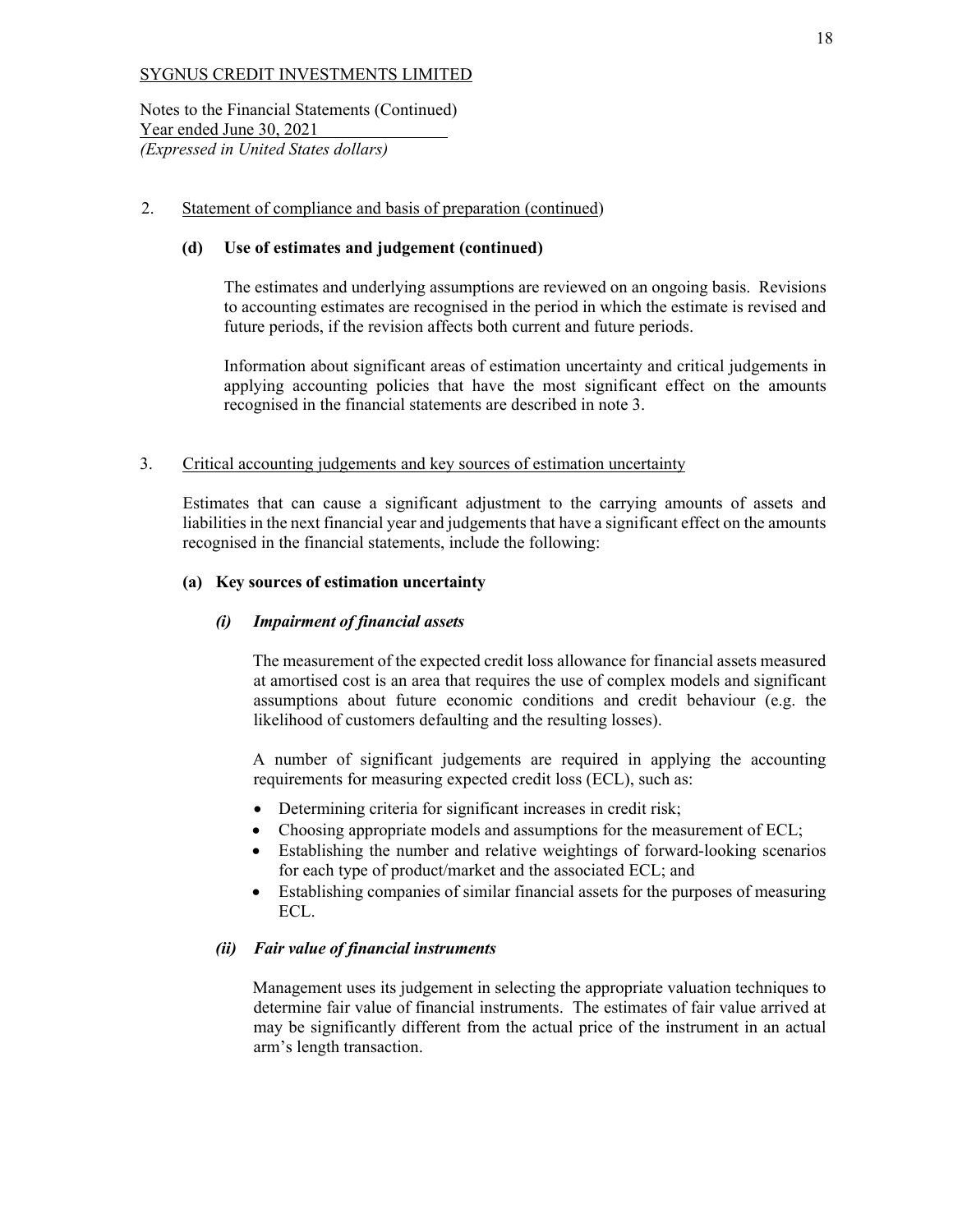SYGNUS CREDIT INVESTMENTS LIMITED

Notes to the Financial Statements (Continued)
Year ended June 30, 2021
*(Expressed in United States dollars)*

2. Statement of compliance and basis of preparation (continued)

**(d) Use of estimates and judgement (continued)**

The estimates and underlying assumptions are reviewed on an ongoing basis. Revisions to accounting estimates are recognised in the period in which the estimate is revised and future periods, if the revision affects both current and future periods.

Information about significant areas of estimation uncertainty and critical judgements in applying accounting policies that have the most significant effect on the amounts recognised in the financial statements are described in note 3.

3. Critical accounting judgements and key sources of estimation uncertainty

Estimates that can cause a significant adjustment to the carrying amounts of assets and liabilities in the next financial year and judgements that have a significant effect on the amounts recognised in the financial statements, include the following:

**(a) Key sources of estimation uncertainty**

***(i) Impairment of financial assets***

The measurement of the expected credit loss allowance for financial assets measured at amortised cost is an area that requires the use of complex models and significant assumptions about future economic conditions and credit behaviour (e.g. the likelihood of customers defaulting and the resulting losses).

A number of significant judgements are required in applying the accounting requirements for measuring expected credit loss (ECL), such as:

- Determining criteria for significant increases in credit risk;
- Choosing appropriate models and assumptions for the measurement of ECL;
- Establishing the number and relative weightings of forward-looking scenarios for each type of product/market and the associated ECL; and
- Establishing companies of similar financial assets for the purposes of measuring ECL.

***(ii) Fair value of financial instruments***

Management uses its judgement in selecting the appropriate valuation techniques to determine fair value of financial instruments. The estimates of fair value arrived at may be significantly different from the actual price of the instrument in an actual arm's length transaction.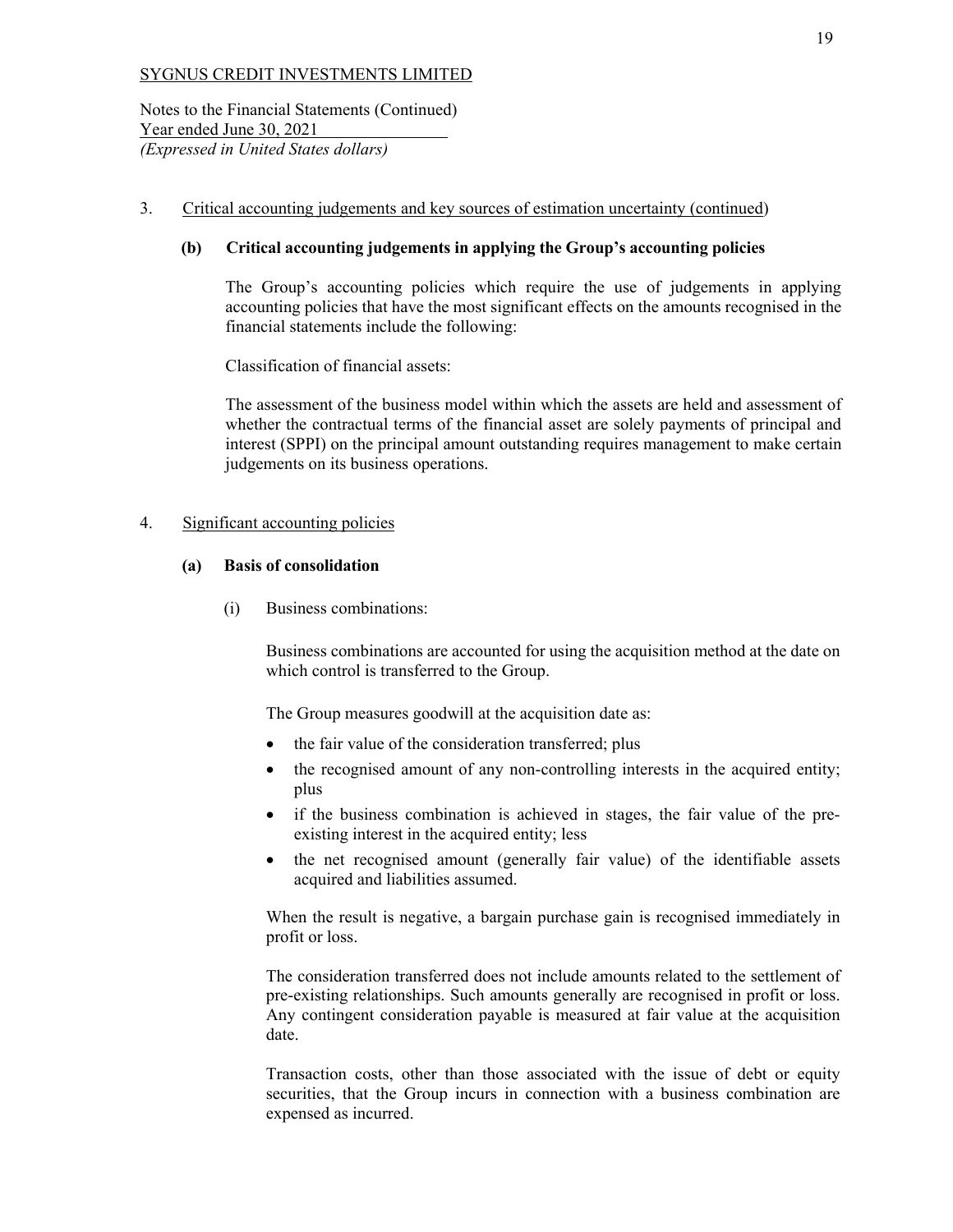SYGNUS CREDIT INVESTMENTS LIMITED

Notes to the Financial Statements (Continued)
Year ended June 30, 2021
*(Expressed in United States dollars)*

3. Critical accounting judgements and key sources of estimation uncertainty (continued)

**(b) Critical accounting judgements in applying the Group's accounting policies**

The Group's accounting policies which require the use of judgements in applying accounting policies that have the most significant effects on the amounts recognised in the financial statements include the following:

Classification of financial assets:

The assessment of the business model within which the assets are held and assessment of whether the contractual terms of the financial asset are solely payments of principal and interest (SPPI) on the principal amount outstanding requires management to make certain judgements on its business operations.

4. Significant accounting policies

**(a) Basis of consolidation**

(i) Business combinations:

Business combinations are accounted for using the acquisition method at the date on which control is transferred to the Group.

The Group measures goodwill at the acquisition date as:

- the fair value of the consideration transferred; plus
- the recognised amount of any non-controlling interests in the acquired entity; plus
- if the business combination is achieved in stages, the fair value of the pre-existing interest in the acquired entity; less
- the net recognised amount (generally fair value) of the identifiable assets acquired and liabilities assumed.

When the result is negative, a bargain purchase gain is recognised immediately in profit or loss.

The consideration transferred does not include amounts related to the settlement of pre-existing relationships. Such amounts generally are recognised in profit or loss. Any contingent consideration payable is measured at fair value at the acquisition date.

Transaction costs, other than those associated with the issue of debt or equity securities, that the Group incurs in connection with a business combination are expensed as incurred.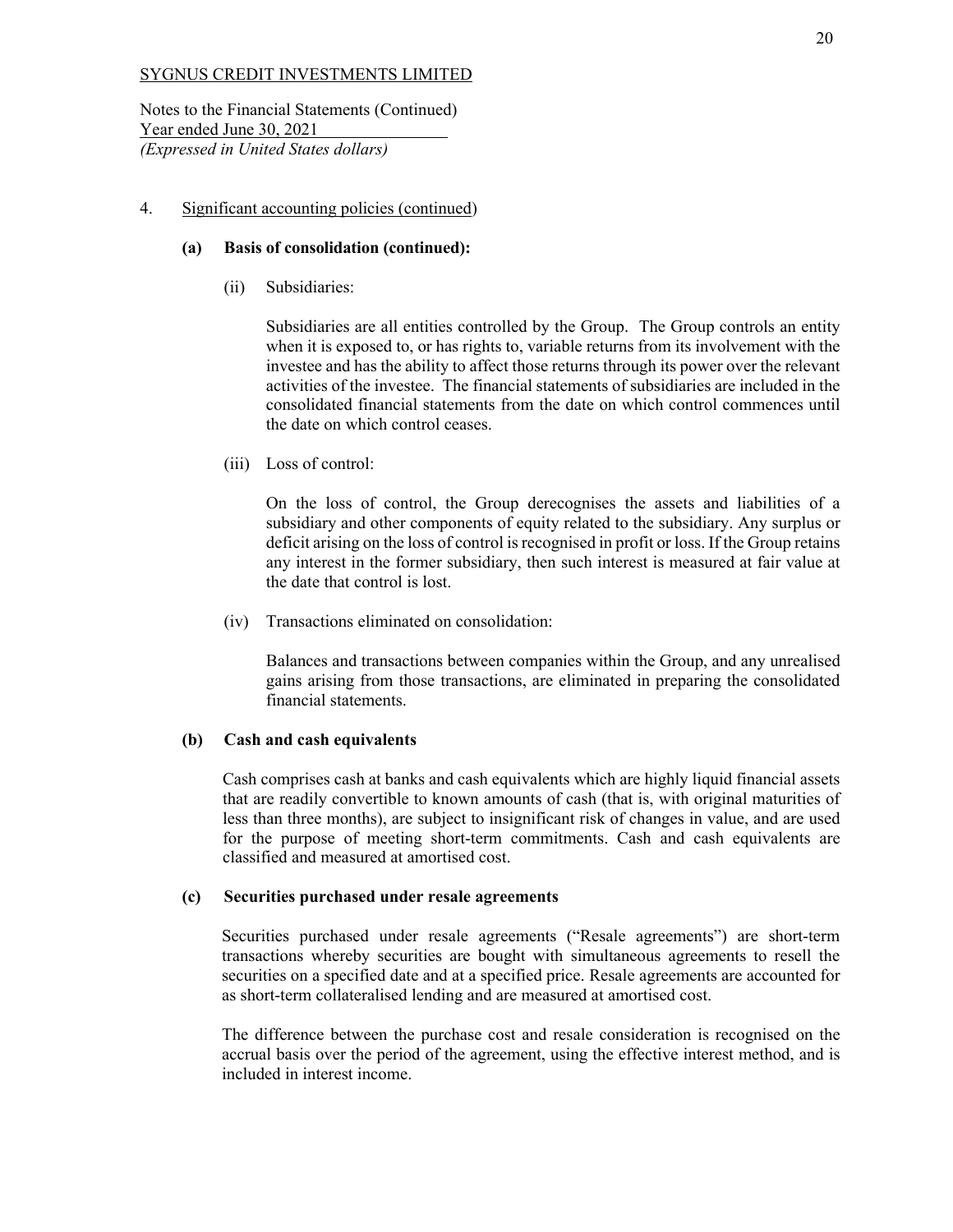SYGNUS CREDIT INVESTMENTS LIMITED

Notes to the Financial Statements (Continued)
Year ended June 30, 2021
*(Expressed in United States dollars)*

4. Significant accounting policies (continued)

**(a) Basis of consolidation (continued):**

(ii) Subsidiaries:

Subsidiaries are all entities controlled by the Group. The Group controls an entity when it is exposed to, or has rights to, variable returns from its involvement with the investee and has the ability to affect those returns through its power over the relevant activities of the investee. The financial statements of subsidiaries are included in the consolidated financial statements from the date on which control commences until the date on which control ceases.

(iii) Loss of control:

On the loss of control, the Group derecognises the assets and liabilities of a subsidiary and other components of equity related to the subsidiary. Any surplus or deficit arising on the loss of control is recognised in profit or loss. If the Group retains any interest in the former subsidiary, then such interest is measured at fair value at the date that control is lost.

(iv) Transactions eliminated on consolidation:

Balances and transactions between companies within the Group, and any unrealised gains arising from those transactions, are eliminated in preparing the consolidated financial statements.

**(b) Cash and cash equivalents**

Cash comprises cash at banks and cash equivalents which are highly liquid financial assets that are readily convertible to known amounts of cash (that is, with original maturities of less than three months), are subject to insignificant risk of changes in value, and are used for the purpose of meeting short-term commitments. Cash and cash equivalents are classified and measured at amortised cost.

**(c) Securities purchased under resale agreements**

Securities purchased under resale agreements ("Resale agreements") are short-term transactions whereby securities are bought with simultaneous agreements to resell the securities on a specified date and at a specified price. Resale agreements are accounted for as short-term collateralised lending and are measured at amortised cost.

The difference between the purchase cost and resale consideration is recognised on the accrual basis over the period of the agreement, using the effective interest method, and is included in interest income.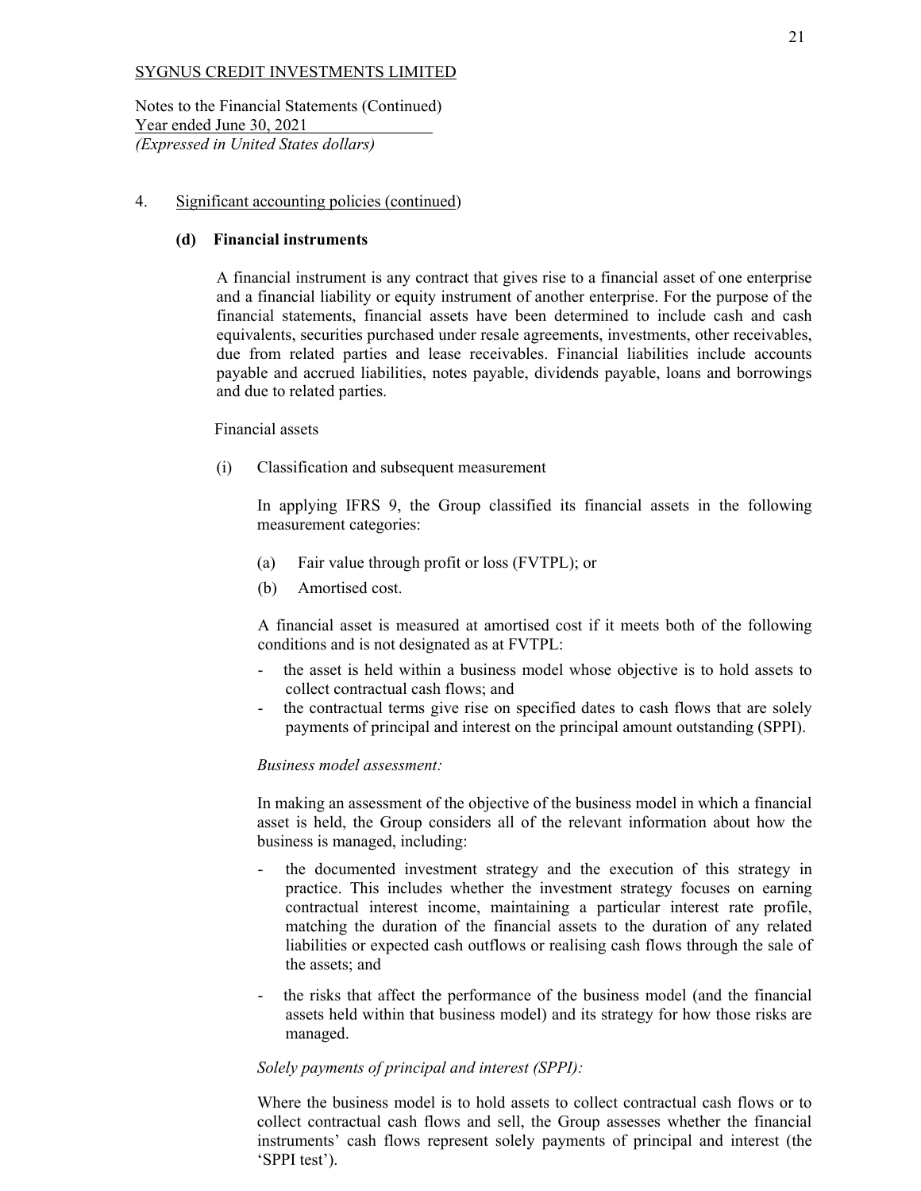SYGNUS CREDIT INVESTMENTS LIMITED

Notes to the Financial Statements (Continued)
Year ended June 30, 2021
*(Expressed in United States dollars)*

4. Significant accounting policies (continued)

**(d) Financial instruments**

A financial instrument is any contract that gives rise to a financial asset of one enterprise and a financial liability or equity instrument of another enterprise. For the purpose of the financial statements, financial assets have been determined to include cash and cash equivalents, securities purchased under resale agreements, investments, other receivables, due from related parties and lease receivables. Financial liabilities include accounts payable and accrued liabilities, notes payable, dividends payable, loans and borrowings and due to related parties.

Financial assets

(i) Classification and subsequent measurement

In applying IFRS 9, the Group classified its financial assets in the following measurement categories:

(a) Fair value through profit or loss (FVTPL); or

(b) Amortised cost.

A financial asset is measured at amortised cost if it meets both of the following conditions and is not designated as at FVTPL:

- the asset is held within a business model whose objective is to hold assets to collect contractual cash flows; and
- the contractual terms give rise on specified dates to cash flows that are solely payments of principal and interest on the principal amount outstanding (SPPI).

*Business model assessment:*

In making an assessment of the objective of the business model in which a financial asset is held, the Group considers all of the relevant information about how the business is managed, including:

- the documented investment strategy and the execution of this strategy in practice. This includes whether the investment strategy focuses on earning contractual interest income, maintaining a particular interest rate profile, matching the duration of the financial assets to the duration of any related liabilities or expected cash outflows or realising cash flows through the sale of the assets; and

- the risks that affect the performance of the business model (and the financial assets held within that business model) and its strategy for how those risks are managed.

*Solely payments of principal and interest (SPPI):*

Where the business model is to hold assets to collect contractual cash flows or to collect contractual cash flows and sell, the Group assesses whether the financial instruments' cash flows represent solely payments of principal and interest (the 'SPPI test').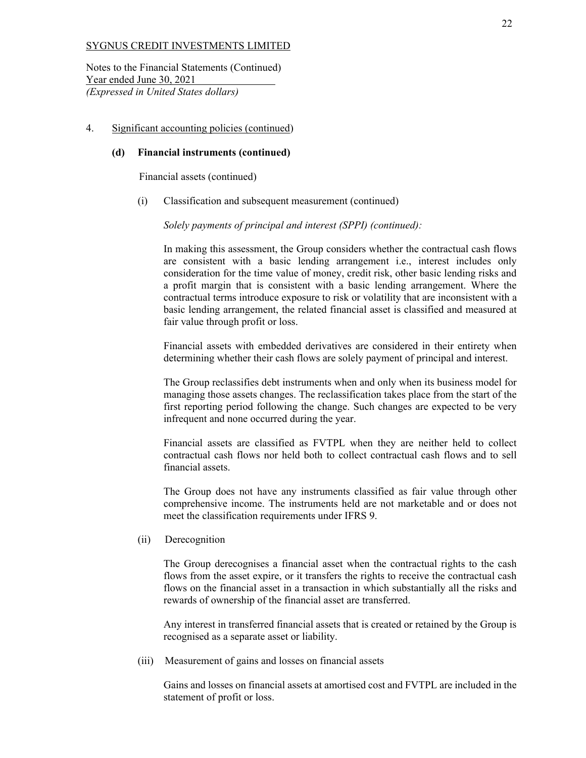SYGNUS CREDIT INVESTMENTS LIMITED

Notes to the Financial Statements (Continued)
Year ended June 30, 2021
*(Expressed in United States dollars)*

4. Significant accounting policies (continued)

**(d) Financial instruments (continued)**

Financial assets (continued)

(i) Classification and subsequent measurement (continued)

*Solely payments of principal and interest (SPPI) (continued):*

In making this assessment, the Group considers whether the contractual cash flows are consistent with a basic lending arrangement i.e., interest includes only consideration for the time value of money, credit risk, other basic lending risks and a profit margin that is consistent with a basic lending arrangement. Where the contractual terms introduce exposure to risk or volatility that are inconsistent with a basic lending arrangement, the related financial asset is classified and measured at fair value through profit or loss.

Financial assets with embedded derivatives are considered in their entirety when determining whether their cash flows are solely payment of principal and interest.

The Group reclassifies debt instruments when and only when its business model for managing those assets changes. The reclassification takes place from the start of the first reporting period following the change. Such changes are expected to be very infrequent and none occurred during the year.

Financial assets are classified as FVTPL when they are neither held to collect contractual cash flows nor held both to collect contractual cash flows and to sell financial assets.

The Group does not have any instruments classified as fair value through other comprehensive income. The instruments held are not marketable and or does not meet the classification requirements under IFRS 9.

(ii) Derecognition

The Group derecognises a financial asset when the contractual rights to the cash flows from the asset expire, or it transfers the rights to receive the contractual cash flows on the financial asset in a transaction in which substantially all the risks and rewards of ownership of the financial asset are transferred.

Any interest in transferred financial assets that is created or retained by the Group is recognised as a separate asset or liability.

(iii) Measurement of gains and losses on financial assets

Gains and losses on financial assets at amortised cost and FVTPL are included in the statement of profit or loss.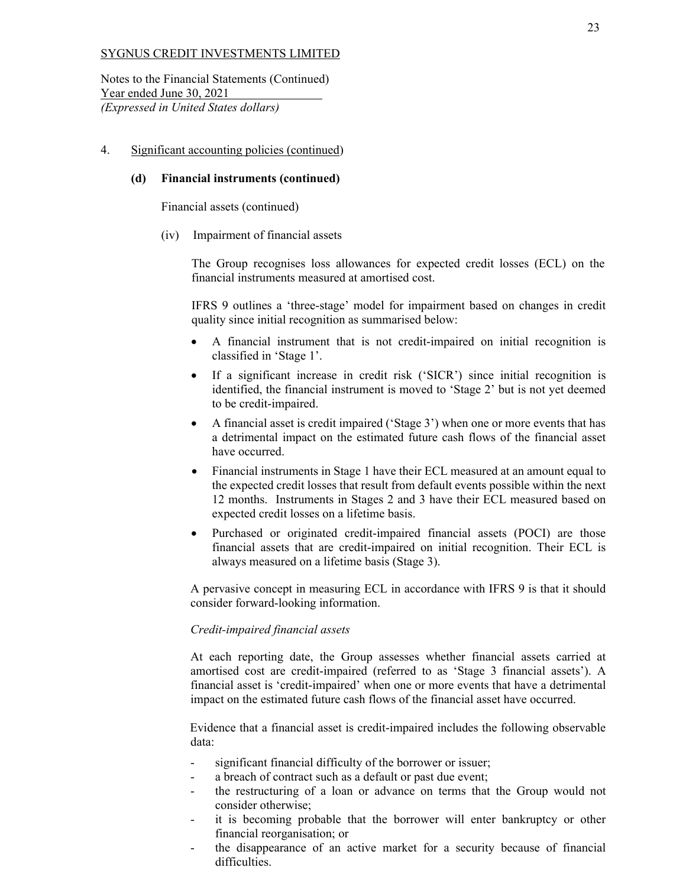SYGNUS CREDIT INVESTMENTS LIMITED

Notes to the Financial Statements (Continued)
Year ended June 30, 2021
*(Expressed in United States dollars)*

4. Significant accounting policies (continued)

**(d) Financial instruments (continued)**

Financial assets (continued)

(iv) Impairment of financial assets

The Group recognises loss allowances for expected credit losses (ECL) on the financial instruments measured at amortised cost.

IFRS 9 outlines a 'three-stage' model for impairment based on changes in credit quality since initial recognition as summarised below:

- A financial instrument that is not credit-impaired on initial recognition is classified in 'Stage 1'.
- If a significant increase in credit risk ('SICR') since initial recognition is identified, the financial instrument is moved to 'Stage 2' but is not yet deemed to be credit-impaired.
- A financial asset is credit impaired ('Stage 3') when one or more events that has a detrimental impact on the estimated future cash flows of the financial asset have occurred.
- Financial instruments in Stage 1 have their ECL measured at an amount equal to the expected credit losses that result from default events possible within the next 12 months. Instruments in Stages 2 and 3 have their ECL measured based on expected credit losses on a lifetime basis.
- Purchased or originated credit-impaired financial assets (POCI) are those financial assets that are credit-impaired on initial recognition. Their ECL is always measured on a lifetime basis (Stage 3).

A pervasive concept in measuring ECL in accordance with IFRS 9 is that it should consider forward-looking information.

*Credit-impaired financial assets*

At each reporting date, the Group assesses whether financial assets carried at amortised cost are credit-impaired (referred to as 'Stage 3 financial assets'). A financial asset is 'credit-impaired' when one or more events that have a detrimental impact on the estimated future cash flows of the financial asset have occurred.

Evidence that a financial asset is credit-impaired includes the following observable data:

- significant financial difficulty of the borrower or issuer;
- a breach of contract such as a default or past due event;
- the restructuring of a loan or advance on terms that the Group would not consider otherwise;
- it is becoming probable that the borrower will enter bankruptcy or other financial reorganisation; or
- the disappearance of an active market for a security because of financial difficulties.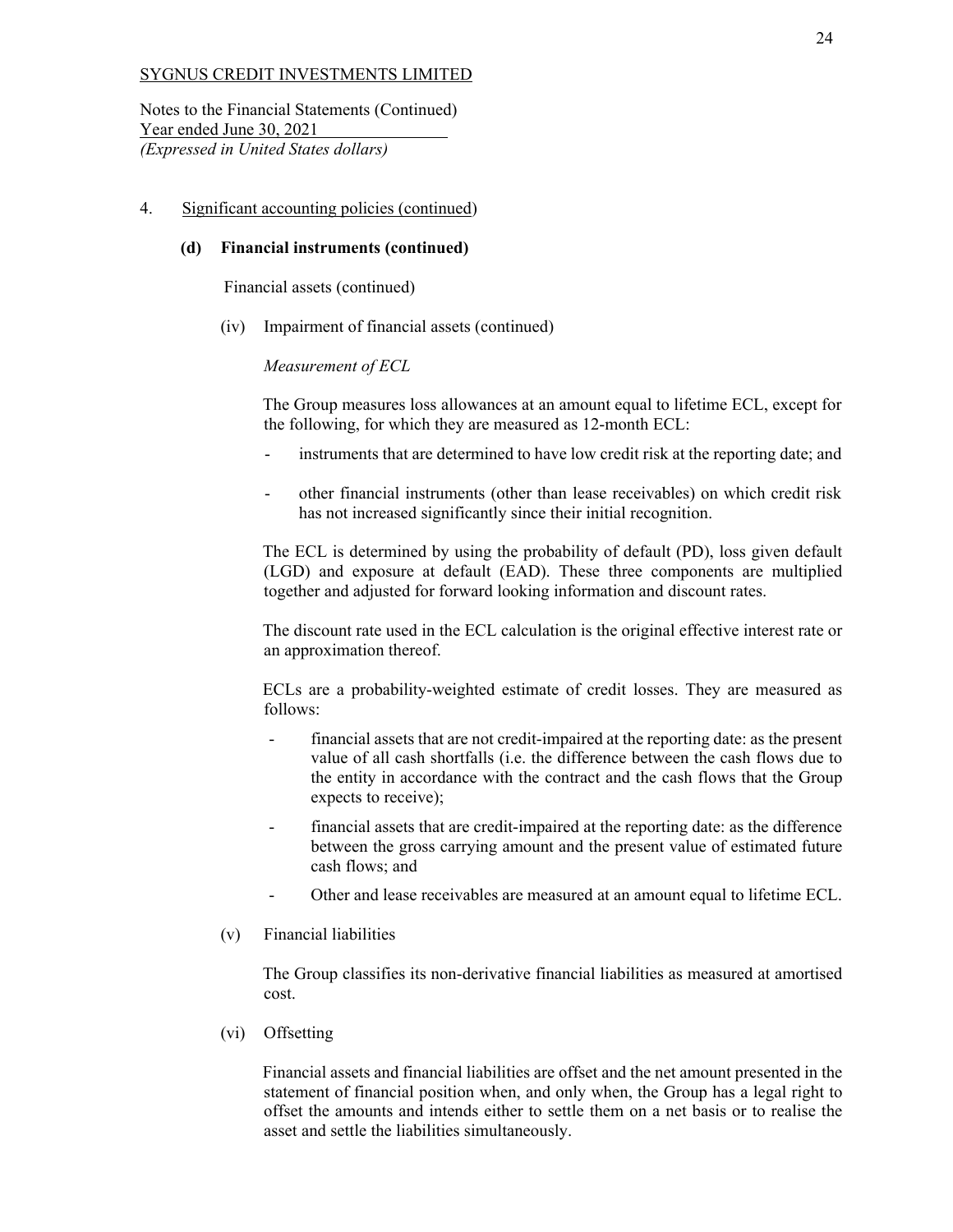SYGNUS CREDIT INVESTMENTS LIMITED

Notes to the Financial Statements (Continued)
Year ended June 30, 2021
*(Expressed in United States dollars)*

4. Significant accounting policies (continued)

**(d) Financial instruments (continued)**

Financial assets (continued)

(iv) Impairment of financial assets (continued)

*Measurement of ECL*

The Group measures loss allowances at an amount equal to lifetime ECL, except for the following, for which they are measured as 12-month ECL:

- instruments that are determined to have low credit risk at the reporting date; and
- other financial instruments (other than lease receivables) on which credit risk has not increased significantly since their initial recognition.

The ECL is determined by using the probability of default (PD), loss given default (LGD) and exposure at default (EAD). These three components are multiplied together and adjusted for forward looking information and discount rates.

The discount rate used in the ECL calculation is the original effective interest rate or an approximation thereof.

ECLs are a probability-weighted estimate of credit losses. They are measured as follows:

- financial assets that are not credit-impaired at the reporting date: as the present value of all cash shortfalls (i.e. the difference between the cash flows due to the entity in accordance with the contract and the cash flows that the Group expects to receive);
- financial assets that are credit-impaired at the reporting date: as the difference between the gross carrying amount and the present value of estimated future cash flows; and
- Other and lease receivables are measured at an amount equal to lifetime ECL.

(v) Financial liabilities

The Group classifies its non-derivative financial liabilities as measured at amortised cost.

(vi) Offsetting

Financial assets and financial liabilities are offset and the net amount presented in the statement of financial position when, and only when, the Group has a legal right to offset the amounts and intends either to settle them on a net basis or to realise the asset and settle the liabilities simultaneously.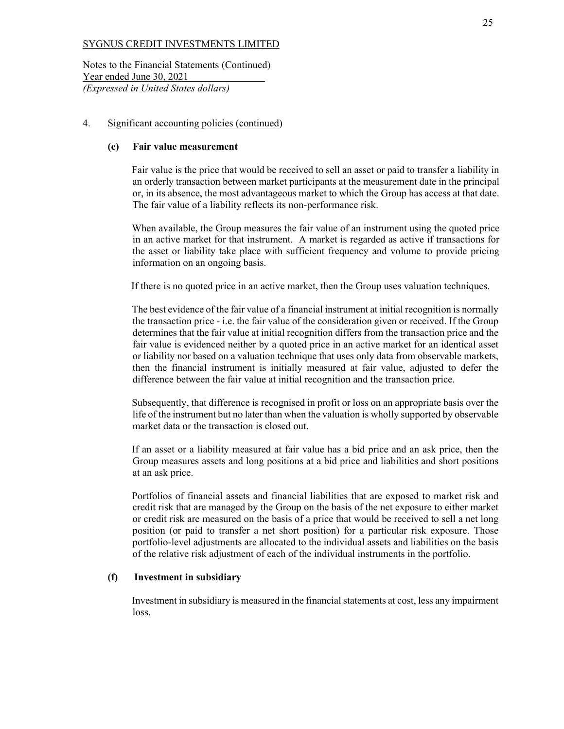SYGNUS CREDIT INVESTMENTS LIMITED

Notes to the Financial Statements (Continued)
Year ended June 30, 2021
*(Expressed in United States dollars)*

4. Significant accounting policies (continued)

**(e) Fair value measurement**

Fair value is the price that would be received to sell an asset or paid to transfer a liability in an orderly transaction between market participants at the measurement date in the principal or, in its absence, the most advantageous market to which the Group has access at that date. The fair value of a liability reflects its non-performance risk.

When available, the Group measures the fair value of an instrument using the quoted price in an active market for that instrument. A market is regarded as active if transactions for the asset or liability take place with sufficient frequency and volume to provide pricing information on an ongoing basis.

If there is no quoted price in an active market, then the Group uses valuation techniques.

The best evidence of the fair value of a financial instrument at initial recognition is normally the transaction price - i.e. the fair value of the consideration given or received. If the Group determines that the fair value at initial recognition differs from the transaction price and the fair value is evidenced neither by a quoted price in an active market for an identical asset or liability nor based on a valuation technique that uses only data from observable markets, then the financial instrument is initially measured at fair value, adjusted to defer the difference between the fair value at initial recognition and the transaction price.

Subsequently, that difference is recognised in profit or loss on an appropriate basis over the life of the instrument but no later than when the valuation is wholly supported by observable market data or the transaction is closed out.

If an asset or a liability measured at fair value has a bid price and an ask price, then the Group measures assets and long positions at a bid price and liabilities and short positions at an ask price.

Portfolios of financial assets and financial liabilities that are exposed to market risk and credit risk that are managed by the Group on the basis of the net exposure to either market or credit risk are measured on the basis of a price that would be received to sell a net long position (or paid to transfer a net short position) for a particular risk exposure. Those portfolio-level adjustments are allocated to the individual assets and liabilities on the basis of the relative risk adjustment of each of the individual instruments in the portfolio.

**(f) Investment in subsidiary**

Investment in subsidiary is measured in the financial statements at cost, less any impairment loss.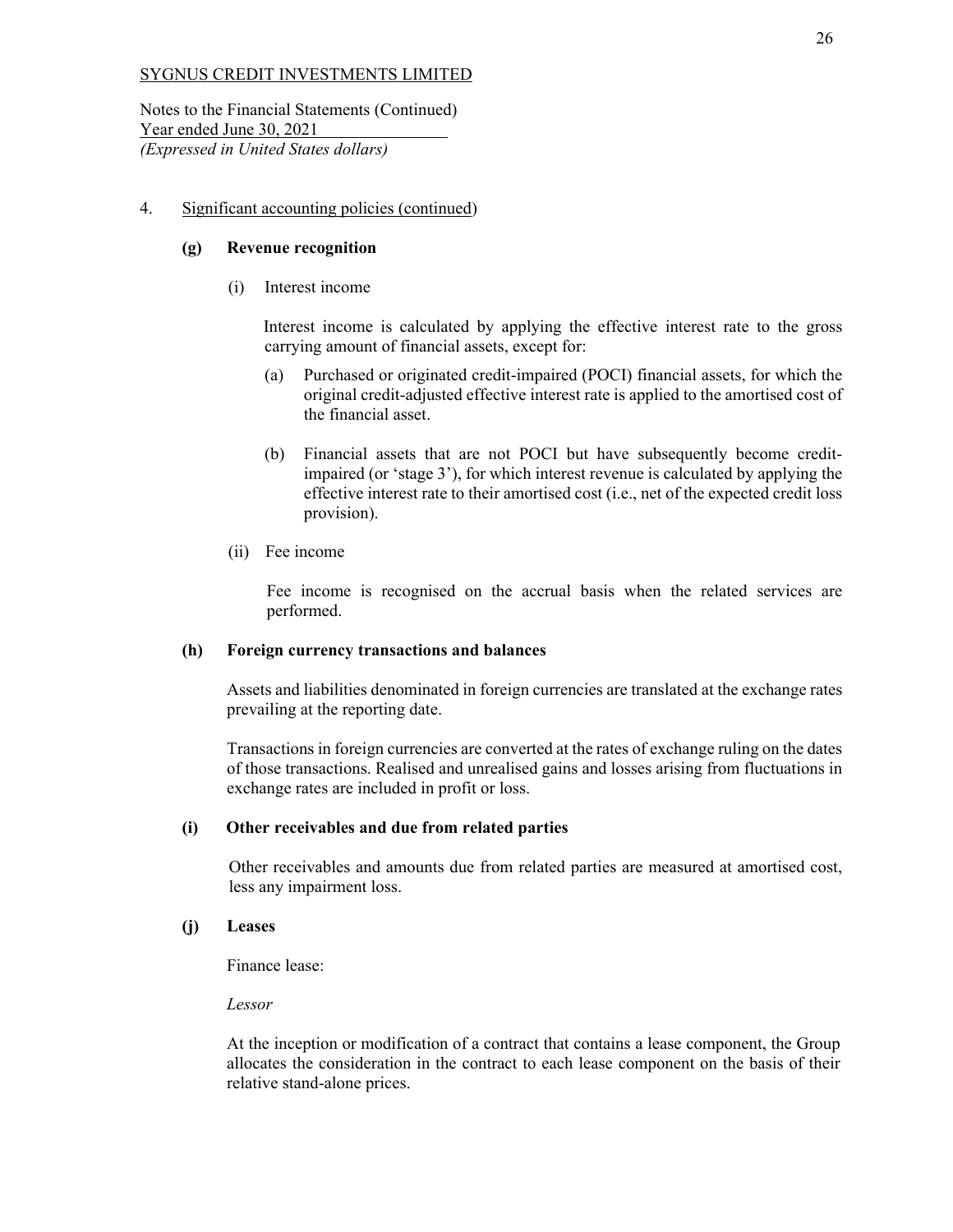SYGNUS CREDIT INVESTMENTS LIMITED

Notes to the Financial Statements (Continued)
Year ended June 30, 2021
*(Expressed in United States dollars)*

4. Significant accounting policies (continued)

**(g) Revenue recognition**

(i) Interest income

Interest income is calculated by applying the effective interest rate to the gross carrying amount of financial assets, except for:

(a) Purchased or originated credit-impaired (POCI) financial assets, for which the original credit-adjusted effective interest rate is applied to the amortised cost of the financial asset.

(b) Financial assets that are not POCI but have subsequently become credit-impaired (or 'stage 3'), for which interest revenue is calculated by applying the effective interest rate to their amortised cost (i.e., net of the expected credit loss provision).

(ii) Fee income

Fee income is recognised on the accrual basis when the related services are performed.

**(h) Foreign currency transactions and balances**

Assets and liabilities denominated in foreign currencies are translated at the exchange rates prevailing at the reporting date.

Transactions in foreign currencies are converted at the rates of exchange ruling on the dates of those transactions. Realised and unrealised gains and losses arising from fluctuations in exchange rates are included in profit or loss.

**(i) Other receivables and due from related parties**

Other receivables and amounts due from related parties are measured at amortised cost, less any impairment loss.

**(j) Leases**

Finance lease:

*Lessor*

At the inception or modification of a contract that contains a lease component, the Group allocates the consideration in the contract to each lease component on the basis of their relative stand-alone prices.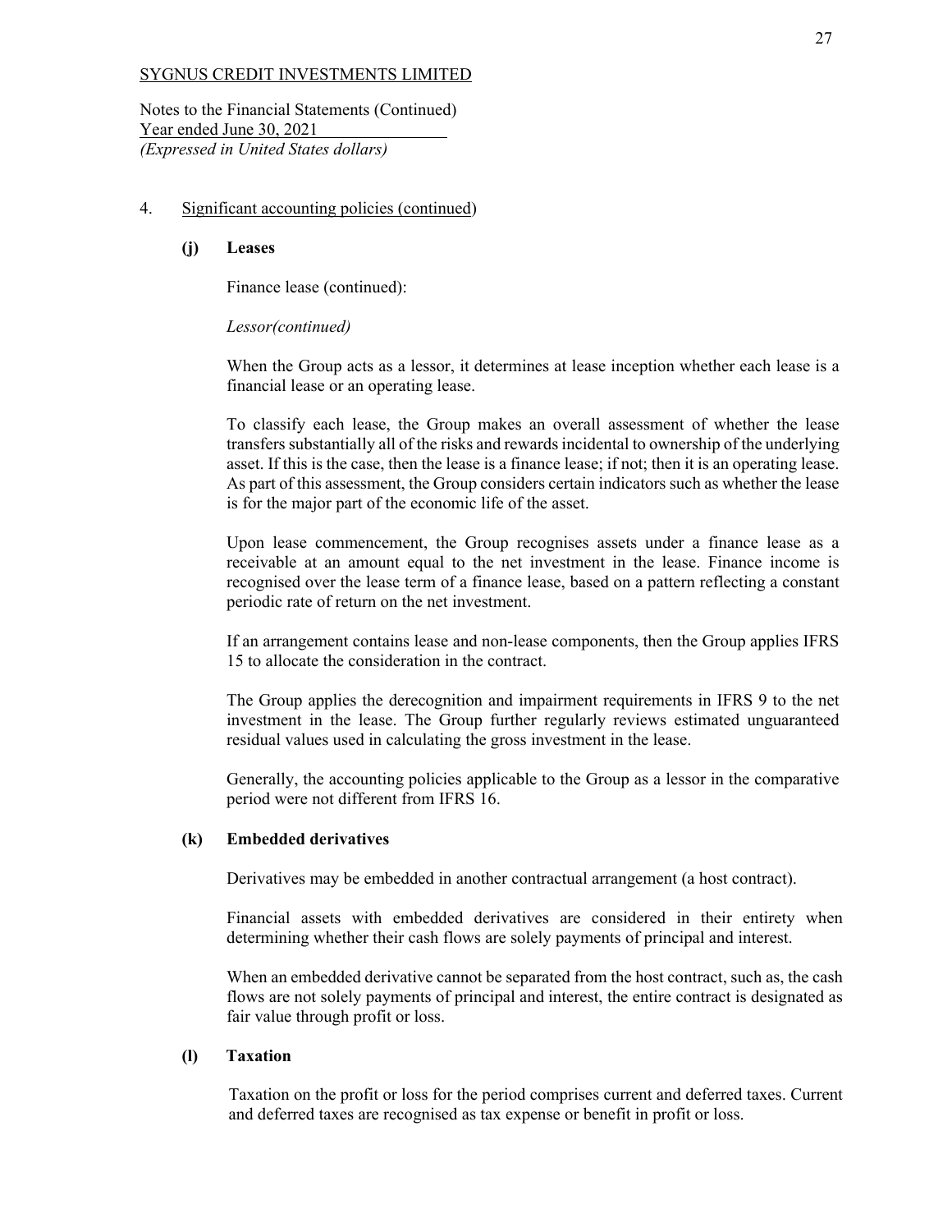SYGNUS CREDIT INVESTMENTS LIMITED

Notes to the Financial Statements (Continued)
Year ended June 30, 2021
*(Expressed in United States dollars)*

4. Significant accounting policies (continued)

**(j) Leases**

Finance lease (continued):

*Lessor(continued)*

When the Group acts as a lessor, it determines at lease inception whether each lease is a financial lease or an operating lease.

To classify each lease, the Group makes an overall assessment of whether the lease transfers substantially all of the risks and rewards incidental to ownership of the underlying asset. If this is the case, then the lease is a finance lease; if not; then it is an operating lease. As part of this assessment, the Group considers certain indicators such as whether the lease is for the major part of the economic life of the asset.

Upon lease commencement, the Group recognises assets under a finance lease as a receivable at an amount equal to the net investment in the lease. Finance income is recognised over the lease term of a finance lease, based on a pattern reflecting a constant periodic rate of return on the net investment.

If an arrangement contains lease and non-lease components, then the Group applies IFRS 15 to allocate the consideration in the contract.

The Group applies the derecognition and impairment requirements in IFRS 9 to the net investment in the lease. The Group further regularly reviews estimated unguaranteed residual values used in calculating the gross investment in the lease.

Generally, the accounting policies applicable to the Group as a lessor in the comparative period were not different from IFRS 16.

**(k) Embedded derivatives**

Derivatives may be embedded in another contractual arrangement (a host contract).

Financial assets with embedded derivatives are considered in their entirety when determining whether their cash flows are solely payments of principal and interest.

When an embedded derivative cannot be separated from the host contract, such as, the cash flows are not solely payments of principal and interest, the entire contract is designated as fair value through profit or loss.

**(l) Taxation**

Taxation on the profit or loss for the period comprises current and deferred taxes. Current and deferred taxes are recognised as tax expense or benefit in profit or loss.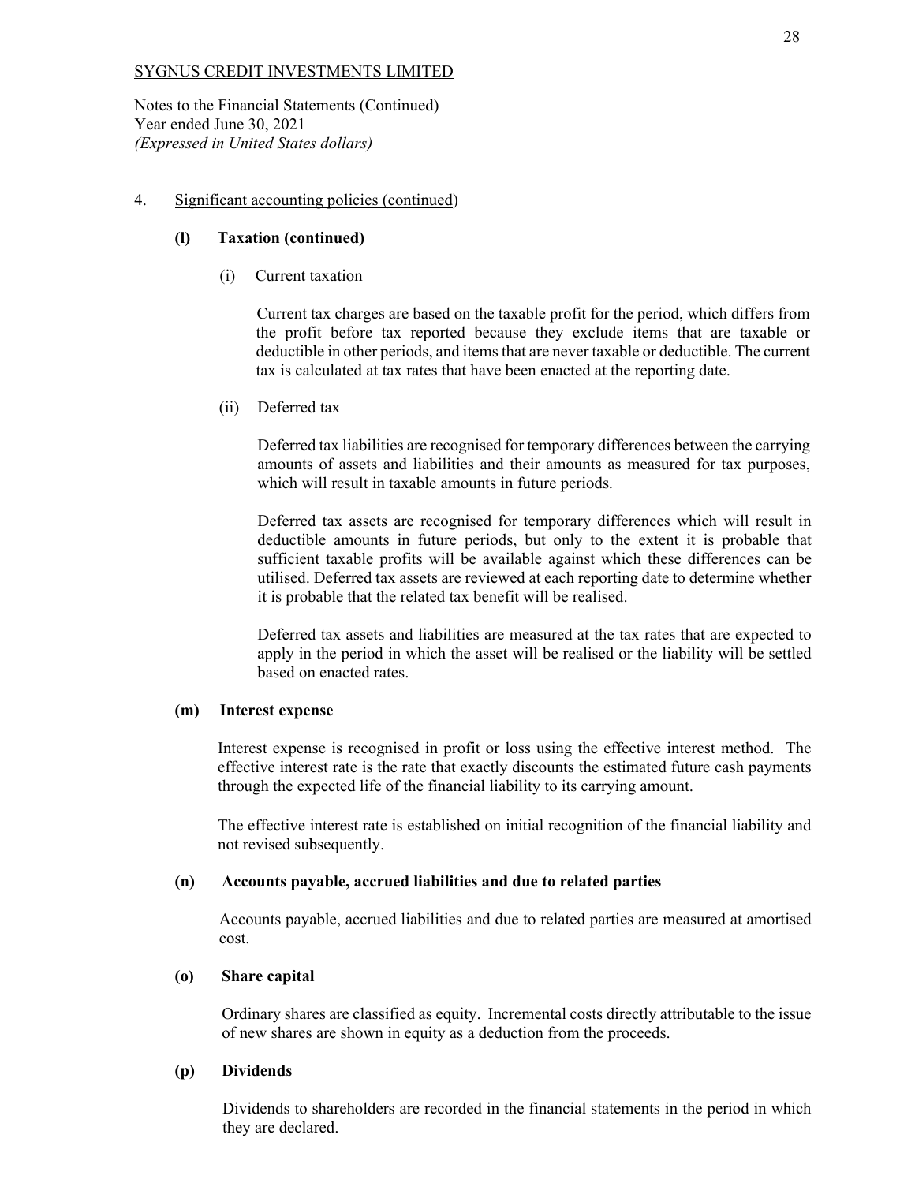SYGNUS CREDIT INVESTMENTS LIMITED

Notes to the Financial Statements (Continued)
Year ended June 30, 2021
*(Expressed in United States dollars)*

4. Significant accounting policies (continued)

**(l) Taxation (continued)**

(i) Current taxation

Current tax charges are based on the taxable profit for the period, which differs from the profit before tax reported because they exclude items that are taxable or deductible in other periods, and items that are never taxable or deductible. The current tax is calculated at tax rates that have been enacted at the reporting date.

(ii) Deferred tax

Deferred tax liabilities are recognised for temporary differences between the carrying amounts of assets and liabilities and their amounts as measured for tax purposes, which will result in taxable amounts in future periods.

Deferred tax assets are recognised for temporary differences which will result in deductible amounts in future periods, but only to the extent it is probable that sufficient taxable profits will be available against which these differences can be utilised. Deferred tax assets are reviewed at each reporting date to determine whether it is probable that the related tax benefit will be realised.

Deferred tax assets and liabilities are measured at the tax rates that are expected to apply in the period in which the asset will be realised or the liability will be settled based on enacted rates.

**(m) Interest expense**

Interest expense is recognised in profit or loss using the effective interest method. The effective interest rate is the rate that exactly discounts the estimated future cash payments through the expected life of the financial liability to its carrying amount.

The effective interest rate is established on initial recognition of the financial liability and not revised subsequently.

**(n) Accounts payable, accrued liabilities and due to related parties**

Accounts payable, accrued liabilities and due to related parties are measured at amortised cost.

**(o) Share capital**

Ordinary shares are classified as equity. Incremental costs directly attributable to the issue of new shares are shown in equity as a deduction from the proceeds.

**(p) Dividends**

Dividends to shareholders are recorded in the financial statements in the period in which they are declared.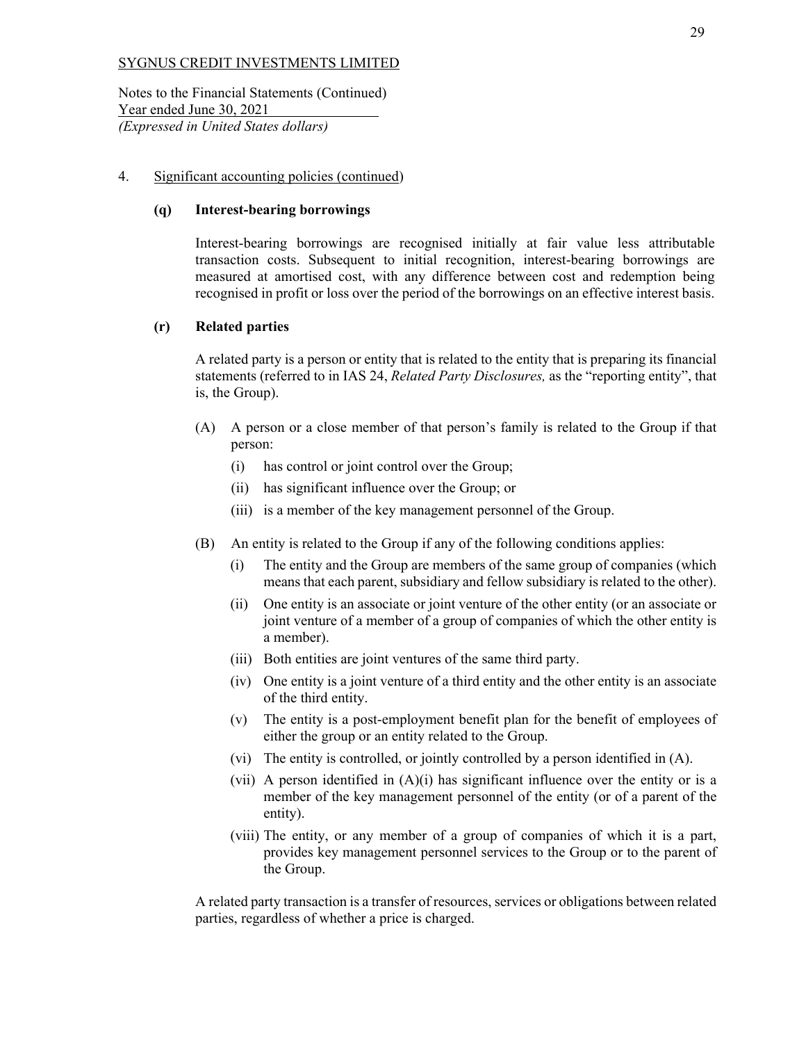SYGNUS CREDIT INVESTMENTS LIMITED

Notes to the Financial Statements (Continued)
Year ended June 30, 2021
*(Expressed in United States dollars)*

4. Significant accounting policies (continued)

**(q) Interest-bearing borrowings**

Interest-bearing borrowings are recognised initially at fair value less attributable transaction costs. Subsequent to initial recognition, interest-bearing borrowings are measured at amortised cost, with any difference between cost and redemption being recognised in profit or loss over the period of the borrowings on an effective interest basis.

**(r) Related parties**

A related party is a person or entity that is related to the entity that is preparing its financial statements (referred to in IAS 24, *Related Party Disclosures,* as the "reporting entity", that is, the Group).

(A) A person or a close member of that person's family is related to the Group if that person:

- (i) has control or joint control over the Group;
- (ii) has significant influence over the Group; or
- (iii) is a member of the key management personnel of the Group.

(B) An entity is related to the Group if any of the following conditions applies:

- (i) The entity and the Group are members of the same group of companies (which means that each parent, subsidiary and fellow subsidiary is related to the other).
- (ii) One entity is an associate or joint venture of the other entity (or an associate or joint venture of a member of a group of companies of which the other entity is a member).
- (iii) Both entities are joint ventures of the same third party.
- (iv) One entity is a joint venture of a third entity and the other entity is an associate of the third entity.
- (v) The entity is a post-employment benefit plan for the benefit of employees of either the group or an entity related to the Group.
- (vi) The entity is controlled, or jointly controlled by a person identified in (A).
- (vii) A person identified in (A)(i) has significant influence over the entity or is a member of the key management personnel of the entity (or of a parent of the entity).
- (viii) The entity, or any member of a group of companies of which it is a part, provides key management personnel services to the Group or to the parent of the Group.

A related party transaction is a transfer of resources, services or obligations between related parties, regardless of whether a price is charged.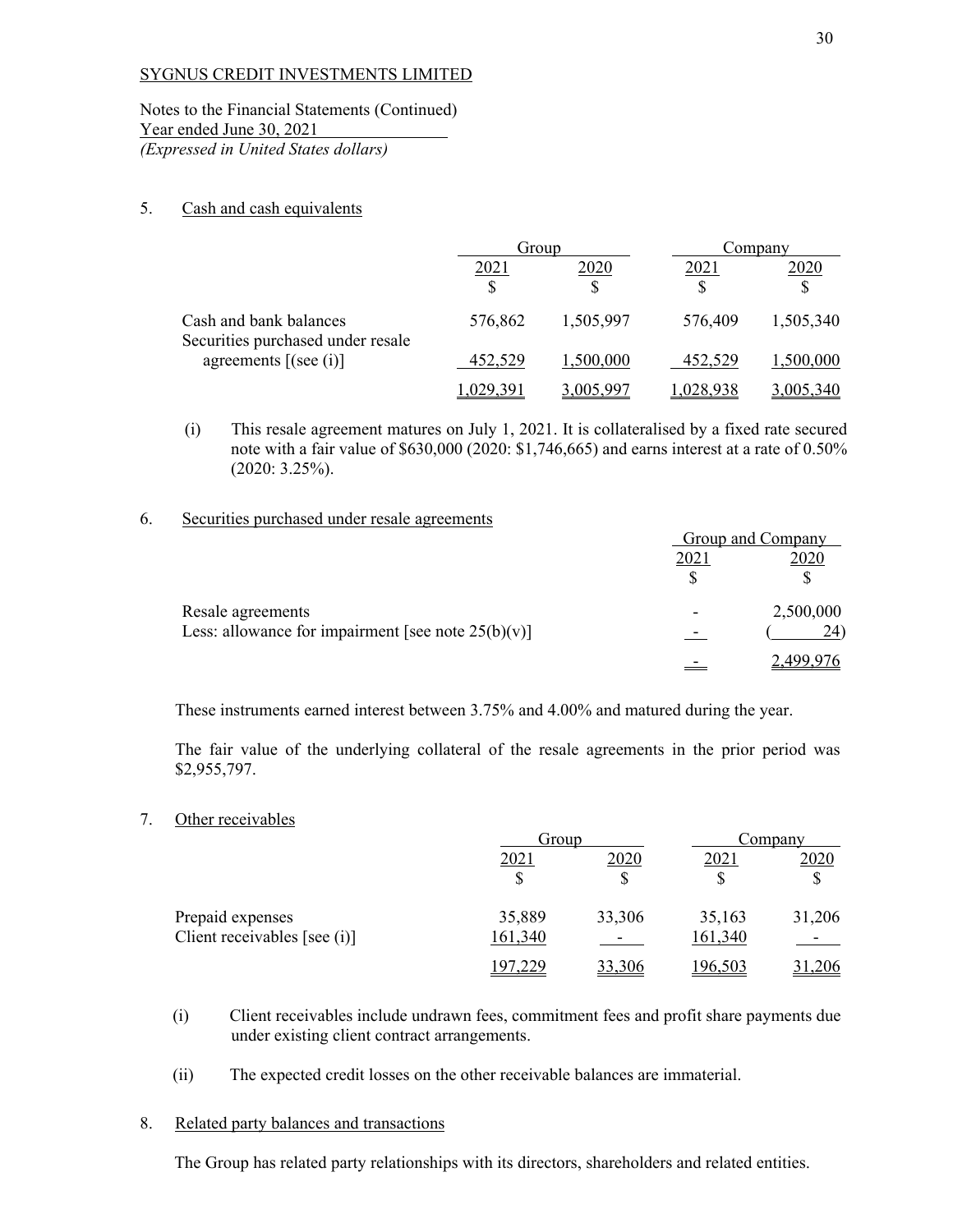SYGNUS CREDIT INVESTMENTS LIMITED

Notes to the Financial Statements (Continued)
Year ended June 30, 2021
*(Expressed in United States dollars)*

## 5. Cash and cash equivalents

| | Group | | Company | |
|---|---|---|---|---|
| | 2021 | 2020 | 2021 | 2020 |
| | $ | $ | $ | $ |
| Cash and bank balances | 576,862 | 1,505,997 | 576,409 | 1,505,340 |
| Securities purchased under resale agreements [(see (i)] | 452,529 | 1,500,000 | 452,529 | 1,500,000 |
| | 1,029,391 | 3,005,997 | 1,028,938 | 3,005,340 |

(i) This resale agreement matures on July 1, 2021. It is collateralised by a fixed rate secured note with a fair value of $630,000 (2020: $1,746,665) and earns interest at a rate of 0.50% (2020: 3.25%).

## 6. Securities purchased under resale agreements

| | Group and Company | |
|---|---|---|
| | 2021 | 2020 |
| | $ | $ |
| Resale agreements | - | 2,500,000 |
| Less: allowance for impairment [see note 25(b)(v)] | - | ( 24) |
| | - | 2,499,976 |

These instruments earned interest between 3.75% and 4.00% and matured during the year.

The fair value of the underlying collateral of the resale agreements in the prior period was $2,955,797.

## 7. Other receivables

| | Group | | Company | |
|---|---|---|---|---|
| | 2021 | 2020 | 2021 | 2020 |
| | $ | $ | $ | $ |
| Prepaid expenses | 35,889 | 33,306 | 35,163 | 31,206 |
| Client receivables [see (i)] | 161,340 | - | 161,340 | - |
| | 197,229 | 33,306 | 196,503 | 31,206 |

(i) Client receivables include undrawn fees, commitment fees and profit share payments due under existing client contract arrangements.

(ii) The expected credit losses on the other receivable balances are immaterial.

## 8. Related party balances and transactions

The Group has related party relationships with its directors, shareholders and related entities.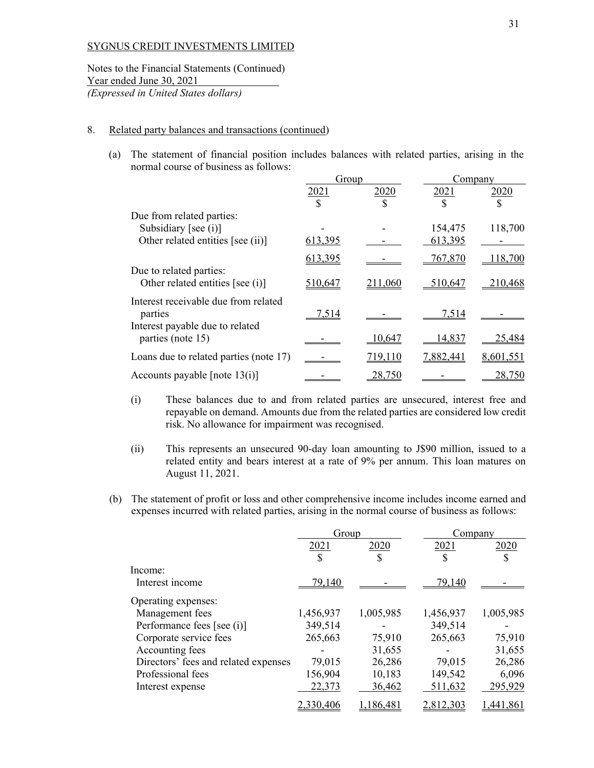SYGNUS CREDIT INVESTMENTS LIMITED

Notes to the Financial Statements (Continued)
Year ended June 30, 2021
*(Expressed in United States dollars)*

8. Related party balances and transactions (continued)

(a) The statement of financial position includes balances with related parties, arising in the normal course of business as follows:

| | Group | | Company | |
|---|---|---|---|---|
| | 2021 | 2020 | 2021 | 2020 |
| | $ | $ | $ | $ |
| Due from related parties: | | | | |
| Subsidiary [see (i)] | - | - | 154,475 | 118,700 |
| Other related entities [see (ii)] | 613,395 | - | 613,395 | - |
| | 613,395 | - | 767,870 | 118,700 |
| Due to related parties: | | | | |
| Other related entities [see (i)] | 510,647 | 211,060 | 510,647 | 210,468 |
| Interest receivable due from related parties | 7,514 | - | 7,514 | - |
| Interest payable due to related parties (note 15) | - | 10,647 | 14,837 | 25,484 |
| Loans due to related parties (note 17) | - | 719,110 | 7,882,441 | 8,601,551 |
| Accounts payable [note 13(i)] | - | 28,750 | - | 28,750 |

(i) These balances due to and from related parties are unsecured, interest free and repayable on demand. Amounts due from the related parties are considered low credit risk. No allowance for impairment was recognised.

(ii) This represents an unsecured 90-day loan amounting to J$90 million, issued to a related entity and bears interest at a rate of 9% per annum. This loan matures on August 11, 2021.

(b) The statement of profit or loss and other comprehensive income includes income earned and expenses incurred with related parties, arising in the normal course of business as follows:

| | Group | | Company | |
|---|---|---|---|---|
| | 2021 | 2020 | 2021 | 2020 |
| | $ | $ | $ | $ |
| Income: | | | | |
| Interest income | 79,140 | - | 79,140 | - |
| Operating expenses: | | | | |
| Management fees | 1,456,937 | 1,005,985 | 1,456,937 | 1,005,985 |
| Performance fees [see (i)] | 349,514 | - | 349,514 | - |
| Corporate service fees | 265,663 | 75,910 | 265,663 | 75,910 |
| Accounting fees | - | 31,655 | - | 31,655 |
| Directors' fees and related expenses | 79,015 | 26,286 | 79,015 | 26,286 |
| Professional fees | 156,904 | 10,183 | 149,542 | 6,096 |
| Interest expense | 22,373 | 36,462 | 511,632 | 295,929 |
| | 2,330,406 | 1,186,481 | 2,812,303 | 1,441,861 |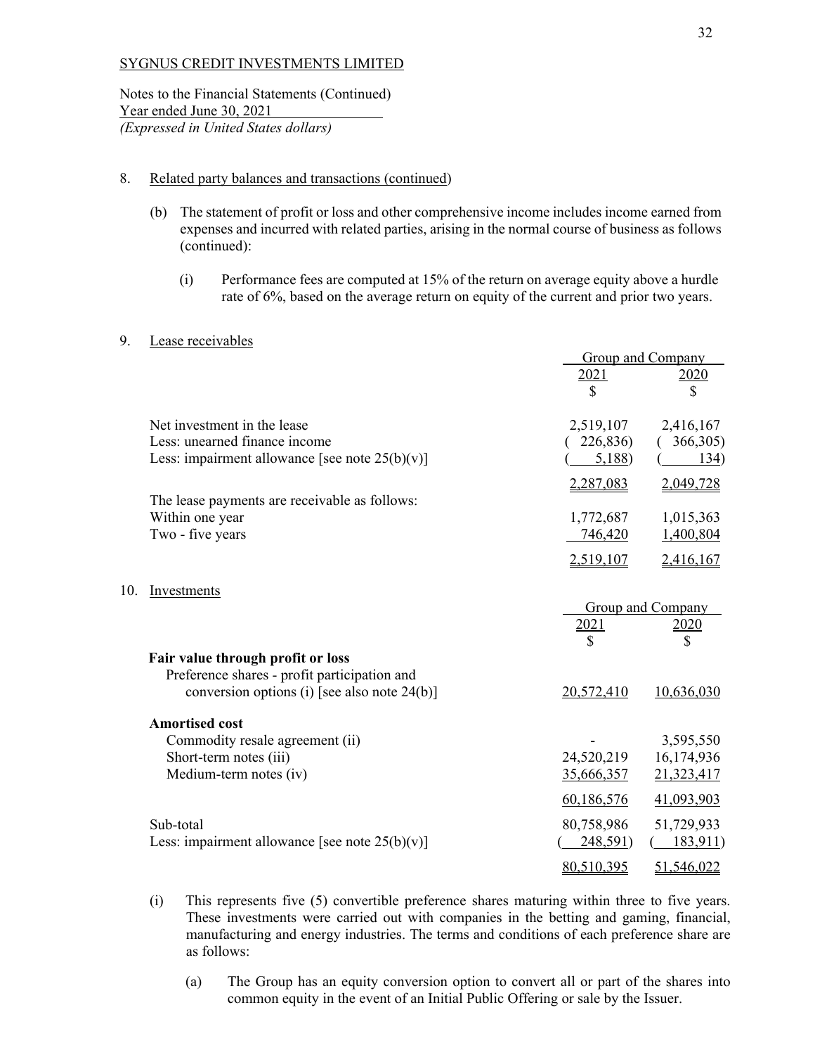SYGNUS CREDIT INVESTMENTS LIMITED

Notes to the Financial Statements (Continued)
Year ended June 30, 2021
*(Expressed in United States dollars)*

8. Related party balances and transactions (continued)

   (b) The statement of profit or loss and other comprehensive income includes income earned from expenses and incurred with related parties, arising in the normal course of business as follows (continued):

      (i) Performance fees are computed at 15% of the return on average equity above a hurdle rate of 6%, based on the average return on equity of the current and prior two years.

9. Lease receivables

| | Group and Company | |
|---|---|---|
| | 2021 | 2020 |
| | $ | $ |
| Net investment in the lease | 2,519,107 | 2,416,167 |
| Less: unearned finance income | ( 226,836) | ( 366,305) |
| Less: impairment allowance [see note 25(b)(v)] | ( 5,188) | ( 134) |
| | 2,287,083 | 2,049,728 |
| The lease payments are receivable as follows: | | |
| Within one year | 1,772,687 | 1,015,363 |
| Two - five years | 746,420 | 1,400,804 |
| | 2,519,107 | 2,416,167 |

10. Investments

| | Group and Company | |
|---|---|---|
| | 2021 | 2020 |
| | $ | $ |
| **Fair value through profit or loss** | | |
| Preference shares - profit participation and conversion options (i) [see also note 24(b)] | 20,572,410 | 10,636,030 |
| **Amortised cost** | | |
| Commodity resale agreement (ii) | - | 3,595,550 |
| Short-term notes (iii) | 24,520,219 | 16,174,936 |
| Medium-term notes (iv) | 35,666,357 | 21,323,417 |
| | 60,186,576 | 41,093,903 |
| Sub-total | 80,758,986 | 51,729,933 |
| Less: impairment allowance [see note 25(b)(v)] | ( 248,591) | ( 183,911) |
| | 80,510,395 | 51,546,022 |

   (i) This represents five (5) convertible preference shares maturing within three to five years. These investments were carried out with companies in the betting and gaming, financial, manufacturing and energy industries. The terms and conditions of each preference share are as follows:

      (a) The Group has an equity conversion option to convert all or part of the shares into common equity in the event of an Initial Public Offering or sale by the Issuer.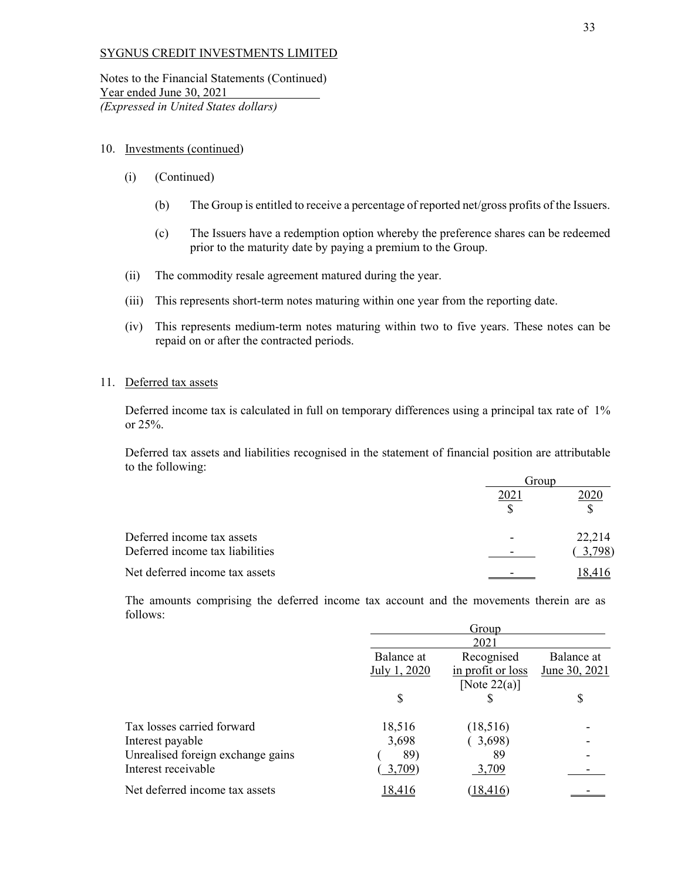SYGNUS CREDIT INVESTMENTS LIMITED

Notes to the Financial Statements (Continued)
Year ended June 30, 2021
*(Expressed in United States dollars)*

10. Investments (continued)

    (i) (Continued)

        (b) The Group is entitled to receive a percentage of reported net/gross profits of the Issuers.

        (c) The Issuers have a redemption option whereby the preference shares can be redeemed prior to the maturity date by paying a premium to the Group.

    (ii) The commodity resale agreement matured during the year.

    (iii) This represents short-term notes maturing within one year from the reporting date.

    (iv) This represents medium-term notes maturing within two to five years. These notes can be repaid on or after the contracted periods.

11. Deferred tax assets

Deferred income tax is calculated in full on temporary differences using a principal tax rate of 1% or 25%.

Deferred tax assets and liabilities recognised in the statement of financial position are attributable to the following:

| | Group | |
|---|---|---|
| | 2021 | 2020 |
| | $ | $ |
| Deferred income tax assets | - | 22,214 |
| Deferred income tax liabilities | - | ( 3,798) |
| Net deferred income tax assets | - | 18,416 |

The amounts comprising the deferred income tax account and the movements therein are as follows:

| | Group | | |
|---|---|---|---|
| | 2021 | | |
| | Balance at July 1, 2020 | Recognised in profit or loss [Note 22(a)] | Balance at June 30, 2021 |
| | $ | $ | $ |
| Tax losses carried forward | 18,516 | (18,516) | - |
| Interest payable | 3,698 | ( 3,698) | - |
| Unrealised foreign exchange gains | ( 89) | 89 | - |
| Interest receivable | ( 3,709) | 3,709 | - |
| Net deferred income tax assets | 18,416 | (18,416) | - |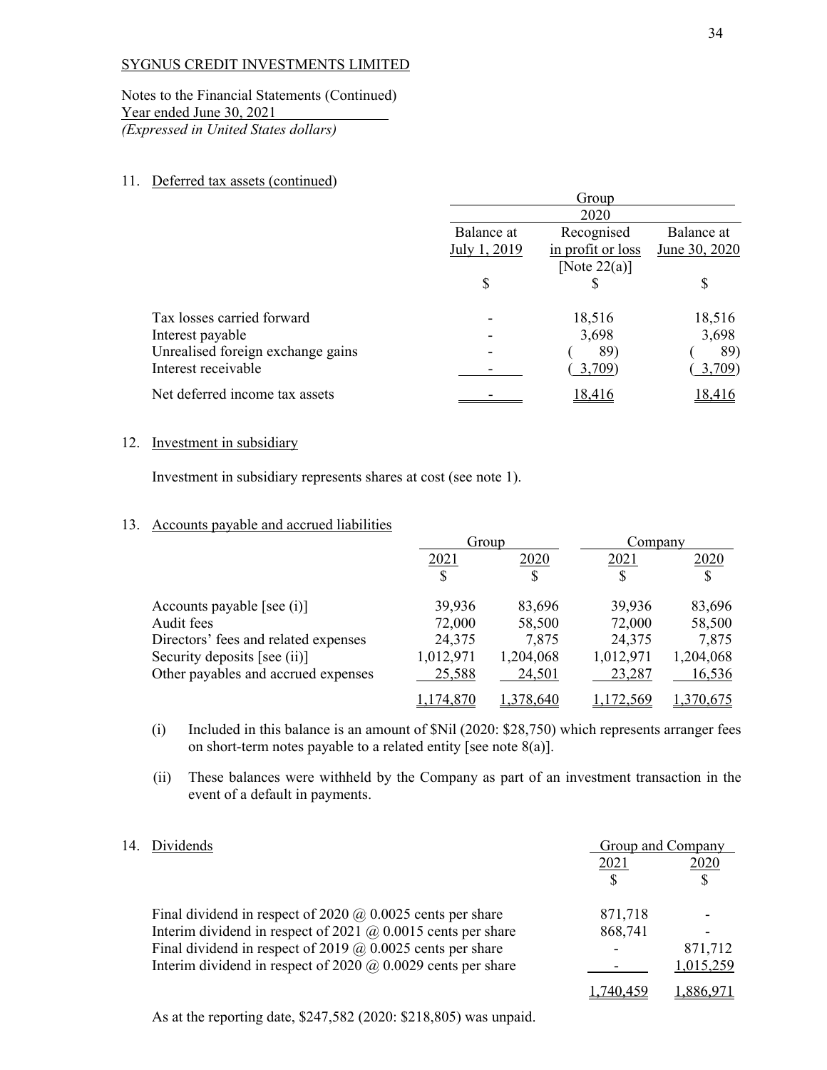SYGNUS CREDIT INVESTMENTS LIMITED

Notes to the Financial Statements (Continued)
Year ended June 30, 2021
*(Expressed in United States dollars)*

11. Deferred tax assets (continued)

| | Group | | |
|---|---|---|---|
| | 2020 | | |
| | Balance at July 1, 2019 | Recognised in profit or loss [Note 22(a)] | Balance at June 30, 2020 |
| | $ | $ | $ |
| Tax losses carried forward | - | 18,516 | 18,516 |
| Interest payable | - | 3,698 | 3,698 |
| Unrealised foreign exchange gains | - | ( 89) | ( 89) |
| Interest receivable | - | ( 3,709) | ( 3,709) |
| Net deferred income tax assets | - | 18,416 | 18,416 |

12. Investment in subsidiary

Investment in subsidiary represents shares at cost (see note 1).

13. Accounts payable and accrued liabilities

| | Group | | Company | |
|---|---|---|---|---|
| | 2021 | 2020 | 2021 | 2020 |
| | $ | $ | $ | $ |
| Accounts payable [see (i)] | 39,936 | 83,696 | 39,936 | 83,696 |
| Audit fees | 72,000 | 58,500 | 72,000 | 58,500 |
| Directors' fees and related expenses | 24,375 | 7,875 | 24,375 | 7,875 |
| Security deposits [see (ii)] | 1,012,971 | 1,204,068 | 1,012,971 | 1,204,068 |
| Other payables and accrued expenses | 25,588 | 24,501 | 23,287 | 16,536 |
| | 1,174,870 | 1,378,640 | 1,172,569 | 1,370,675 |

(i) Included in this balance is an amount of $Nil (2020: $28,750) which represents arranger fees on short-term notes payable to a related entity [see note 8(a)].

(ii) These balances were withheld by the Company as part of an investment transaction in the event of a default in payments.

14. Dividends

| | Group and Company | |
|---|---|---|
| | 2021 | 2020 |
| | $ | $ |
| Final dividend in respect of 2020 @ 0.0025 cents per share | 871,718 | - |
| Interim dividend in respect of 2021 @ 0.0015 cents per share | 868,741 | - |
| Final dividend in respect of 2019 @ 0.0025 cents per share | - | 871,712 |
| Interim dividend in respect of 2020 @ 0.0029 cents per share | - | 1,015,259 |
| | 1,740,459 | 1,886,971 |

As at the reporting date, $247,582 (2020: $218,805) was unpaid.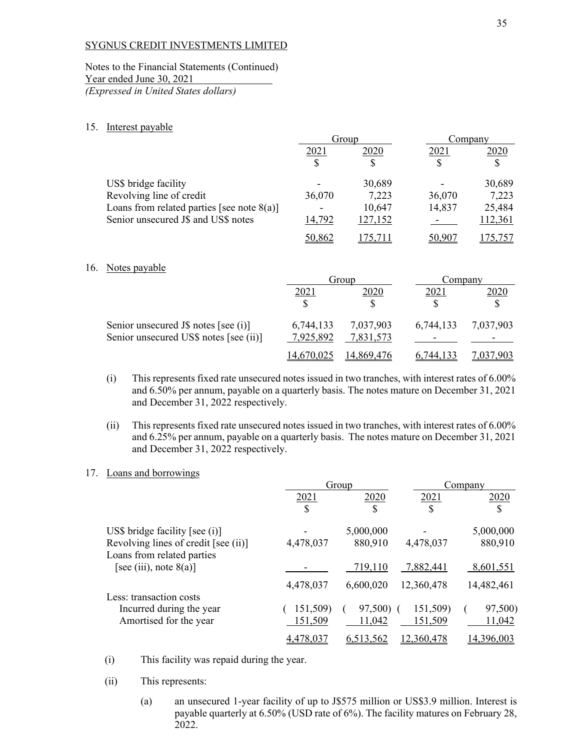SYGNUS CREDIT INVESTMENTS LIMITED

Notes to the Financial Statements (Continued)
Year ended June 30, 2021
*(Expressed in United States dollars)*

15. Interest payable

| | Group | | Company | |
|---|---|---|---|---|
| | 2021 | 2020 | 2021 | 2020 |
| | $ | $ | $ | $ |
| US$ bridge facility | - | 30,689 | - | 30,689 |
| Revolving line of credit | 36,070 | 7,223 | 36,070 | 7,223 |
| Loans from related parties [see note 8(a)] | - | 10,647 | 14,837 | 25,484 |
| Senior unsecured J$ and US$ notes | 14,792 | 127,152 | - | 112,361 |
| | 50,862 | 175,711 | 50,907 | 175,757 |

16. Notes payable

| | Group | | Company | |
|---|---|---|---|---|
| | 2021 | 2020 | 2021 | 2020 |
| | $ | $ | $ | $ |
| Senior unsecured J$ notes [see (i)] | 6,744,133 | 7,037,903 | 6,744,133 | 7,037,903 |
| Senior unsecured US$ notes [see (ii)] | 7,925,892 | 7,831,573 | - | - |
| | 14,670,025 | 14,869,476 | 6,744,133 | 7,037,903 |

(i) This represents fixed rate unsecured notes issued in two tranches, with interest rates of 6.00% and 6.50% per annum, payable on a quarterly basis. The notes mature on December 31, 2021 and December 31, 2022 respectively.

(ii) This represents fixed rate unsecured notes issued in two tranches, with interest rates of 6.00% and 6.25% per annum, payable on a quarterly basis. The notes mature on December 31, 2021 and December 31, 2022 respectively.

17. Loans and borrowings

| | Group | | Company | |
|---|---|---|---|---|
| | 2021 | 2020 | 2021 | 2020 |
| | $ | $ | $ | $ |
| US$ bridge facility [see (i)] | - | 5,000,000 | - | 5,000,000 |
| Revolving lines of credit [see (ii)] | 4,478,037 | 880,910 | 4,478,037 | 880,910 |
| Loans from related parties [see (iii), note 8(a)] | - | 719,110 | 7,882,441 | 8,601,551 |
| | 4,478,037 | 6,600,020 | 12,360,478 | 14,482,461 |
| Less: transaction costs | | | | |
| Incurred during the year | (151,509) | (97,500) | (151,509) | (97,500) |
| Amortised for the year | 151,509 | 11,042 | 151,509 | 11,042 |
| | 4,478,037 | 6,513,562 | 12,360,478 | 14,396,003 |

(i) This facility was repaid during the year.

(ii) This represents:

(a) an unsecured 1-year facility of up to J$575 million or US$3.9 million. Interest is payable quarterly at 6.50% (USD rate of 6%). The facility matures on February 28, 2022.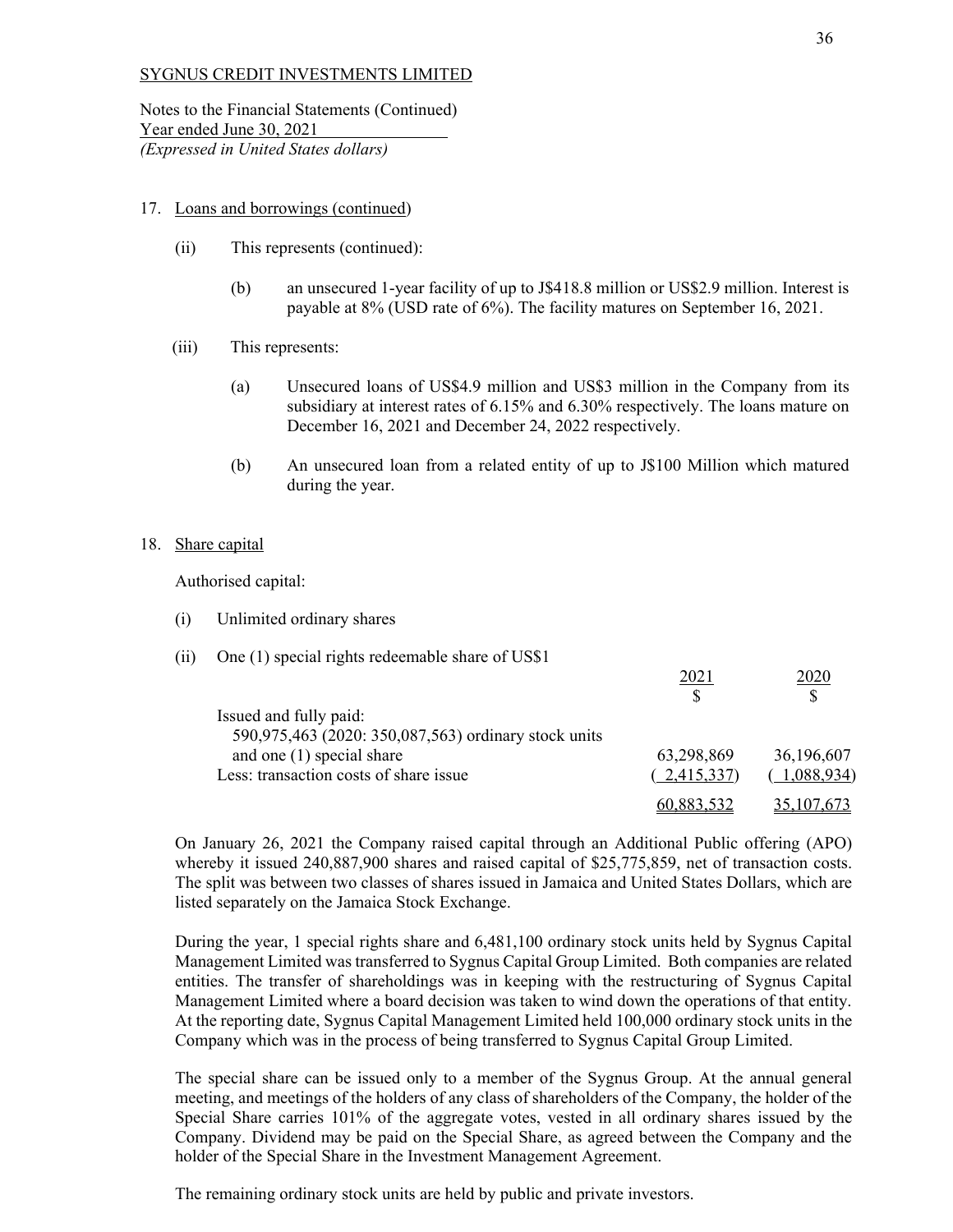SYGNUS CREDIT INVESTMENTS LIMITED

Notes to the Financial Statements (Continued)
Year ended June 30, 2021
*(Expressed in United States dollars)*

17. Loans and borrowings (continued)

    (ii) This represents (continued):

    (b) an unsecured 1-year facility of up to J$418.8 million or US$2.9 million. Interest is payable at 8% (USD rate of 6%). The facility matures on September 16, 2021.

    (iii) This represents:

    (a) Unsecured loans of US$4.9 million and US$3 million in the Company from its subsidiary at interest rates of 6.15% and 6.30% respectively. The loans mature on December 16, 2021 and December 24, 2022 respectively.

    (b) An unsecured loan from a related entity of up to J$100 Million which matured during the year.

18. Share capital

Authorised capital:

(i) Unlimited ordinary shares

(ii) One (1) special rights redeemable share of US$1

| | 2021<br>$ | 2020<br>$ |
|---|---|---|
| Issued and fully paid: | | |
| 590,975,463 (2020: 350,087,563) ordinary stock units and one (1) special share | 63,298,869 | 36,196,607 |
| Less: transaction costs of share issue | ( 2,415,337) | ( 1,088,934) |
| | 60,883,532 | 35,107,673 |

On January 26, 2021 the Company raised capital through an Additional Public offering (APO) whereby it issued 240,887,900 shares and raised capital of $25,775,859, net of transaction costs. The split was between two classes of shares issued in Jamaica and United States Dollars, which are listed separately on the Jamaica Stock Exchange.

During the year, 1 special rights share and 6,481,100 ordinary stock units held by Sygnus Capital Management Limited was transferred to Sygnus Capital Group Limited. Both companies are related entities. The transfer of shareholdings was in keeping with the restructuring of Sygnus Capital Management Limited where a board decision was taken to wind down the operations of that entity. At the reporting date, Sygnus Capital Management Limited held 100,000 ordinary stock units in the Company which was in the process of being transferred to Sygnus Capital Group Limited.

The special share can be issued only to a member of the Sygnus Group. At the annual general meeting, and meetings of the holders of any class of shareholders of the Company, the holder of the Special Share carries 101% of the aggregate votes, vested in all ordinary shares issued by the Company. Dividend may be paid on the Special Share, as agreed between the Company and the holder of the Special Share in the Investment Management Agreement.

The remaining ordinary stock units are held by public and private investors.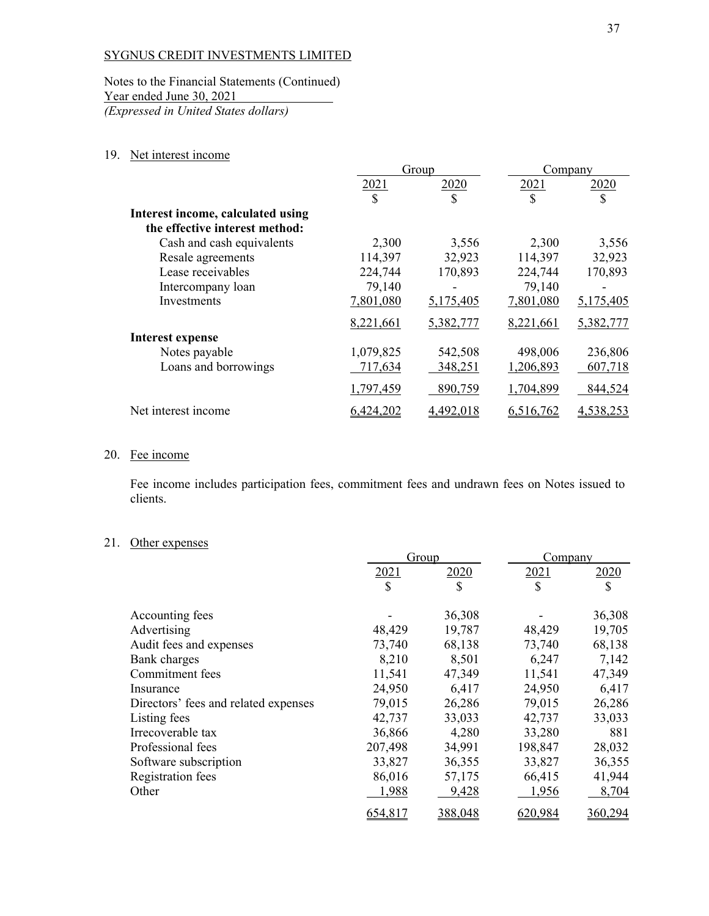SYGNUS CREDIT INVESTMENTS LIMITED

Notes to the Financial Statements (Continued)
Year ended June 30, 2021
*(Expressed in United States dollars)*

## 19. Net interest income

| | Group | | Company | |
|---|---|---|---|---|
| | 2021 | 2020 | 2021 | 2020 |
| | $ | $ | $ | $ |
| **Interest income, calculated using the effective interest method:** | | | | |
| Cash and cash equivalents | 2,300 | 3,556 | 2,300 | 3,556 |
| Resale agreements | 114,397 | 32,923 | 114,397 | 32,923 |
| Lease receivables | 224,744 | 170,893 | 224,744 | 170,893 |
| Intercompany loan | 79,140 | - | 79,140 | - |
| Investments | 7,801,080 | 5,175,405 | 7,801,080 | 5,175,405 |
| | 8,221,661 | 5,382,777 | 8,221,661 | 5,382,777 |
| **Interest expense** | | | | |
| Notes payable | 1,079,825 | 542,508 | 498,006 | 236,806 |
| Loans and borrowings | 717,634 | 348,251 | 1,206,893 | 607,718 |
| | 1,797,459 | 890,759 | 1,704,899 | 844,524 |
| Net interest income | 6,424,202 | 4,492,018 | 6,516,762 | 4,538,253 |

## 20. Fee income

Fee income includes participation fees, commitment fees and undrawn fees on Notes issued to clients.

## 21. Other expenses

| | Group | | Company | |
|---|---|---|---|---|
| | 2021 | 2020 | 2021 | 2020 |
| | $ | $ | $ | $ |
| Accounting fees | - | 36,308 | - | 36,308 |
| Advertising | 48,429 | 19,787 | 48,429 | 19,705 |
| Audit fees and expenses | 73,740 | 68,138 | 73,740 | 68,138 |
| Bank charges | 8,210 | 8,501 | 6,247 | 7,142 |
| Commitment fees | 11,541 | 47,349 | 11,541 | 47,349 |
| Insurance | 24,950 | 6,417 | 24,950 | 6,417 |
| Directors' fees and related expenses | 79,015 | 26,286 | 79,015 | 26,286 |
| Listing fees | 42,737 | 33,033 | 42,737 | 33,033 |
| Irrecoverable tax | 36,866 | 4,280 | 33,280 | 881 |
| Professional fees | 207,498 | 34,991 | 198,847 | 28,032 |
| Software subscription | 33,827 | 36,355 | 33,827 | 36,355 |
| Registration fees | 86,016 | 57,175 | 66,415 | 41,944 |
| Other | 1,988 | 9,428 | 1,956 | 8,704 |
| | 654,817 | 388,048 | 620,984 | 360,294 |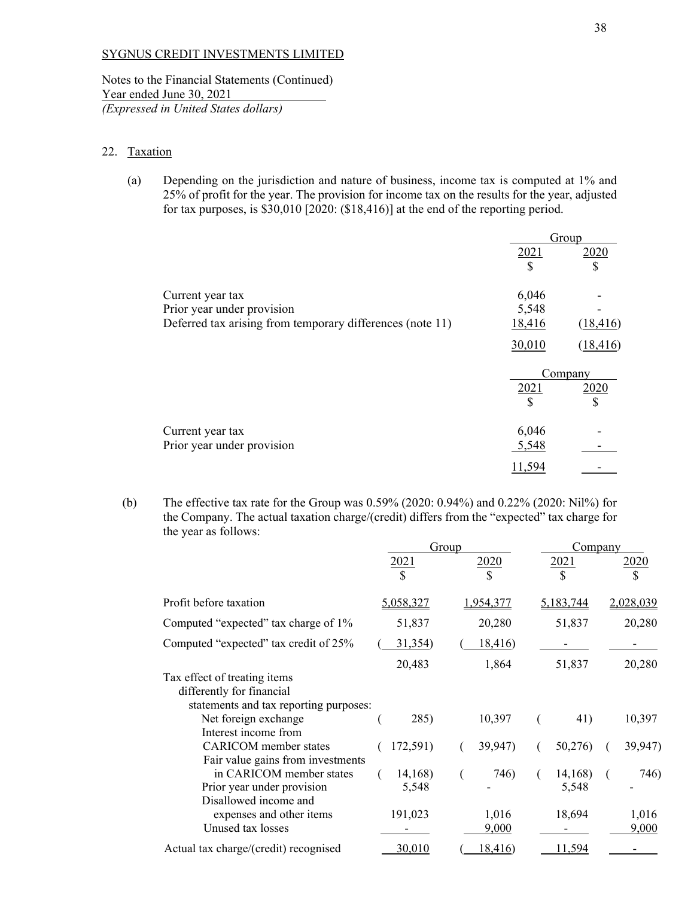SYGNUS CREDIT INVESTMENTS LIMITED

Notes to the Financial Statements (Continued)
Year ended June 30, 2021
*(Expressed in United States dollars)*

## 22. Taxation

(a) Depending on the jurisdiction and nature of business, income tax is computed at 1% and 25% of profit for the year. The provision for income tax on the results for the year, adjusted for tax purposes, is $30,010 [2020: ($18,416)] at the end of the reporting period.

| | Group | |
|---|---|---|
| | 2021 | 2020 |
| | $ | $ |
| Current year tax | 6,046 | - |
| Prior year under provision | 5,548 | - |
| Deferred tax arising from temporary differences (note 11) | 18,416 | (18,416) |
| | 30,010 | (18,416) |

| | Company | |
|---|---|---|
| | 2021 | 2020 |
| | $ | $ |
| Current year tax | 6,046 | - |
| Prior year under provision | 5,548 | - |
| | 11,594 | - |

(b) The effective tax rate for the Group was 0.59% (2020: 0.94%) and 0.22% (2020: Nil%) for the Company. The actual taxation charge/(credit) differs from the "expected" tax charge for the year as follows:

| | Group | | Company | |
|---|---|---|---|---|
| | 2021 | 2020 | 2021 | 2020 |
| | $ | $ | $ | $ |
| Profit before taxation | 5,058,327 | 1,954,377 | 5,183,744 | 2,028,039 |
| Computed "expected" tax charge of 1% | 51,837 | 20,280 | 51,837 | 20,280 |
| Computed "expected" tax credit of 25% | (31,354) | (18,416) | - | - |
| | 20,483 | 1,864 | 51,837 | 20,280 |
| Tax effect of treating items differently for financial statements and tax reporting purposes: | | | | |
| Net foreign exchange | (285) | 10,397 | (41) | 10,397 |
| Interest income from CARICOM member states | (172,591) | (39,947) | (50,276) | (39,947) |
| Fair value gains from investments in CARICOM member states | (14,168) | (746) | (14,168) | (746) |
| Prior year under provision | 5,548 | - | 5,548 | - |
| Disallowed income and expenses and other items | 191,023 | 1,016 | 18,694 | 1,016 |
| Unused tax losses | - | 9,000 | - | 9,000 |
| Actual tax charge/(credit) recognised | 30,010 | (18,416) | 11,594 | - |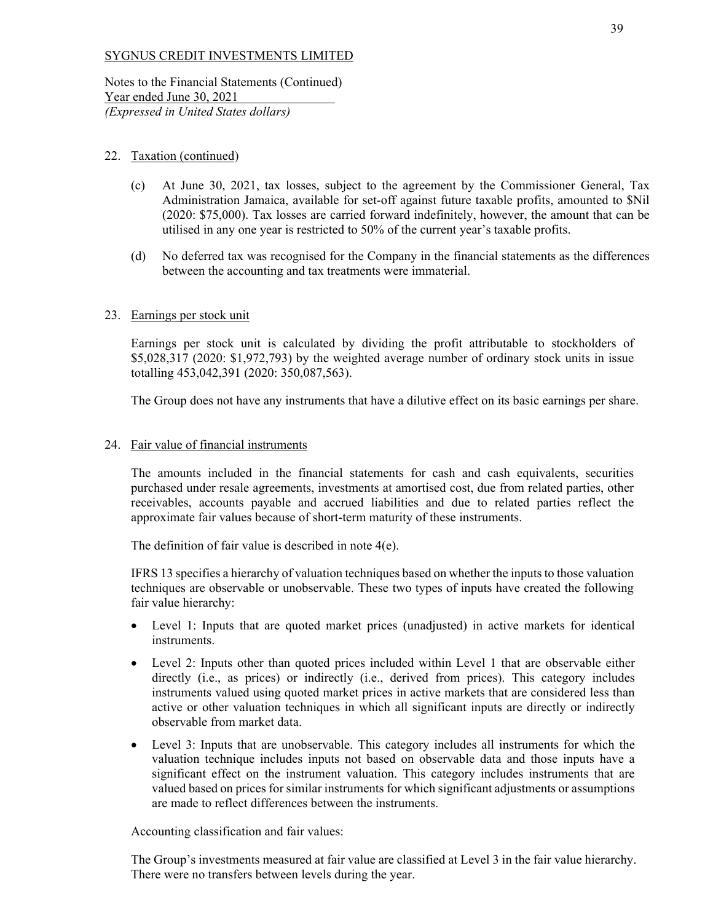SYGNUS CREDIT INVESTMENTS LIMITED

Notes to the Financial Statements (Continued)
Year ended June 30, 2021
*(Expressed in United States dollars)*

22. Taxation (continued)

(c) At June 30, 2021, tax losses, subject to the agreement by the Commissioner General, Tax Administration Jamaica, available for set-off against future taxable profits, amounted to $Nil (2020: $75,000). Tax losses are carried forward indefinitely, however, the amount that can be utilised in any one year is restricted to 50% of the current year's taxable profits.

(d) No deferred tax was recognised for the Company in the financial statements as the differences between the accounting and tax treatments were immaterial.

23. Earnings per stock unit

Earnings per stock unit is calculated by dividing the profit attributable to stockholders of $5,028,317 (2020: $1,972,793) by the weighted average number of ordinary stock units in issue totalling 453,042,391 (2020: 350,087,563).

The Group does not have any instruments that have a dilutive effect on its basic earnings per share.

24. Fair value of financial instruments

The amounts included in the financial statements for cash and cash equivalents, securities purchased under resale agreements, investments at amortised cost, due from related parties, other receivables, accounts payable and accrued liabilities and due to related parties reflect the approximate fair values because of short-term maturity of these instruments.

The definition of fair value is described in note 4(e).

IFRS 13 specifies a hierarchy of valuation techniques based on whether the inputs to those valuation techniques are observable or unobservable. These two types of inputs have created the following fair value hierarchy:

- Level 1: Inputs that are quoted market prices (unadjusted) in active markets for identical instruments.
- Level 2: Inputs other than quoted prices included within Level 1 that are observable either directly (i.e., as prices) or indirectly (i.e., derived from prices). This category includes instruments valued using quoted market prices in active markets that are considered less than active or other valuation techniques in which all significant inputs are directly or indirectly observable from market data.
- Level 3: Inputs that are unobservable. This category includes all instruments for which the valuation technique includes inputs not based on observable data and those inputs have a significant effect on the instrument valuation. This category includes instruments that are valued based on prices for similar instruments for which significant adjustments or assumptions are made to reflect differences between the instruments.

Accounting classification and fair values:

The Group's investments measured at fair value are classified at Level 3 in the fair value hierarchy. There were no transfers between levels during the year.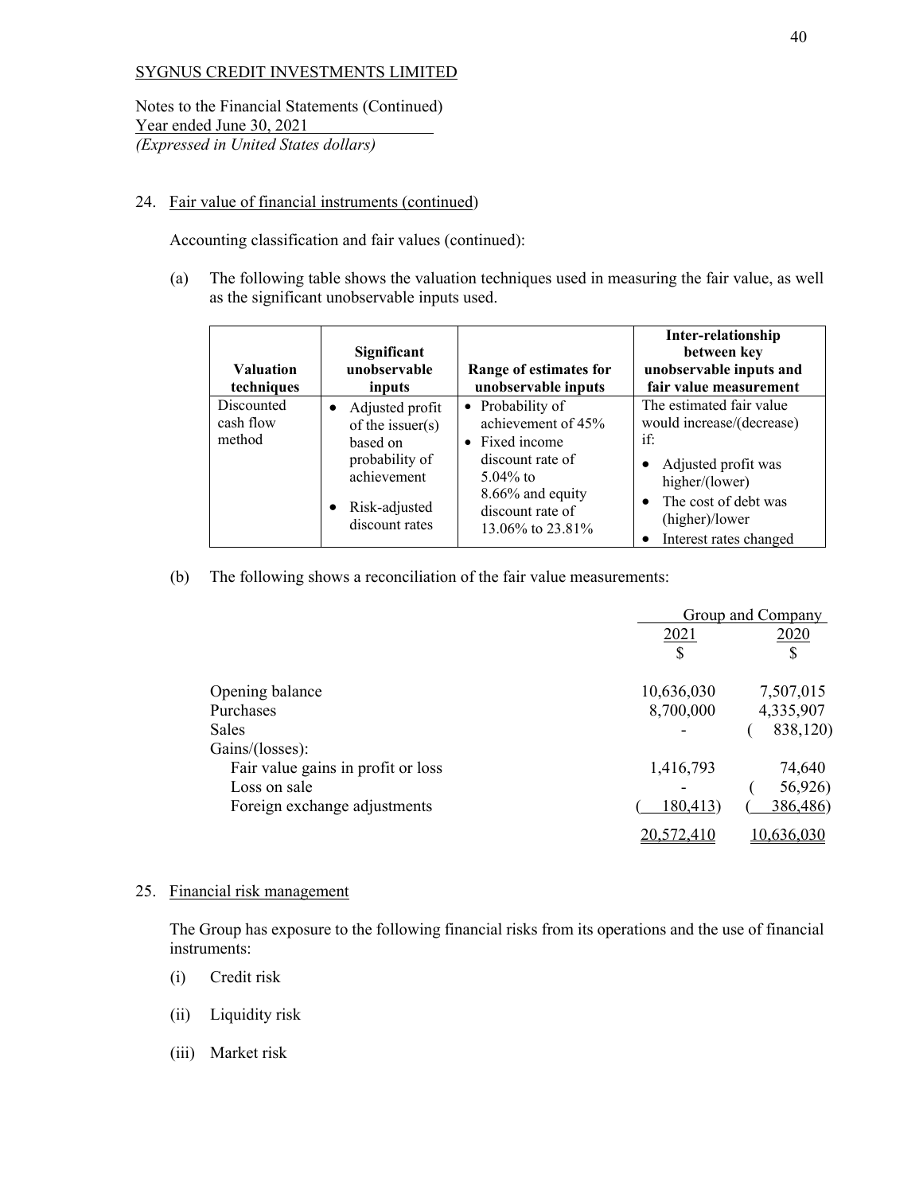SYGNUS CREDIT INVESTMENTS LIMITED

Notes to the Financial Statements (Continued)
Year ended June 30, 2021
*(Expressed in United States dollars)*

## 24. Fair value of financial instruments (continued)

Accounting classification and fair values (continued):

(a) The following table shows the valuation techniques used in measuring the fair value, as well as the significant unobservable inputs used.

| Valuation techniques | Significant unobservable inputs | Range of estimates for unobservable inputs | Inter-relationship between key unobservable inputs and fair value measurement |
|---|---|---|---|
| Discounted cash flow method | • Adjusted profit of the issuer(s) based on probability of achievement<br>• Risk-adjusted discount rates | • Probability of achievement of 45%<br>• Fixed income discount rate of 5.04% to 8.66% and equity discount rate of 13.06% to 23.81% | The estimated fair value would increase/(decrease) if:<br>• Adjusted profit was higher/(lower)<br>• The cost of debt was (higher)/lower<br>• Interest rates changed |

(b) The following shows a reconciliation of the fair value measurements:

| | Group and Company | |
|---|---|---|
| | 2021<br>$ | 2020<br>$ |
| Opening balance | 10,636,030 | 7,507,015 |
| Purchases | 8,700,000 | 4,335,907 |
| Sales | - | ( 838,120) |
| Gains/(losses): | | |
| Fair value gains in profit or loss | 1,416,793 | 74,640 |
| Loss on sale | - | ( 56,926) |
| Foreign exchange adjustments | ( 180,413) | ( 386,486) |
| | 20,572,410 | 10,636,030 |

## 25. Financial risk management

The Group has exposure to the following financial risks from its operations and the use of financial instruments:

(i) Credit risk

(ii) Liquidity risk

(iii) Market risk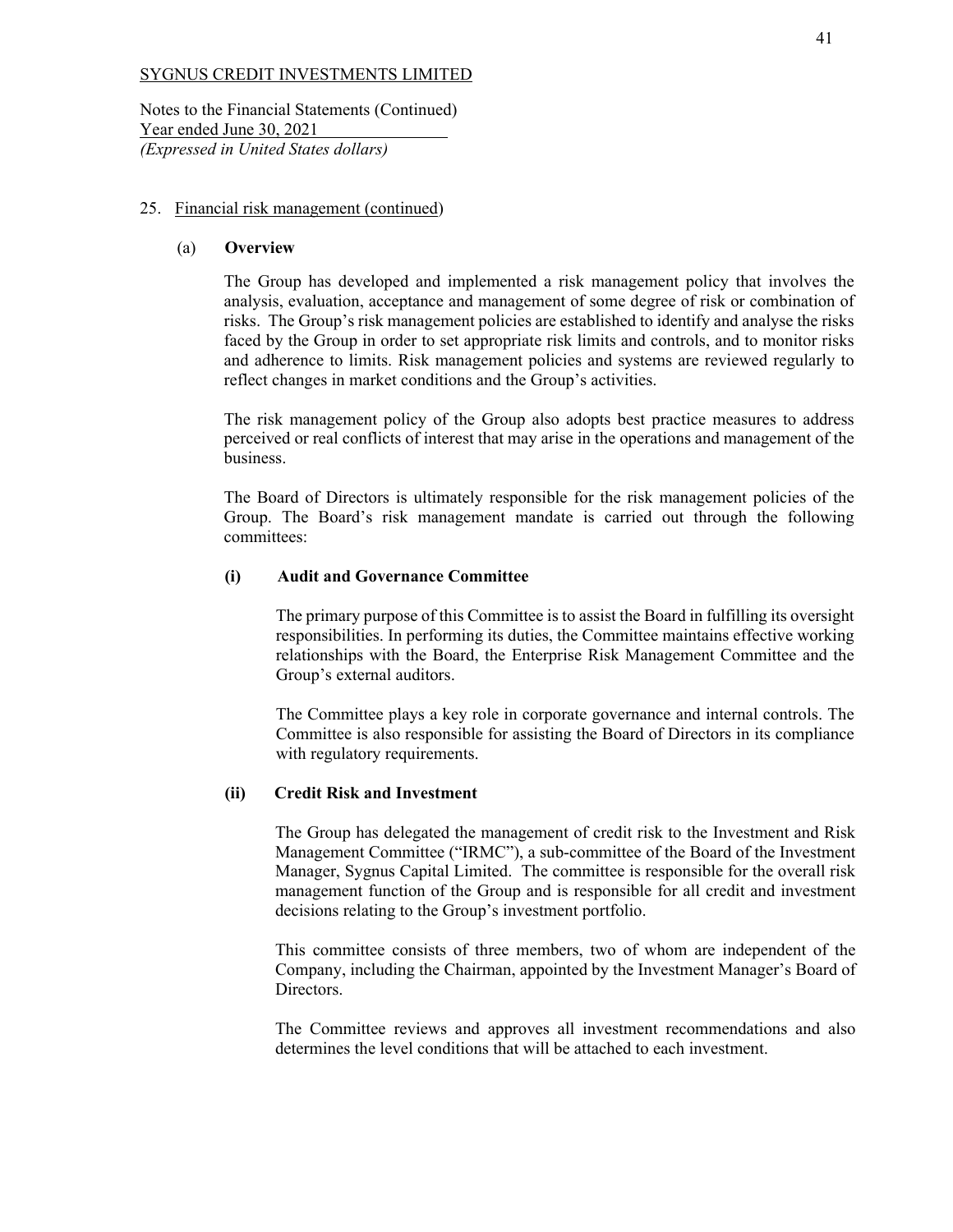SYGNUS CREDIT INVESTMENTS LIMITED

Notes to the Financial Statements (Continued)
Year ended June 30, 2021
*(Expressed in United States dollars)*

25. Financial risk management (continued)

(a) **Overview**

The Group has developed and implemented a risk management policy that involves the analysis, evaluation, acceptance and management of some degree of risk or combination of risks. The Group's risk management policies are established to identify and analyse the risks faced by the Group in order to set appropriate risk limits and controls, and to monitor risks and adherence to limits. Risk management policies and systems are reviewed regularly to reflect changes in market conditions and the Group's activities.

The risk management policy of the Group also adopts best practice measures to address perceived or real conflicts of interest that may arise in the operations and management of the business.

The Board of Directors is ultimately responsible for the risk management policies of the Group. The Board's risk management mandate is carried out through the following committees:

**(i) Audit and Governance Committee**

The primary purpose of this Committee is to assist the Board in fulfilling its oversight responsibilities. In performing its duties, the Committee maintains effective working relationships with the Board, the Enterprise Risk Management Committee and the Group's external auditors.

The Committee plays a key role in corporate governance and internal controls. The Committee is also responsible for assisting the Board of Directors in its compliance with regulatory requirements.

**(ii) Credit Risk and Investment**

The Group has delegated the management of credit risk to the Investment and Risk Management Committee ("IRMC"), a sub-committee of the Board of the Investment Manager, Sygnus Capital Limited. The committee is responsible for the overall risk management function of the Group and is responsible for all credit and investment decisions relating to the Group's investment portfolio.

This committee consists of three members, two of whom are independent of the Company, including the Chairman, appointed by the Investment Manager's Board of Directors.

The Committee reviews and approves all investment recommendations and also determines the level conditions that will be attached to each investment.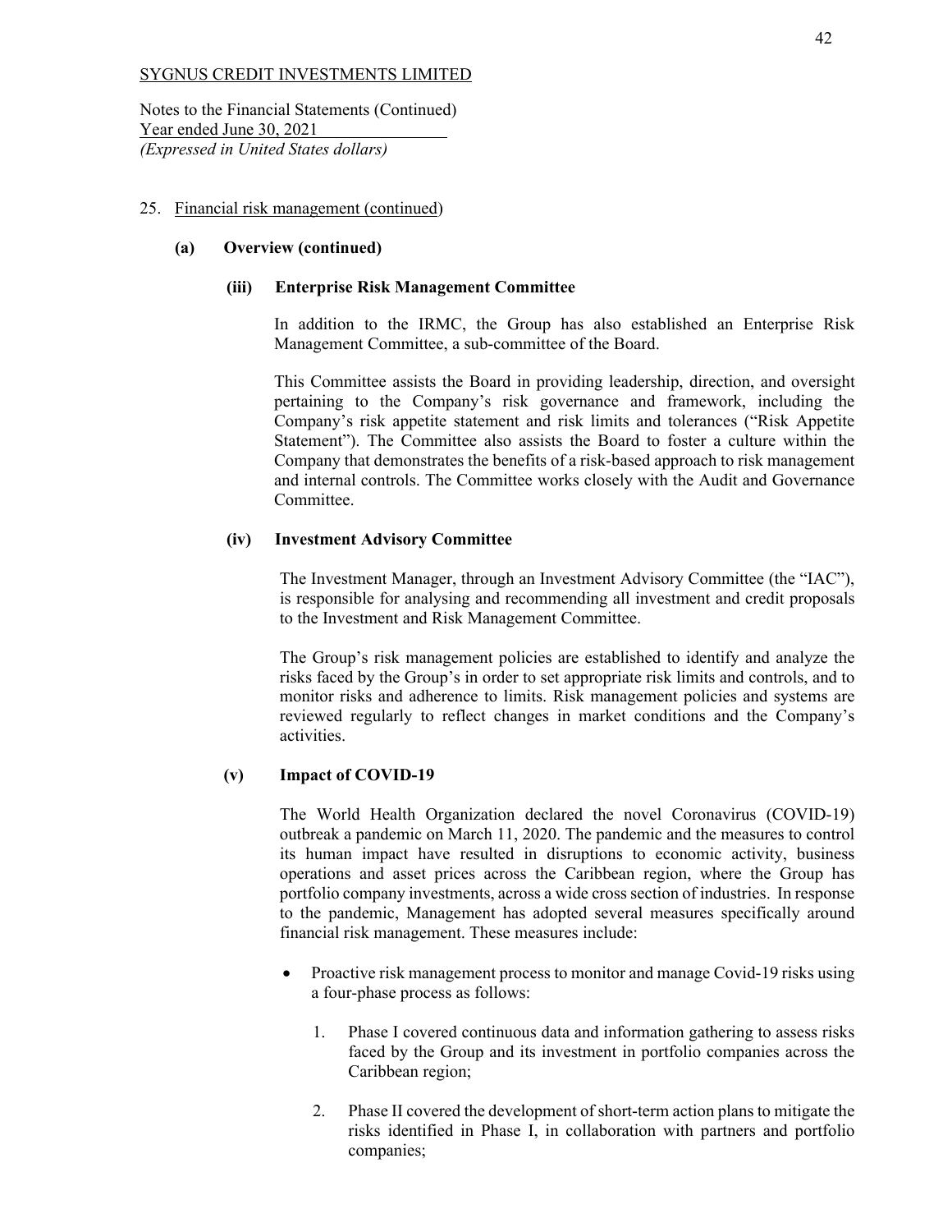SYGNUS CREDIT INVESTMENTS LIMITED

Notes to the Financial Statements (Continued)
Year ended June 30, 2021
*(Expressed in United States dollars)*

25. Financial risk management (continued)

**(a) Overview (continued)**

**(iii) Enterprise Risk Management Committee**

In addition to the IRMC, the Group has also established an Enterprise Risk Management Committee, a sub-committee of the Board.

This Committee assists the Board in providing leadership, direction, and oversight pertaining to the Company's risk governance and framework, including the Company's risk appetite statement and risk limits and tolerances ("Risk Appetite Statement"). The Committee also assists the Board to foster a culture within the Company that demonstrates the benefits of a risk-based approach to risk management and internal controls. The Committee works closely with the Audit and Governance Committee.

**(iv) Investment Advisory Committee**

The Investment Manager, through an Investment Advisory Committee (the "IAC"), is responsible for analysing and recommending all investment and credit proposals to the Investment and Risk Management Committee.

The Group's risk management policies are established to identify and analyze the risks faced by the Group's in order to set appropriate risk limits and controls, and to monitor risks and adherence to limits. Risk management policies and systems are reviewed regularly to reflect changes in market conditions and the Company's activities.

**(v) Impact of COVID-19**

The World Health Organization declared the novel Coronavirus (COVID-19) outbreak a pandemic on March 11, 2020. The pandemic and the measures to control its human impact have resulted in disruptions to economic activity, business operations and asset prices across the Caribbean region, where the Group has portfolio company investments, across a wide cross section of industries. In response to the pandemic, Management has adopted several measures specifically around financial risk management. These measures include:

- Proactive risk management process to monitor and manage Covid-19 risks using a four-phase process as follows:

  1. Phase I covered continuous data and information gathering to assess risks faced by the Group and its investment in portfolio companies across the Caribbean region;

  2. Phase II covered the development of short-term action plans to mitigate the risks identified in Phase I, in collaboration with partners and portfolio companies;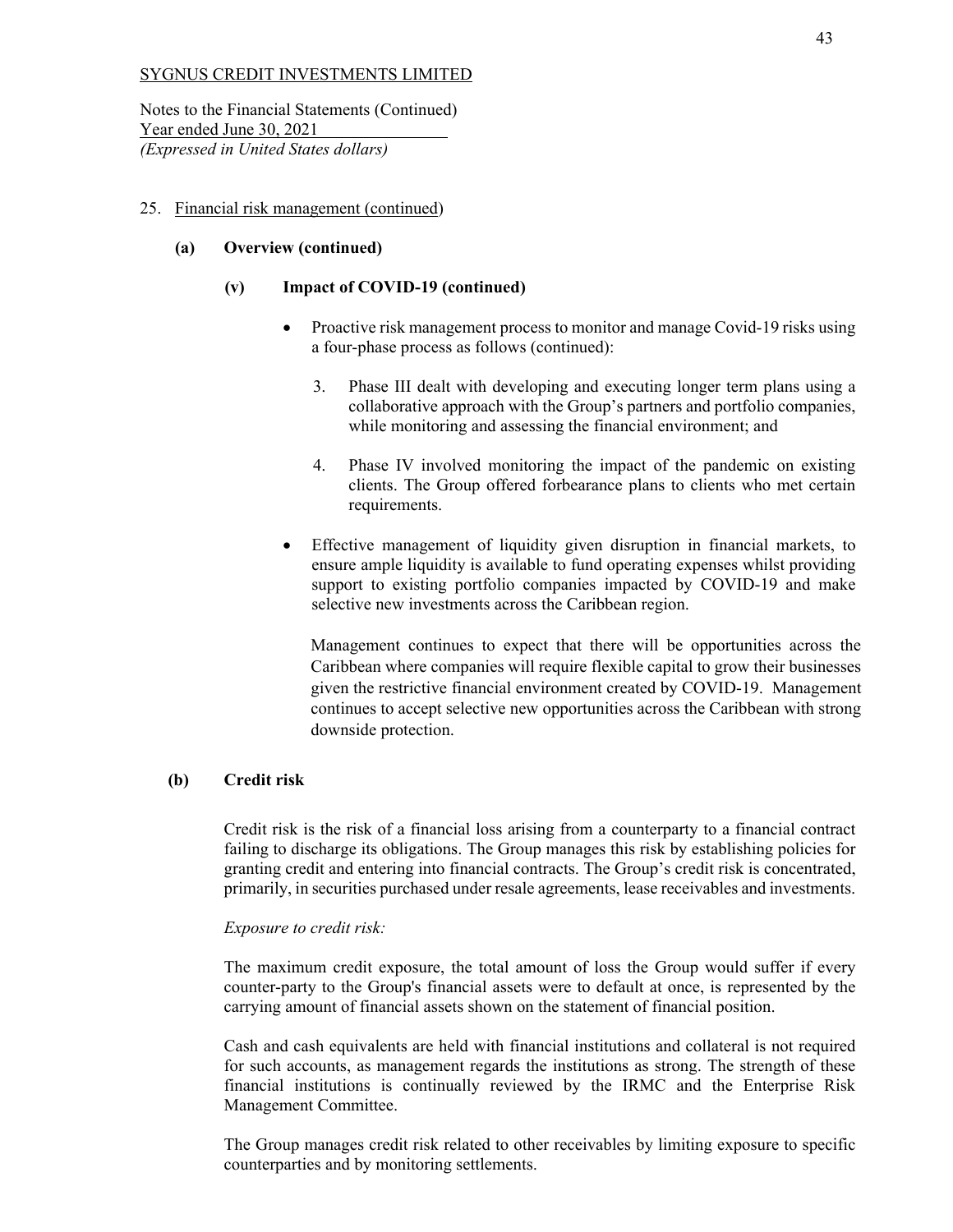SYGNUS CREDIT INVESTMENTS LIMITED

Notes to the Financial Statements (Continued)
Year ended June 30, 2021
*(Expressed in United States dollars)*

25. Financial risk management (continued)

**(a) Overview (continued)**

**(v) Impact of COVID-19 (continued)**

- Proactive risk management process to monitor and manage Covid-19 risks using a four-phase process as follows (continued):

  3. Phase III dealt with developing and executing longer term plans using a collaborative approach with the Group's partners and portfolio companies, while monitoring and assessing the financial environment; and

  4. Phase IV involved monitoring the impact of the pandemic on existing clients. The Group offered forbearance plans to clients who met certain requirements.

- Effective management of liquidity given disruption in financial markets, to ensure ample liquidity is available to fund operating expenses whilst providing support to existing portfolio companies impacted by COVID-19 and make selective new investments across the Caribbean region.

  Management continues to expect that there will be opportunities across the Caribbean where companies will require flexible capital to grow their businesses given the restrictive financial environment created by COVID-19. Management continues to accept selective new opportunities across the Caribbean with strong downside protection.

**(b) Credit risk**

Credit risk is the risk of a financial loss arising from a counterparty to a financial contract failing to discharge its obligations. The Group manages this risk by establishing policies for granting credit and entering into financial contracts. The Group's credit risk is concentrated, primarily, in securities purchased under resale agreements, lease receivables and investments.

*Exposure to credit risk:*

The maximum credit exposure, the total amount of loss the Group would suffer if every counter-party to the Group's financial assets were to default at once, is represented by the carrying amount of financial assets shown on the statement of financial position.

Cash and cash equivalents are held with financial institutions and collateral is not required for such accounts, as management regards the institutions as strong. The strength of these financial institutions is continually reviewed by the IRMC and the Enterprise Risk Management Committee.

The Group manages credit risk related to other receivables by limiting exposure to specific counterparties and by monitoring settlements.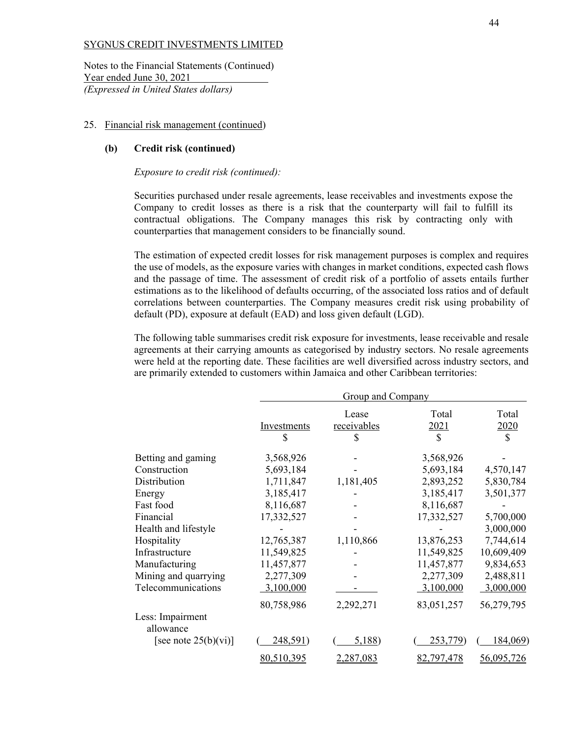SYGNUS CREDIT INVESTMENTS LIMITED

Notes to the Financial Statements (Continued)
Year ended June 30, 2021
*(Expressed in United States dollars)*

25. Financial risk management (continued)

**(b) Credit risk (continued)**

*Exposure to credit risk (continued):*

Securities purchased under resale agreements, lease receivables and investments expose the Company to credit losses as there is a risk that the counterparty will fail to fulfill its contractual obligations. The Company manages this risk by contracting only with counterparties that management considers to be financially sound.

The estimation of expected credit losses for risk management purposes is complex and requires the use of models, as the exposure varies with changes in market conditions, expected cash flows and the passage of time. The assessment of credit risk of a portfolio of assets entails further estimations as to the likelihood of defaults occurring, of the associated loss ratios and of default correlations between counterparties. The Company measures credit risk using probability of default (PD), exposure at default (EAD) and loss given default (LGD).

The following table summarises credit risk exposure for investments, lease receivable and resale agreements at their carrying amounts as categorised by industry sectors. No resale agreements were held at the reporting date. These facilities are well diversified across industry sectors, and are primarily extended to customers within Jamaica and other Caribbean territories:

| | Group and Company | | | |
|---|---|---|---|---|
| | Investments<br>$ | Lease receivables<br>$ | Total 2021<br>$ | Total 2020<br>$ |
| Betting and gaming | 3,568,926 | - | 3,568,926 | - |
| Construction | 5,693,184 | - | 5,693,184 | 4,570,147 |
| Distribution | 1,711,847 | 1,181,405 | 2,893,252 | 5,830,784 |
| Energy | 3,185,417 | - | 3,185,417 | 3,501,377 |
| Fast food | 8,116,687 | - | 8,116,687 | - |
| Financial | 17,332,527 | - | 17,332,527 | 5,700,000 |
| Health and lifestyle | - | - | - | 3,000,000 |
| Hospitality | 12,765,387 | 1,110,866 | 13,876,253 | 7,744,614 |
| Infrastructure | 11,549,825 | - | 11,549,825 | 10,609,409 |
| Manufacturing | 11,457,877 | - | 11,457,877 | 9,834,653 |
| Mining and quarrying | 2,277,309 | - | 2,277,309 | 2,488,811 |
| Telecommunications | 3,100,000 | - | 3,100,000 | 3,000,000 |
| | 80,758,986 | 2,292,271 | 83,051,257 | 56,279,795 |
| Less: Impairment allowance [see note 25(b)(vi)] | (248,591) | (5,188) | (253,779) | (184,069) |
| | 80,510,395 | 2,287,083 | 82,797,478 | 56,095,726 |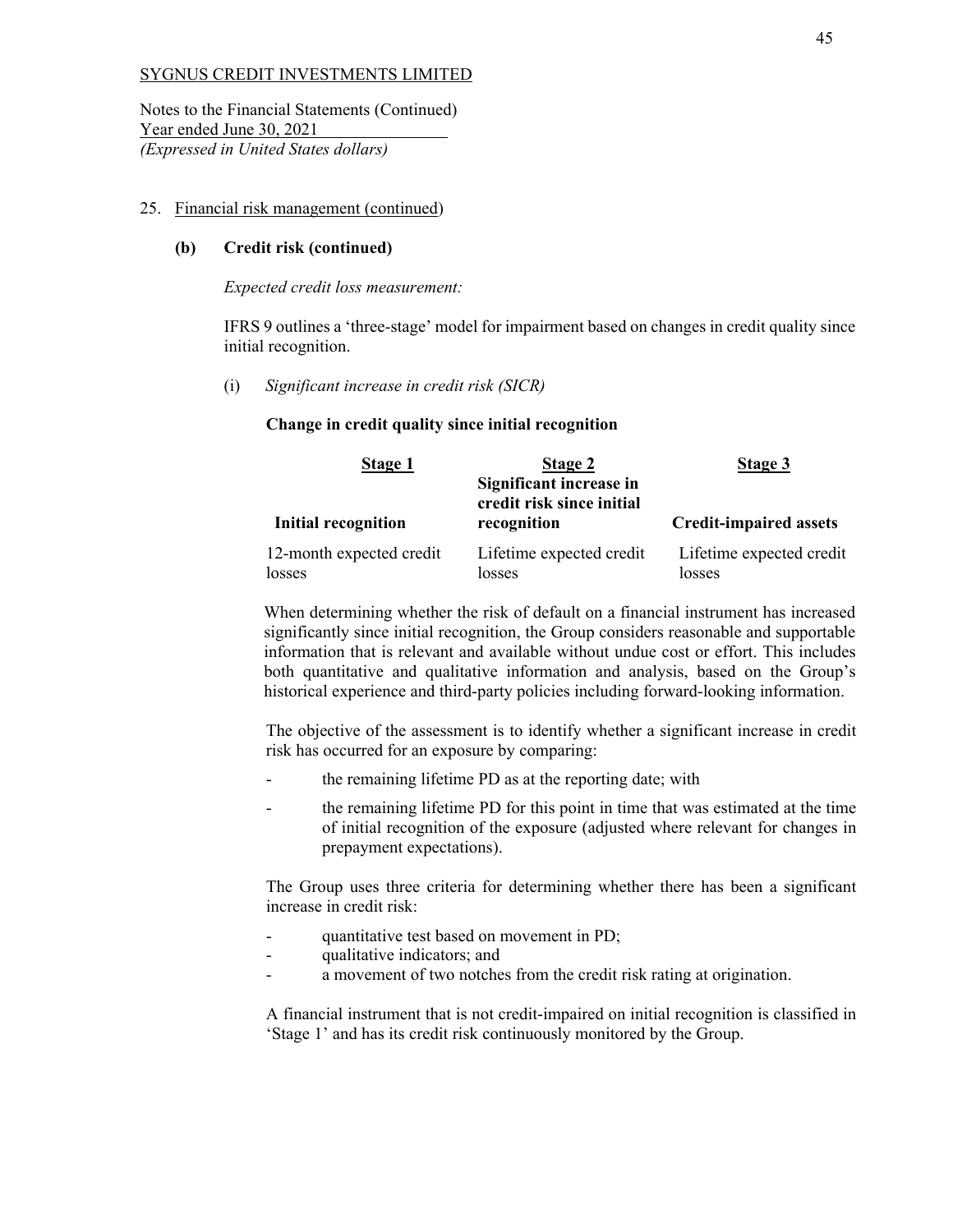SYGNUS CREDIT INVESTMENTS LIMITED

Notes to the Financial Statements (Continued)
Year ended June 30, 2021
*(Expressed in United States dollars)*

25. Financial risk management (continued)

**(b) Credit risk (continued)**

*Expected credit loss measurement:*

IFRS 9 outlines a 'three-stage' model for impairment based on changes in credit quality since initial recognition.

(i) *Significant increase in credit risk (SICR)*

**Change in credit quality since initial recognition**

| **Stage 1**<br>**Initial recognition** | **Stage 2**<br>**Significant increase in credit risk since initial recognition** | **Stage 3**<br>**Credit-impaired assets** |
|---|---|---|
| 12-month expected credit losses | Lifetime expected credit losses | Lifetime expected credit losses |

When determining whether the risk of default on a financial instrument has increased significantly since initial recognition, the Group considers reasonable and supportable information that is relevant and available without undue cost or effort. This includes both quantitative and qualitative information and analysis, based on the Group's historical experience and third-party policies including forward-looking information.

The objective of the assessment is to identify whether a significant increase in credit risk has occurred for an exposure by comparing:

- the remaining lifetime PD as at the reporting date; with
- the remaining lifetime PD for this point in time that was estimated at the time of initial recognition of the exposure (adjusted where relevant for changes in prepayment expectations).

The Group uses three criteria for determining whether there has been a significant increase in credit risk:

- quantitative test based on movement in PD;
- qualitative indicators; and
- a movement of two notches from the credit risk rating at origination.

A financial instrument that is not credit-impaired on initial recognition is classified in 'Stage 1' and has its credit risk continuously monitored by the Group.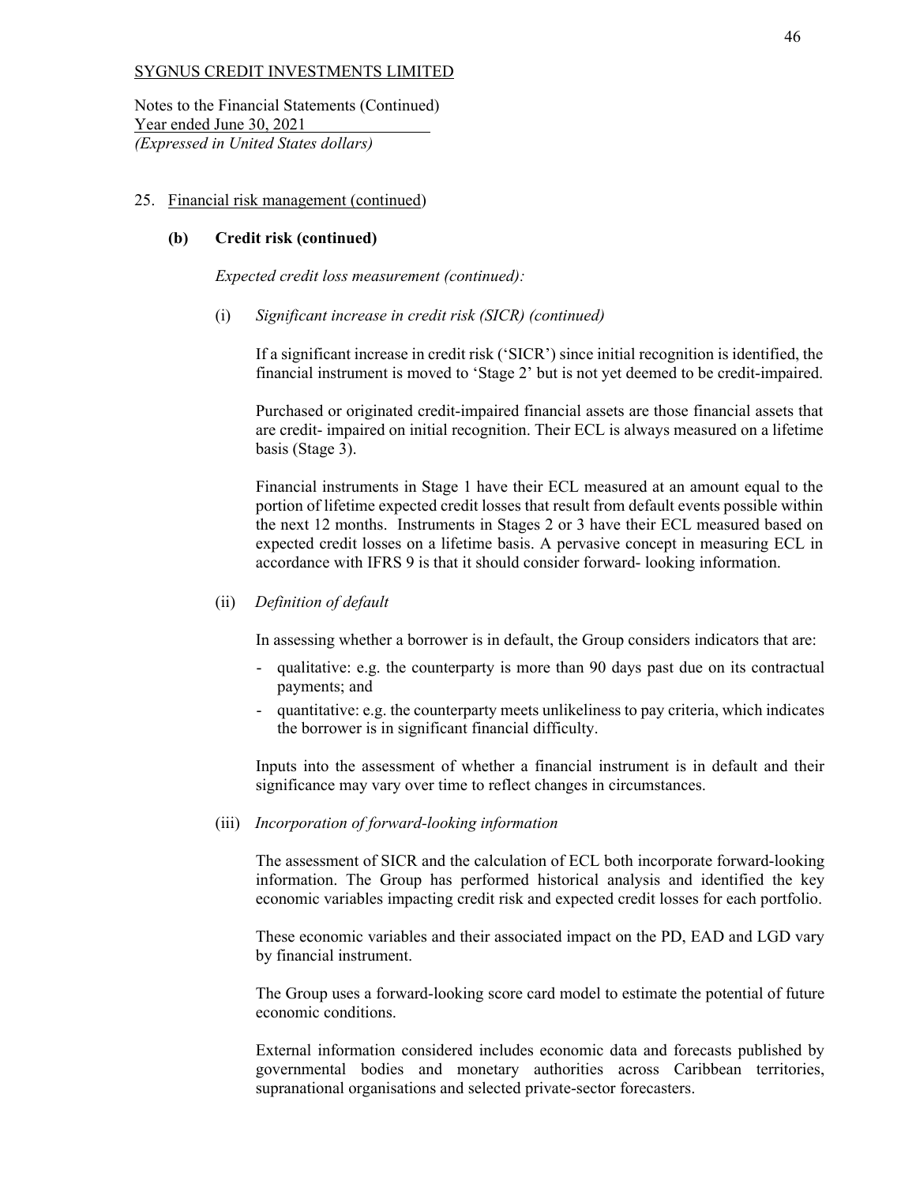SYGNUS CREDIT INVESTMENTS LIMITED

Notes to the Financial Statements (Continued)
Year ended June 30, 2021
*(Expressed in United States dollars)*

25. Financial risk management (continued)

**(b) Credit risk (continued)**

*Expected credit loss measurement (continued):*

(i) *Significant increase in credit risk (SICR) (continued)*

If a significant increase in credit risk ('SICR') since initial recognition is identified, the financial instrument is moved to 'Stage 2' but is not yet deemed to be credit-impaired.

Purchased or originated credit-impaired financial assets are those financial assets that are credit- impaired on initial recognition. Their ECL is always measured on a lifetime basis (Stage 3).

Financial instruments in Stage 1 have their ECL measured at an amount equal to the portion of lifetime expected credit losses that result from default events possible within the next 12 months. Instruments in Stages 2 or 3 have their ECL measured based on expected credit losses on a lifetime basis. A pervasive concept in measuring ECL in accordance with IFRS 9 is that it should consider forward- looking information.

(ii) *Definition of default*

In assessing whether a borrower is in default, the Group considers indicators that are:

- qualitative: e.g. the counterparty is more than 90 days past due on its contractual payments; and
- quantitative: e.g. the counterparty meets unlikeliness to pay criteria, which indicates the borrower is in significant financial difficulty.

Inputs into the assessment of whether a financial instrument is in default and their significance may vary over time to reflect changes in circumstances.

(iii) *Incorporation of forward-looking information*

The assessment of SICR and the calculation of ECL both incorporate forward-looking information. The Group has performed historical analysis and identified the key economic variables impacting credit risk and expected credit losses for each portfolio.

These economic variables and their associated impact on the PD, EAD and LGD vary by financial instrument.

The Group uses a forward-looking score card model to estimate the potential of future economic conditions.

External information considered includes economic data and forecasts published by governmental bodies and monetary authorities across Caribbean territories, supranational organisations and selected private-sector forecasters.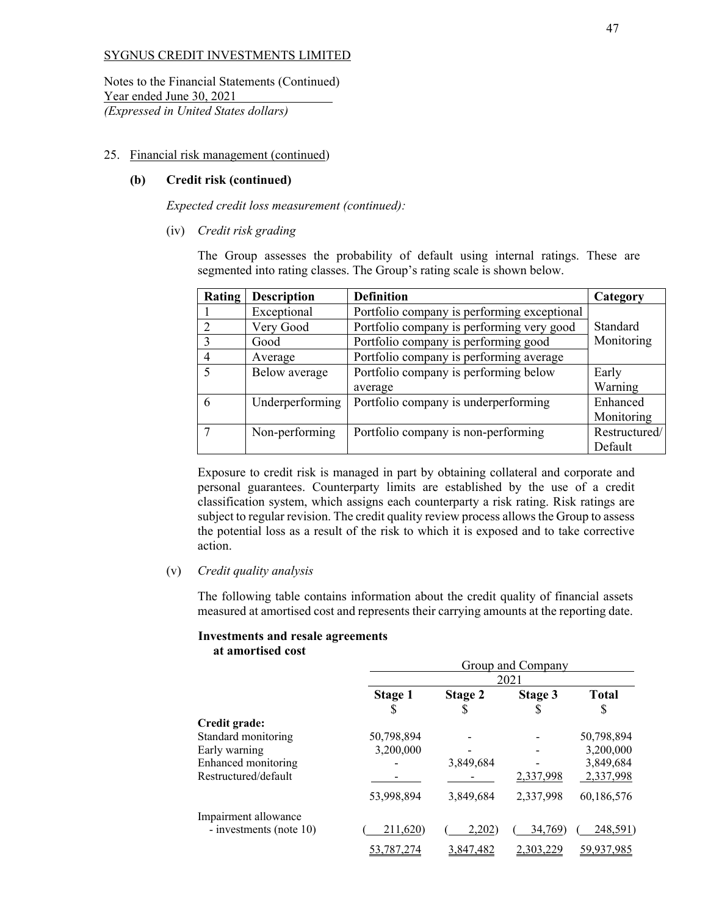SYGNUS CREDIT INVESTMENTS LIMITED

Notes to the Financial Statements (Continued)
Year ended June 30, 2021
*(Expressed in United States dollars)*

25. Financial risk management (continued)

**(b) Credit risk (continued)**

*Expected credit loss measurement (continued):*

(iv) *Credit risk grading*

The Group assesses the probability of default using internal ratings. These are segmented into rating classes. The Group's rating scale is shown below.

| Rating | Description | Definition | Category |
|---|---|---|---|
| 1 | Exceptional | Portfolio company is performing exceptional | Standard Monitoring |
| 2 | Very Good | Portfolio company is performing very good | |
| 3 | Good | Portfolio company is performing good | |
| 4 | Average | Portfolio company is performing average | |
| 5 | Below average | Portfolio company is performing below average | Early Warning |
| 6 | Underperforming | Portfolio company is underperforming | Enhanced Monitoring |
| 7 | Non-performing | Portfolio company is non-performing | Restructured/ Default |

Exposure to credit risk is managed in part by obtaining collateral and corporate and personal guarantees. Counterparty limits are established by the use of a credit classification system, which assigns each counterparty a risk rating. Risk ratings are subject to regular revision. The credit quality review process allows the Group to assess the potential loss as a result of the risk to which it is exposed and to take corrective action.

(v) *Credit quality analysis*

The following table contains information about the credit quality of financial assets measured at amortised cost and represents their carrying amounts at the reporting date.

**Investments and resale agreements at amortised cost**

| | Group and Company | | | |
|---|---|---|---|---|
| | 2021 | | | |
| | Stage 1 $ | Stage 2 $ | Stage 3 $ | Total $ |
| **Credit grade:** | | | | |
| Standard monitoring | 50,798,894 | - | - | 50,798,894 |
| Early warning | 3,200,000 | - | - | 3,200,000 |
| Enhanced monitoring | - | 3,849,684 | - | 3,849,684 |
| Restructured/default | - | - | 2,337,998 | 2,337,998 |
| | 53,998,894 | 3,849,684 | 2,337,998 | 60,186,576 |
| Impairment allowance - investments (note 10) | (211,620) | (2,202) | (34,769) | (248,591) |
| | 53,787,274 | 3,847,482 | 2,303,229 | 59,937,985 |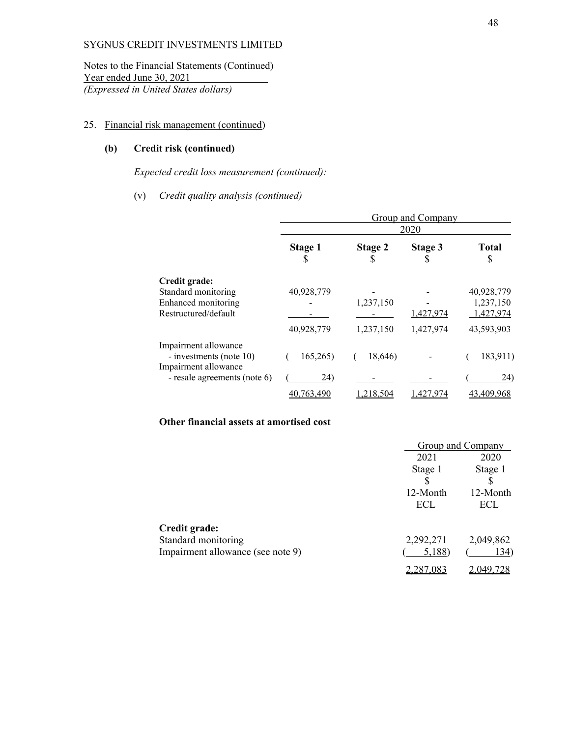SYGNUS CREDIT INVESTMENTS LIMITED

Notes to the Financial Statements (Continued)
Year ended June 30, 2021
*(Expressed in United States dollars)*

25. Financial risk management (continued)

**(b) Credit risk (continued)**

*Expected credit loss measurement (continued):*

(v) *Credit quality analysis (continued)*

| | Group and Company | | | |
|---|---|---|---|---|
| | 2020 | | | |
| | **Stage 1** $ | **Stage 2** $ | **Stage 3** $ | **Total** $ |
| **Credit grade:** | | | | |
| Standard monitoring | 40,928,779 | - | - | 40,928,779 |
| Enhanced monitoring | - | 1,237,150 | - | 1,237,150 |
| Restructured/default | - | - | 1,427,974 | 1,427,974 |
| | 40,928,779 | 1,237,150 | 1,427,974 | 43,593,903 |
| Impairment allowance - investments (note 10) | ( 165,265) | ( 18,646) | - | ( 183,911) |
| Impairment allowance - resale agreements (note 6) | ( 24) | - | - | ( 24) |
| | 40,763,490 | 1,218,504 | 1,427,974 | 43,409,968 |

**Other financial assets at amortised cost**

| | Group and Company | |
|---|---|---|
| | 2021 | 2020 |
| | Stage 1 $ 12-Month ECL | Stage 1 $ 12-Month ECL |
| **Credit grade:** | | |
| Standard monitoring | 2,292,271 | 2,049,862 |
| Impairment allowance (see note 9) | ( 5,188) | ( 134) |
| | 2,287,083 | 2,049,728 |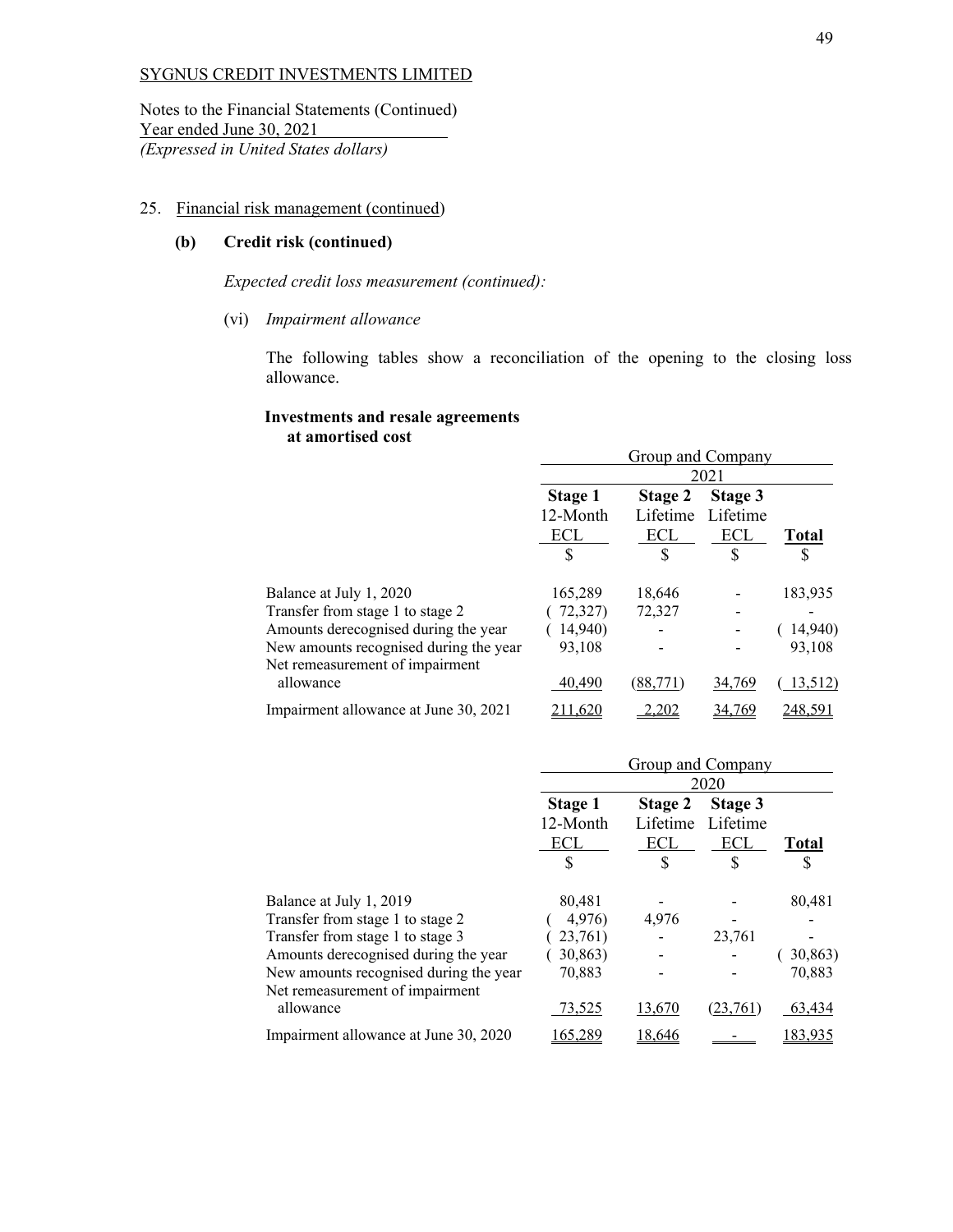SYGNUS CREDIT INVESTMENTS LIMITED

Notes to the Financial Statements (Continued)
Year ended June 30, 2021
*(Expressed in United States dollars)*

25. Financial risk management (continued)

**(b) Credit risk (continued)**

*Expected credit loss measurement (continued):*

(vi) *Impairment allowance*

The following tables show a reconciliation of the opening to the closing loss allowance.

**Investments and resale agreements at amortised cost**

| | Group and Company | | | |
|---|---|---|---|---|
| | 2021 | | | |
| | **Stage 1** 12-Month ECL | **Stage 2** Lifetime ECL | **Stage 3** Lifetime ECL | **Total** |
| | $ | $ | $ | $ |
| Balance at July 1, 2020 | 165,289 | 18,646 | - | 183,935 |
| Transfer from stage 1 to stage 2 | ( 72,327) | 72,327 | - | - |
| Amounts derecognised during the year | ( 14,940) | - | - | ( 14,940) |
| New amounts recognised during the year | 93,108 | - | - | 93,108 |
| Net remeasurement of impairment allowance | 40,490 | (88,771) | 34,769 | ( 13,512) |
| Impairment allowance at June 30, 2021 | 211,620 | 2,202 | 34,769 | 248,591 |

| | Group and Company | | | |
|---|---|---|---|---|
| | 2020 | | | |
| | **Stage 1** 12-Month ECL | **Stage 2** Lifetime ECL | **Stage 3** Lifetime ECL | **Total** |
| | $ | $ | $ | $ |
| Balance at July 1, 2019 | 80,481 | - | - | 80,481 |
| Transfer from stage 1 to stage 2 | ( 4,976) | 4,976 | - | - |
| Transfer from stage 1 to stage 3 | ( 23,761) | - | 23,761 | - |
| Amounts derecognised during the year | ( 30,863) | - | - | ( 30,863) |
| New amounts recognised during the year | 70,883 | - | - | 70,883 |
| Net remeasurement of impairment allowance | 73,525 | 13,670 | (23,761) | 63,434 |
| Impairment allowance at June 30, 2020 | 165,289 | 18,646 | - | 183,935 |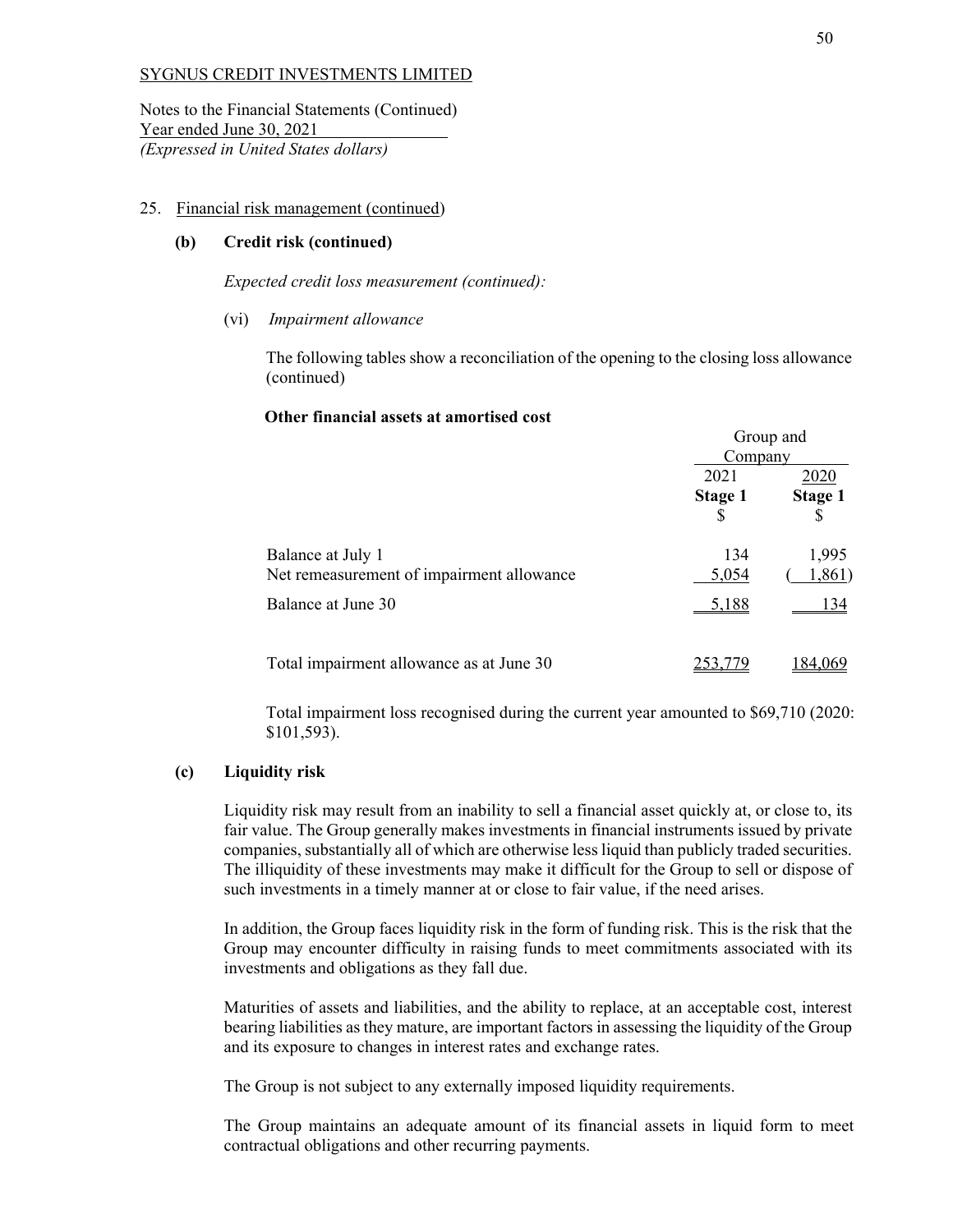SYGNUS CREDIT INVESTMENTS LIMITED

Notes to the Financial Statements (Continued)
Year ended June 30, 2021
*(Expressed in United States dollars)*

25. Financial risk management (continued)

**(b) Credit risk (continued)**

*Expected credit loss measurement (continued):*

(vi) *Impairment allowance*

The following tables show a reconciliation of the opening to the closing loss allowance (continued)

**Other financial assets at amortised cost**

| | Group and Company | |
|---|---|---|
| | 2021 | 2020 |
| | **Stage 1** | **Stage 1** |
| | $ | $ |
| Balance at July 1 | 134 | 1,995 |
| Net remeasurement of impairment allowance | 5,054 | (1,861) |
| Balance at June 30 | 5,188 | 134 |
| Total impairment allowance as at June 30 | 253,779 | 184,069 |

Total impairment loss recognised during the current year amounted to $69,710 (2020: $101,593).

**(c) Liquidity risk**

Liquidity risk may result from an inability to sell a financial asset quickly at, or close to, its fair value. The Group generally makes investments in financial instruments issued by private companies, substantially all of which are otherwise less liquid than publicly traded securities. The illiquidity of these investments may make it difficult for the Group to sell or dispose of such investments in a timely manner at or close to fair value, if the need arises.

In addition, the Group faces liquidity risk in the form of funding risk. This is the risk that the Group may encounter difficulty in raising funds to meet commitments associated with its investments and obligations as they fall due.

Maturities of assets and liabilities, and the ability to replace, at an acceptable cost, interest bearing liabilities as they mature, are important factors in assessing the liquidity of the Group and its exposure to changes in interest rates and exchange rates.

The Group is not subject to any externally imposed liquidity requirements.

The Group maintains an adequate amount of its financial assets in liquid form to meet contractual obligations and other recurring payments.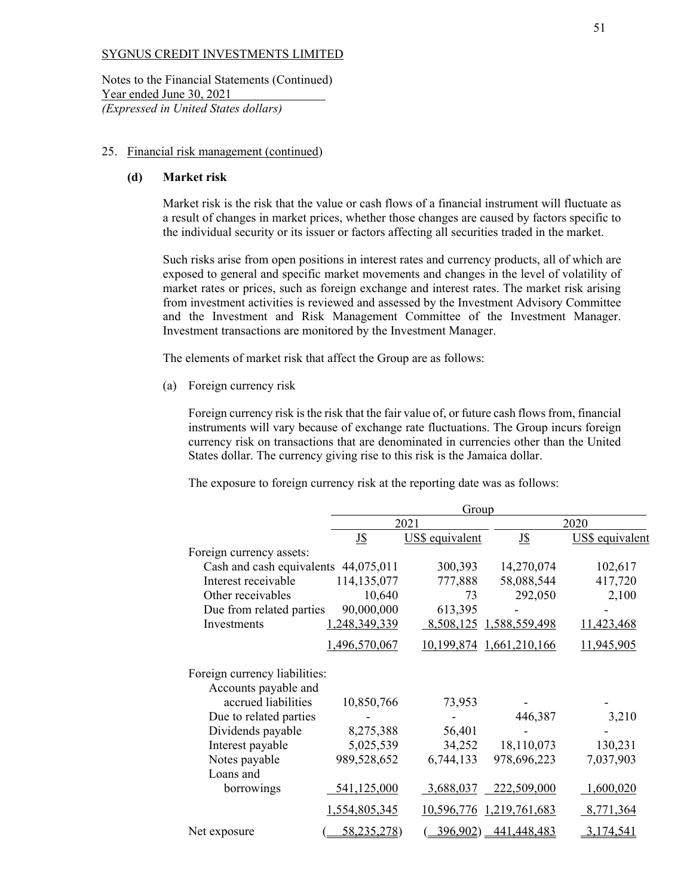SYGNUS CREDIT INVESTMENTS LIMITED

Notes to the Financial Statements (Continued)
Year ended June 30, 2021
*(Expressed in United States dollars)*

25. Financial risk management (continued)

**(d) Market risk**

Market risk is the risk that the value or cash flows of a financial instrument will fluctuate as a result of changes in market prices, whether those changes are caused by factors specific to the individual security or its issuer or factors affecting all securities traded in the market.

Such risks arise from open positions in interest rates and currency products, all of which are exposed to general and specific market movements and changes in the level of volatility of market rates or prices, such as foreign exchange and interest rates. The market risk arising from investment activities is reviewed and assessed by the Investment Advisory Committee and the Investment and Risk Management Committee of the Investment Manager. Investment transactions are monitored by the Investment Manager.

The elements of market risk that affect the Group are as follows:

(a) Foreign currency risk

Foreign currency risk is the risk that the fair value of, or future cash flows from, financial instruments will vary because of exchange rate fluctuations. The Group incurs foreign currency risk on transactions that are denominated in currencies other than the United States dollar. The currency giving rise to this risk is the Jamaica dollar.

The exposure to foreign currency risk at the reporting date was as follows:

| | Group | | | |
|---|---|---|---|---|
| | 2021 | | 2020 | |
| | J$ | US$ equivalent | J$ | US$ equivalent |
| Foreign currency assets: | | | | |
| Cash and cash equivalents | 44,075,011 | 300,393 | 14,270,074 | 102,617 |
| Interest receivable | 114,135,077 | 777,888 | 58,088,544 | 417,720 |
| Other receivables | 10,640 | 73 | 292,050 | 2,100 |
| Due from related parties | 90,000,000 | 613,395 | - | - |
| Investments | 1,248,349,339 | 8,508,125 | 1,588,559,498 | 11,423,468 |
| | 1,496,570,067 | 10,199,874 | 1,661,210,166 | 11,945,905 |
| Foreign currency liabilities: | | | | |
| Accounts payable and accrued liabilities | 10,850,766 | 73,953 | - | - |
| Due to related parties | - | - | 446,387 | 3,210 |
| Dividends payable | 8,275,388 | 56,401 | - | - |
| Interest payable | 5,025,539 | 34,252 | 18,110,073 | 130,231 |
| Notes payable | 989,528,652 | 6,744,133 | 978,696,223 | 7,037,903 |
| Loans and borrowings | 541,125,000 | 3,688,037 | 222,509,000 | 1,600,020 |
| | 1,554,805,345 | 10,596,776 | 1,219,761,683 | 8,771,364 |
| Net exposure | (58,235,278) | (396,902) | 441,448,483 | 3,174,541 |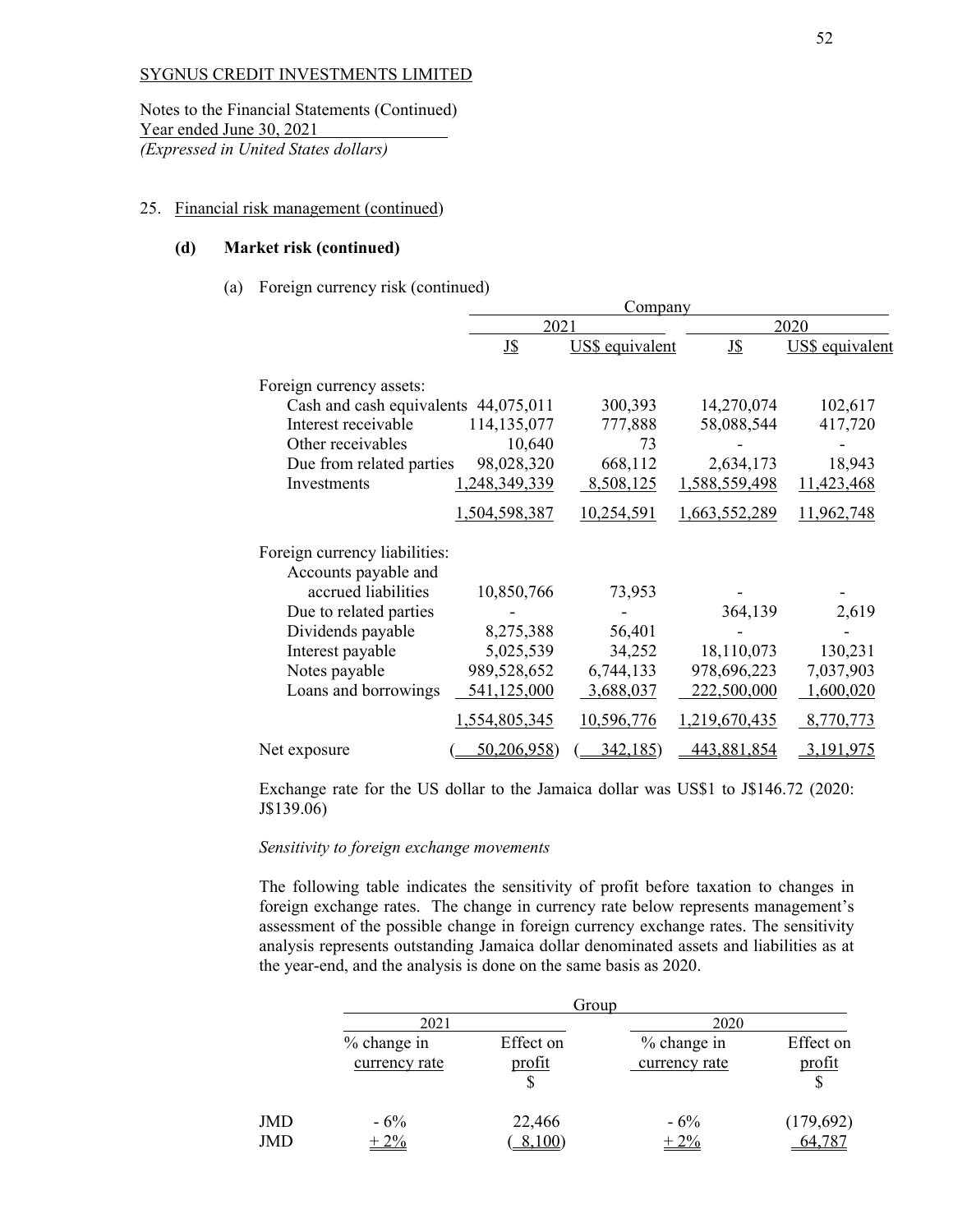SYGNUS CREDIT INVESTMENTS LIMITED

Notes to the Financial Statements (Continued)
Year ended June 30, 2021
*(Expressed in United States dollars)*

25. Financial risk management (continued)

**(d) Market risk (continued)**

(a) Foreign currency risk (continued)

| | Company | | | |
|---|---|---|---|---|
| | 2021 | | 2020 | |
| | J$ | US$ equivalent | J$ | US$ equivalent |
| Foreign currency assets: | | | | |
| Cash and cash equivalents | 44,075,011 | 300,393 | 14,270,074 | 102,617 |
| Interest receivable | 114,135,077 | 777,888 | 58,088,544 | 417,720 |
| Other receivables | 10,640 | 73 | - | - |
| Due from related parties | 98,028,320 | 668,112 | 2,634,173 | 18,943 |
| Investments | 1,248,349,339 | 8,508,125 | 1,588,559,498 | 11,423,468 |
| | 1,504,598,387 | 10,254,591 | 1,663,552,289 | 11,962,748 |
| Foreign currency liabilities: | | | | |
| Accounts payable and accrued liabilities | 10,850,766 | 73,953 | - | - |
| Due to related parties | - | - | 364,139 | 2,619 |
| Dividends payable | 8,275,388 | 56,401 | - | - |
| Interest payable | 5,025,539 | 34,252 | 18,110,073 | 130,231 |
| Notes payable | 989,528,652 | 6,744,133 | 978,696,223 | 7,037,903 |
| Loans and borrowings | 541,125,000 | 3,688,037 | 222,500,000 | 1,600,020 |
| | 1,554,805,345 | 10,596,776 | 1,219,670,435 | 8,770,773 |
| Net exposure | (50,206,958) | (342,185) | 443,881,854 | 3,191,975 |

Exchange rate for the US dollar to the Jamaica dollar was US$1 to J$146.72 (2020: J$139.06)

*Sensitivity to foreign exchange movements*

The following table indicates the sensitivity of profit before taxation to changes in foreign exchange rates. The change in currency rate below represents management's assessment of the possible change in foreign currency exchange rates. The sensitivity analysis represents outstanding Jamaica dollar denominated assets and liabilities as at the year-end, and the analysis is done on the same basis as 2020.

| | Group | | | |
|---|---|---|---|---|
| | 2021 | | 2020 | |
| | % change in currency rate | Effect on profit $ | % change in currency rate | Effect on profit $ |
| JMD | - 6% | 22,466 | - 6% | (179,692) |
| JMD | + 2% | (8,100) | + 2% | 64,787 |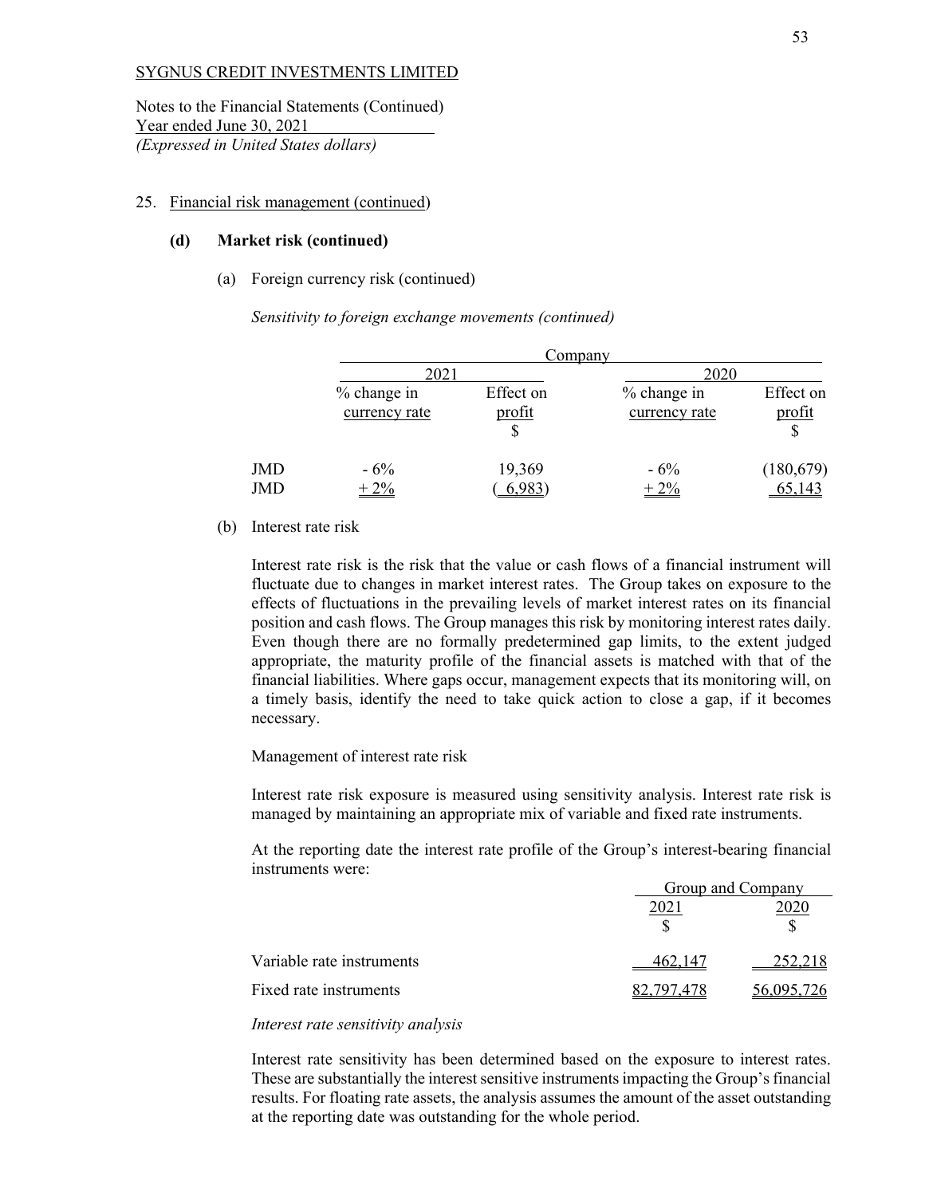SYGNUS CREDIT INVESTMENTS LIMITED

Notes to the Financial Statements (Continued)
Year ended June 30, 2021
*(Expressed in United States dollars)*

25. Financial risk management (continued)

**(d) Market risk (continued)**

(a) Foreign currency risk (continued)

*Sensitivity to foreign exchange movements (continued)*

| | Company | | | |
|---|---|---|---|---|
| | 2021 | | 2020 | |
| | % change in currency rate | Effect on profit $ | % change in currency rate | Effect on profit $ |
| JMD | - 6% | 19,369 | - 6% | (180,679) |
| JMD | + 2% | ( 6,983) | + 2% | 65,143 |

(b) Interest rate risk

Interest rate risk is the risk that the value or cash flows of a financial instrument will fluctuate due to changes in market interest rates. The Group takes on exposure to the effects of fluctuations in the prevailing levels of market interest rates on its financial position and cash flows. The Group manages this risk by monitoring interest rates daily. Even though there are no formally predetermined gap limits, to the extent judged appropriate, the maturity profile of the financial assets is matched with that of the financial liabilities. Where gaps occur, management expects that its monitoring will, on a timely basis, identify the need to take quick action to close a gap, if it becomes necessary.

Management of interest rate risk

Interest rate risk exposure is measured using sensitivity analysis. Interest rate risk is managed by maintaining an appropriate mix of variable and fixed rate instruments.

At the reporting date the interest rate profile of the Group's interest-bearing financial instruments were:

| | Group and Company | |
|---|---|---|
| | 2021 $ | 2020 $ |
| Variable rate instruments | 462,147 | 252,218 |
| Fixed rate instruments | 82,797,478 | 56,095,726 |

*Interest rate sensitivity analysis*

Interest rate sensitivity has been determined based on the exposure to interest rates. These are substantially the interest sensitive instruments impacting the Group's financial results. For floating rate assets, the analysis assumes the amount of the asset outstanding at the reporting date was outstanding for the whole period.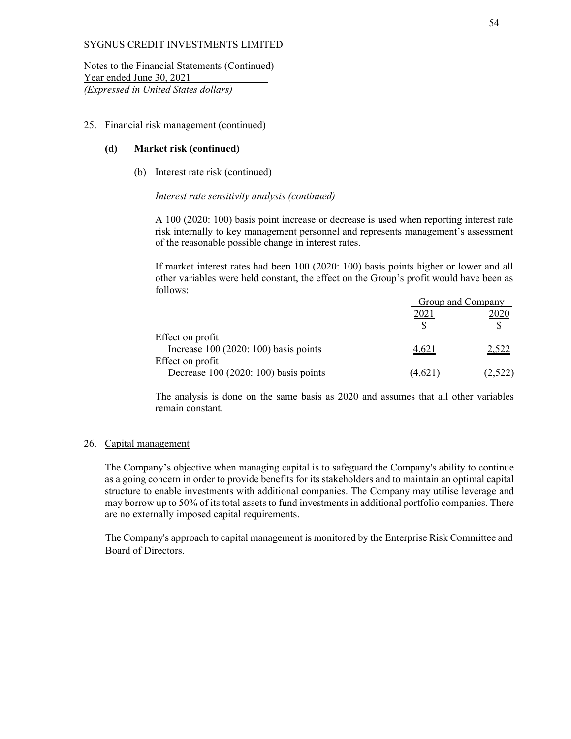SYGNUS CREDIT INVESTMENTS LIMITED

Notes to the Financial Statements (Continued)
Year ended June 30, 2021
*(Expressed in United States dollars)*

25. Financial risk management (continued)

**(d) Market risk (continued)**

(b) Interest rate risk (continued)

*Interest rate sensitivity analysis (continued)*

A 100 (2020: 100) basis point increase or decrease is used when reporting interest rate risk internally to key management personnel and represents management's assessment of the reasonable possible change in interest rates.

If market interest rates had been 100 (2020: 100) basis points higher or lower and all other variables were held constant, the effect on the Group's profit would have been as follows:

| | Group and Company | |
|---|---|---|
| | 2021 | 2020 |
| | $ | $ |
| Effect on profit | | |
| Increase 100 (2020: 100) basis points | 4,621 | 2,522 |
| Effect on profit | | |
| Decrease 100 (2020: 100) basis points | (4,621) | (2,522) |

The analysis is done on the same basis as 2020 and assumes that all other variables remain constant.

26. Capital management

The Company's objective when managing capital is to safeguard the Company's ability to continue as a going concern in order to provide benefits for its stakeholders and to maintain an optimal capital structure to enable investments with additional companies. The Company may utilise leverage and may borrow up to 50% of its total assets to fund investments in additional portfolio companies. There are no externally imposed capital requirements.

The Company's approach to capital management is monitored by the Enterprise Risk Committee and Board of Directors.